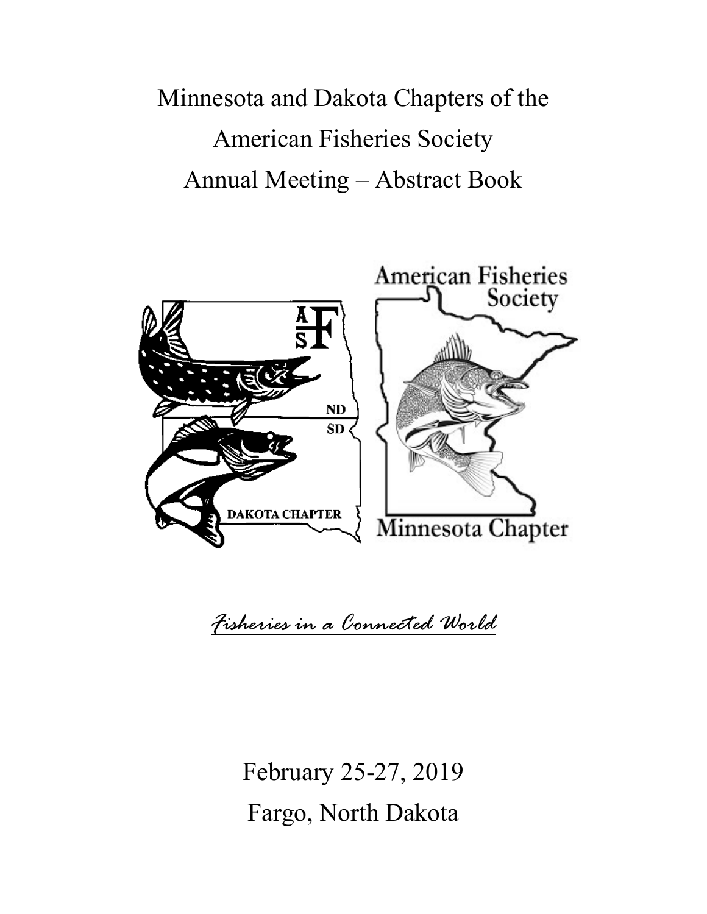# Minnesota and Dakota Chapters of the American Fisheries Society Annual Meeting – Abstract Book

American Fisheries Society

ND

SD

DAKOTA CHAPTER

Minnesota Chapter

*Fisheries in a Connected World*

February 25-27, 2019

Fargo, North Dakota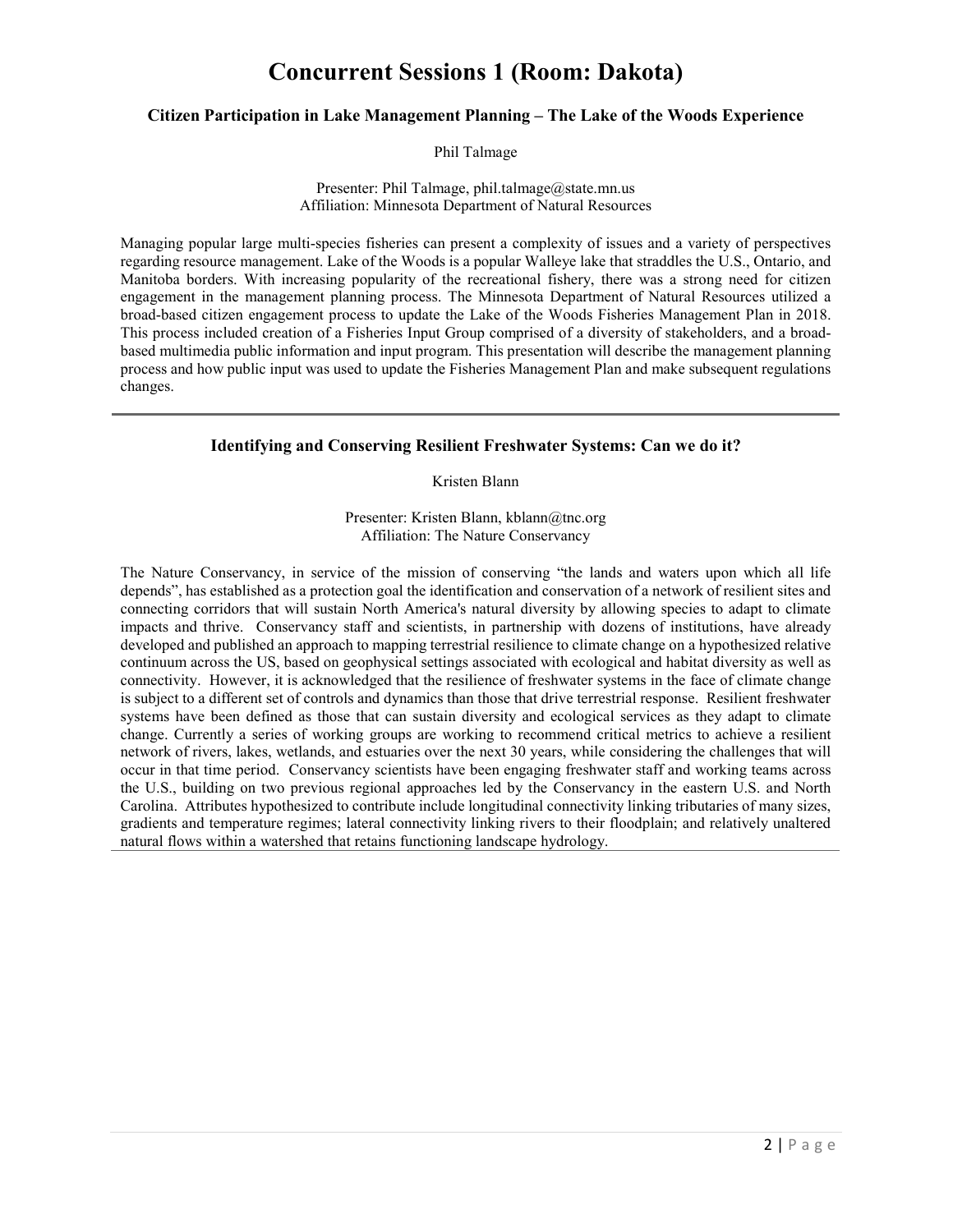# Concurrent Sessions 1 (Room: Dakota)

### Citizen Participation in Lake Management Planning – The Lake of the Woods Experience

Phil Talmage

Presenter: Phil Talmage, phil.talmage@state.mn.us
Affiliation: Minnesota Department of Natural Resources

Managing popular large multi-species fisheries can present a complexity of issues and a variety of perspectives regarding resource management. Lake of the Woods is a popular Walleye lake that straddles the U.S., Ontario, and Manitoba borders. With increasing popularity of the recreational fishery, there was a strong need for citizen engagement in the management planning process. The Minnesota Department of Natural Resources utilized a broad-based citizen engagement process to update the Lake of the Woods Fisheries Management Plan in 2018. This process included creation of a Fisheries Input Group comprised of a diversity of stakeholders, and a broad-based multimedia public information and input program. This presentation will describe the management planning process and how public input was used to update the Fisheries Management Plan and make subsequent regulations changes.

---

### Identifying and Conserving Resilient Freshwater Systems: Can we do it?

Kristen Blann

Presenter: Kristen Blann, kblann@tnc.org
Affiliation: The Nature Conservancy

The Nature Conservancy, in service of the mission of conserving "the lands and waters upon which all life depends", has established as a protection goal the identification and conservation of a network of resilient sites and connecting corridors that will sustain North America's natural diversity by allowing species to adapt to climate impacts and thrive. Conservancy staff and scientists, in partnership with dozens of institutions, have already developed and published an approach to mapping terrestrial resilience to climate change on a hypothesized relative continuum across the US, based on geophysical settings associated with ecological and habitat diversity as well as connectivity. However, it is acknowledged that the resilience of freshwater systems in the face of climate change is subject to a different set of controls and dynamics than those that drive terrestrial response. Resilient freshwater systems have been defined as those that can sustain diversity and ecological services as they adapt to climate change. Currently a series of working groups are working to recommend critical metrics to achieve a resilient network of rivers, lakes, wetlands, and estuaries over the next 30 years, while considering the challenges that will occur in that time period. Conservancy scientists have been engaging freshwater staff and working teams across the U.S., building on two previous regional approaches led by the Conservancy in the eastern U.S. and North Carolina. Attributes hypothesized to contribute include longitudinal connectivity linking tributaries of many sizes, gradients and temperature regimes; lateral connectivity linking rivers to their floodplain; and relatively unaltered natural flows within a watershed that retains functioning landscape hydrology.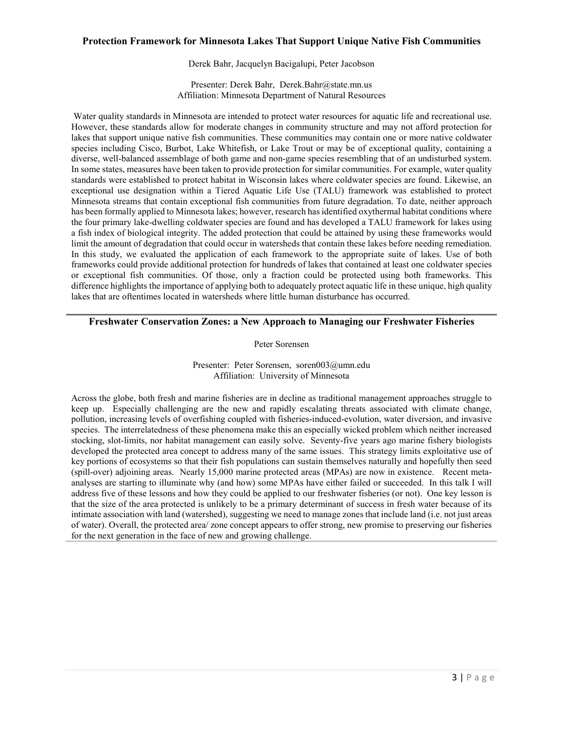## Protection Framework for Minnesota Lakes That Support Unique Native Fish Communities

Derek Bahr, Jacquelyn Bacigalupi, Peter Jacobson

Presenter: Derek Bahr, Derek.Bahr@state.mn.us
Affiliation: Minnesota Department of Natural Resources

Water quality standards in Minnesota are intended to protect water resources for aquatic life and recreational use. However, these standards allow for moderate changes in community structure and may not afford protection for lakes that support unique native fish communities. These communities may contain one or more native coldwater species including Cisco, Burbot, Lake Whitefish, or Lake Trout or may be of exceptional quality, containing a diverse, well-balanced assemblage of both game and non-game species resembling that of an undisturbed system. In some states, measures have been taken to provide protection for similar communities. For example, water quality standards were established to protect habitat in Wisconsin lakes where coldwater species are found. Likewise, an exceptional use designation within a Tiered Aquatic Life Use (TALU) framework was established to protect Minnesota streams that contain exceptional fish communities from future degradation. To date, neither approach has been formally applied to Minnesota lakes; however, research has identified oxythermal habitat conditions where the four primary lake-dwelling coldwater species are found and has developed a TALU framework for lakes using a fish index of biological integrity. The added protection that could be attained by using these frameworks would limit the amount of degradation that could occur in watersheds that contain these lakes before needing remediation. In this study, we evaluated the application of each framework to the appropriate suite of lakes. Use of both frameworks could provide additional protection for hundreds of lakes that contained at least one coldwater species or exceptional fish communities. Of those, only a fraction could be protected using both frameworks. This difference highlights the importance of applying both to adequately protect aquatic life in these unique, high quality lakes that are oftentimes located in watersheds where little human disturbance has occurred.

---

## Freshwater Conservation Zones: a New Approach to Managing our Freshwater Fisheries

Peter Sorensen

Presenter: Peter Sorensen, soren003@umn.edu
Affiliation: University of Minnesota

Across the globe, both fresh and marine fisheries are in decline as traditional management approaches struggle to keep up. Especially challenging are the new and rapidly escalating threats associated with climate change, pollution, increasing levels of overfishing coupled with fisheries-induced-evolution, water diversion, and invasive species. The interrelatedness of these phenomena make this an especially wicked problem which neither increased stocking, slot-limits, nor habitat management can easily solve. Seventy-five years ago marine fishery biologists developed the protected area concept to address many of the same issues. This strategy limits exploitative use of key portions of ecosystems so that their fish populations can sustain themselves naturally and hopefully then seed (spill-over) adjoining areas. Nearly 15,000 marine protected areas (MPAs) are now in existence. Recent meta-analyses are starting to illuminate why (and how) some MPAs have either failed or succeeded. In this talk I will address five of these lessons and how they could be applied to our freshwater fisheries (or not). One key lesson is that the size of the area protected is unlikely to be a primary determinant of success in fresh water because of its intimate association with land (watershed), suggesting we need to manage zones that include land (i.e. not just areas of water). Overall, the protected area/ zone concept appears to offer strong, new promise to preserving our fisheries for the next generation in the face of new and growing challenge.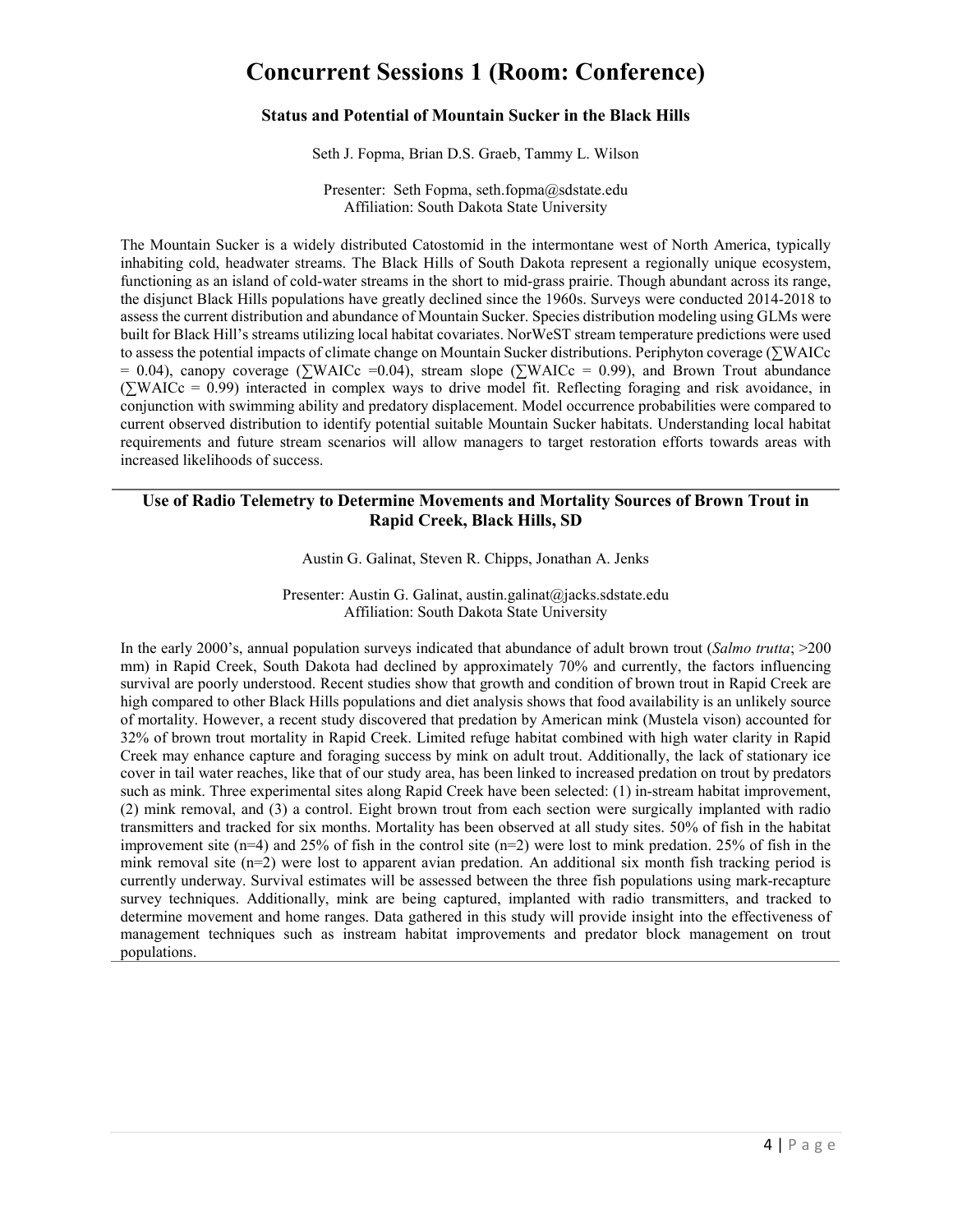# Concurrent Sessions 1 (Room: Conference)

### Status and Potential of Mountain Sucker in the Black Hills

Seth J. Fopma, Brian D.S. Graeb, Tammy L. Wilson

Presenter: Seth Fopma, seth.fopma@sdstate.edu
Affiliation: South Dakota State University

The Mountain Sucker is a widely distributed Catostomid in the intermontane west of North America, typically inhabiting cold, headwater streams. The Black Hills of South Dakota represent a regionally unique ecosystem, functioning as an island of cold-water streams in the short to mid-grass prairie. Though abundant across its range, the disjunct Black Hills populations have greatly declined since the 1960s. Surveys were conducted 2014-2018 to assess the current distribution and abundance of Mountain Sucker. Species distribution modeling using GLMs were built for Black Hill's streams utilizing local habitat covariates. NorWeST stream temperature predictions were used to assess the potential impacts of climate change on Mountain Sucker distributions. Periphyton coverage ($\sum WAICc = 0.04$), canopy coverage ($\sum WAICc = 0.04$), stream slope ($\sum WAICc = 0.99$), and Brown Trout abundance ($\sum WAICc = 0.99$) interacted in complex ways to drive model fit. Reflecting foraging and risk avoidance, in conjunction with swimming ability and predatory displacement. Model occurrence probabilities were compared to current observed distribution to identify potential suitable Mountain Sucker habitats. Understanding local habitat requirements and future stream scenarios will allow managers to target restoration efforts towards areas with increased likelihoods of success.

---

### Use of Radio Telemetry to Determine Movements and Mortality Sources of Brown Trout in Rapid Creek, Black Hills, SD

Austin G. Galinat, Steven R. Chipps, Jonathan A. Jenks

Presenter: Austin G. Galinat, austin.galinat@jacks.sdstate.edu
Affiliation: South Dakota State University

In the early 2000's, annual population surveys indicated that abundance of adult brown trout (*Salmo trutta*; >200 mm) in Rapid Creek, South Dakota had declined by approximately 70% and currently, the factors influencing survival are poorly understood. Recent studies show that growth and condition of brown trout in Rapid Creek are high compared to other Black Hills populations and diet analysis shows that food availability is an unlikely source of mortality. However, a recent study discovered that predation by American mink (Mustela vison) accounted for 32% of brown trout mortality in Rapid Creek. Limited refuge habitat combined with high water clarity in Rapid Creek may enhance capture and foraging success by mink on adult trout. Additionally, the lack of stationary ice cover in tail water reaches, like that of our study area, has been linked to increased predation on trout by predators such as mink. Three experimental sites along Rapid Creek have been selected: (1) in-stream habitat improvement, (2) mink removal, and (3) a control. Eight brown trout from each section were surgically implanted with radio transmitters and tracked for six months. Mortality has been observed at all study sites. 50% of fish in the habitat improvement site (n=4) and 25% of fish in the control site (n=2) were lost to mink predation. 25% of fish in the mink removal site (n=2) were lost to apparent avian predation. An additional six month fish tracking period is currently underway. Survival estimates will be assessed between the three fish populations using mark-recapture survey techniques. Additionally, mink are being captured, implanted with radio transmitters, and tracked to determine movement and home ranges. Data gathered in this study will provide insight into the effectiveness of management techniques such as instream habitat improvements and predator block management on trout populations.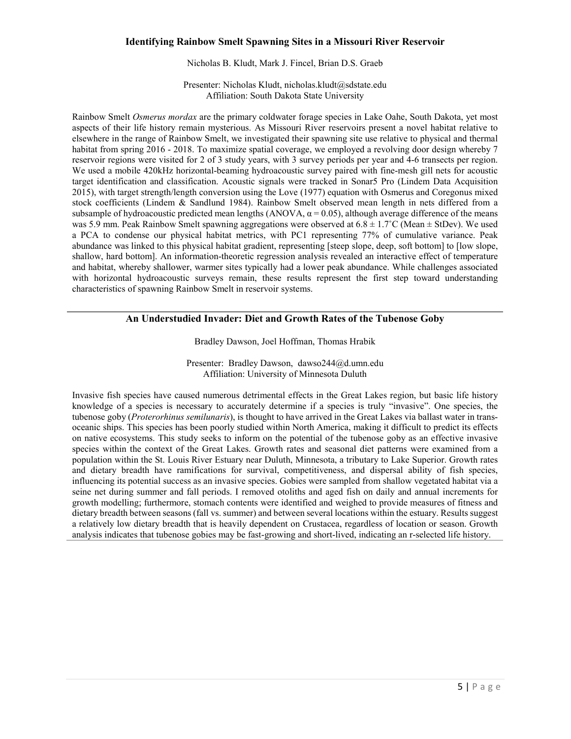## Identifying Rainbow Smelt Spawning Sites in a Missouri River Reservoir

Nicholas B. Kludt, Mark J. Fincel, Brian D.S. Graeb

Presenter: Nicholas Kludt, nicholas.kludt@sdstate.edu
Affiliation: South Dakota State University

Rainbow Smelt *Osmerus mordax* are the primary coldwater forage species in Lake Oahe, South Dakota, yet most aspects of their life history remain mysterious. As Missouri River reservoirs present a novel habitat relative to elsewhere in the range of Rainbow Smelt, we investigated their spawning site use relative to physical and thermal habitat from spring 2016 - 2018. To maximize spatial coverage, we employed a revolving door design whereby 7 reservoir regions were visited for 2 of 3 study years, with 3 survey periods per year and 4-6 transects per region. We used a mobile 420kHz horizontal-beaming hydroacoustic survey paired with fine-mesh gill nets for acoustic target identification and classification. Acoustic signals were tracked in Sonar5 Pro (Lindem Data Acquisition 2015), with target strength/length conversion using the Love (1977) equation with Osmerus and Coregonus mixed stock coefficients (Lindem & Sandlund 1984). Rainbow Smelt observed mean length in nets differed from a subsample of hydroacoustic predicted mean lengths (ANOVA, $\alpha = 0.05$), although average difference of the means was 5.9 mm. Peak Rainbow Smelt spawning aggregations were observed at $6.8 \pm 1.7$˚C (Mean ± StDev). We used a PCA to condense our physical habitat metrics, with PC1 representing 77% of cumulative variance. Peak abundance was linked to this physical habitat gradient, representing [steep slope, deep, soft bottom] to [low slope, shallow, hard bottom]. An information-theoretic regression analysis revealed an interactive effect of temperature and habitat, whereby shallower, warmer sites typically had a lower peak abundance. While challenges associated with horizontal hydroacoustic surveys remain, these results represent the first step toward understanding characteristics of spawning Rainbow Smelt in reservoir systems.

---

## An Understudied Invader: Diet and Growth Rates of the Tubenose Goby

Bradley Dawson, Joel Hoffman, Thomas Hrabik

Presenter: Bradley Dawson, dawso244@d.umn.edu
Affiliation: University of Minnesota Duluth

Invasive fish species have caused numerous detrimental effects in the Great Lakes region, but basic life history knowledge of a species is necessary to accurately determine if a species is truly "invasive". One species, the tubenose goby (*Proterorhinus semilunaris*), is thought to have arrived in the Great Lakes via ballast water in trans-oceanic ships. This species has been poorly studied within North America, making it difficult to predict its effects on native ecosystems. This study seeks to inform on the potential of the tubenose goby as an effective invasive species within the context of the Great Lakes. Growth rates and seasonal diet patterns were examined from a population within the St. Louis River Estuary near Duluth, Minnesota, a tributary to Lake Superior. Growth rates and dietary breadth have ramifications for survival, competitiveness, and dispersal ability of fish species, influencing its potential success as an invasive species. Gobies were sampled from shallow vegetated habitat via a seine net during summer and fall periods. I removed otoliths and aged fish on daily and annual increments for growth modelling; furthermore, stomach contents were identified and weighed to provide measures of fitness and dietary breadth between seasons (fall vs. summer) and between several locations within the estuary. Results suggest a relatively low dietary breadth that is heavily dependent on Crustacea, regardless of location or season. Growth analysis indicates that tubenose gobies may be fast-growing and short-lived, indicating an r-selected life history.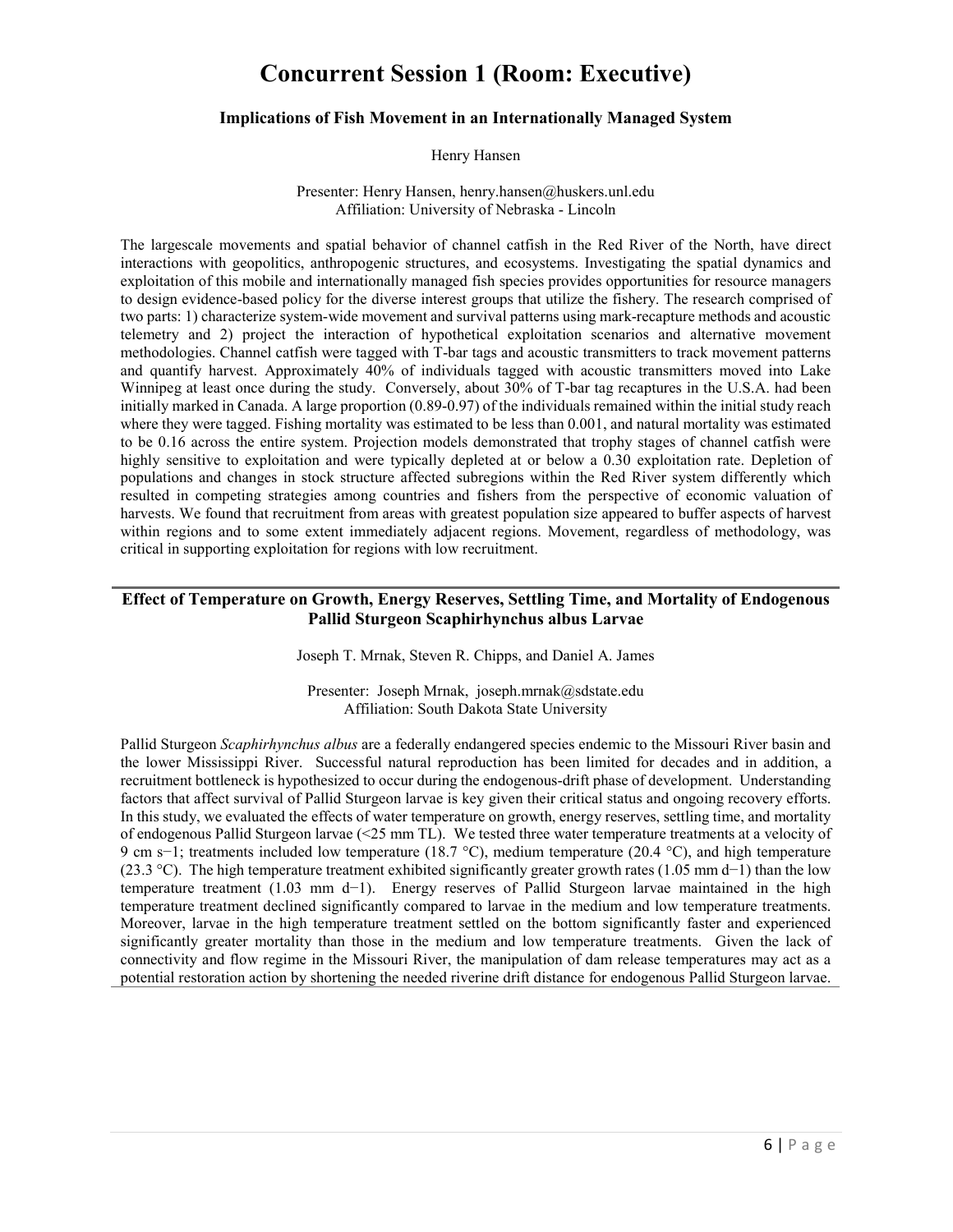# Concurrent Session 1 (Room: Executive)

### Implications of Fish Movement in an Internationally Managed System

Henry Hansen

Presenter: Henry Hansen, henry.hansen@huskers.unl.edu
Affiliation: University of Nebraska - Lincoln

The largescale movements and spatial behavior of channel catfish in the Red River of the North, have direct interactions with geopolitics, anthropogenic structures, and ecosystems. Investigating the spatial dynamics and exploitation of this mobile and internationally managed fish species provides opportunities for resource managers to design evidence-based policy for the diverse interest groups that utilize the fishery. The research comprised of two parts: 1) characterize system-wide movement and survival patterns using mark-recapture methods and acoustic telemetry and 2) project the interaction of hypothetical exploitation scenarios and alternative movement methodologies. Channel catfish were tagged with T-bar tags and acoustic transmitters to track movement patterns and quantify harvest. Approximately 40% of individuals tagged with acoustic transmitters moved into Lake Winnipeg at least once during the study. Conversely, about 30% of T-bar tag recaptures in the U.S.A. had been initially marked in Canada. A large proportion (0.89-0.97) of the individuals remained within the initial study reach where they were tagged. Fishing mortality was estimated to be less than 0.001, and natural mortality was estimated to be 0.16 across the entire system. Projection models demonstrated that trophy stages of channel catfish were highly sensitive to exploitation and were typically depleted at or below a 0.30 exploitation rate. Depletion of populations and changes in stock structure affected subregions within the Red River system differently which resulted in competing strategies among countries and fishers from the perspective of economic valuation of harvests. We found that recruitment from areas with greatest population size appeared to buffer aspects of harvest within regions and to some extent immediately adjacent regions. Movement, regardless of methodology, was critical in supporting exploitation for regions with low recruitment.

---

### Effect of Temperature on Growth, Energy Reserves, Settling Time, and Mortality of Endogenous Pallid Sturgeon *Scaphirhynchus albus* Larvae

Joseph T. Mrnak, Steven R. Chipps, and Daniel A. James

Presenter: Joseph Mrnak, joseph.mrnak@sdstate.edu
Affiliation: South Dakota State University

Pallid Sturgeon *Scaphirhynchus albus* are a federally endangered species endemic to the Missouri River basin and the lower Mississippi River. Successful natural reproduction has been limited for decades and in addition, a recruitment bottleneck is hypothesized to occur during the endogenous-drift phase of development. Understanding factors that affect survival of Pallid Sturgeon larvae is key given their critical status and ongoing recovery efforts. In this study, we evaluated the effects of water temperature on growth, energy reserves, settling time, and mortality of endogenous Pallid Sturgeon larvae (<25 mm TL). We tested three water temperature treatments at a velocity of 9 cm $s^{-1}$; treatments included low temperature (18.7 °C), medium temperature (20.4 °C), and high temperature (23.3 °C). The high temperature treatment exhibited significantly greater growth rates (1.05 mm $d^{-1}$) than the low temperature treatment (1.03 mm $d^{-1}$). Energy reserves of Pallid Sturgeon larvae maintained in the high temperature treatment declined significantly compared to larvae in the medium and low temperature treatments. Moreover, larvae in the high temperature treatment settled on the bottom significantly faster and experienced significantly greater mortality than those in the medium and low temperature treatments. Given the lack of connectivity and flow regime in the Missouri River, the manipulation of dam release temperatures may act as a potential restoration action by shortening the needed riverine drift distance for endogenous Pallid Sturgeon larvae.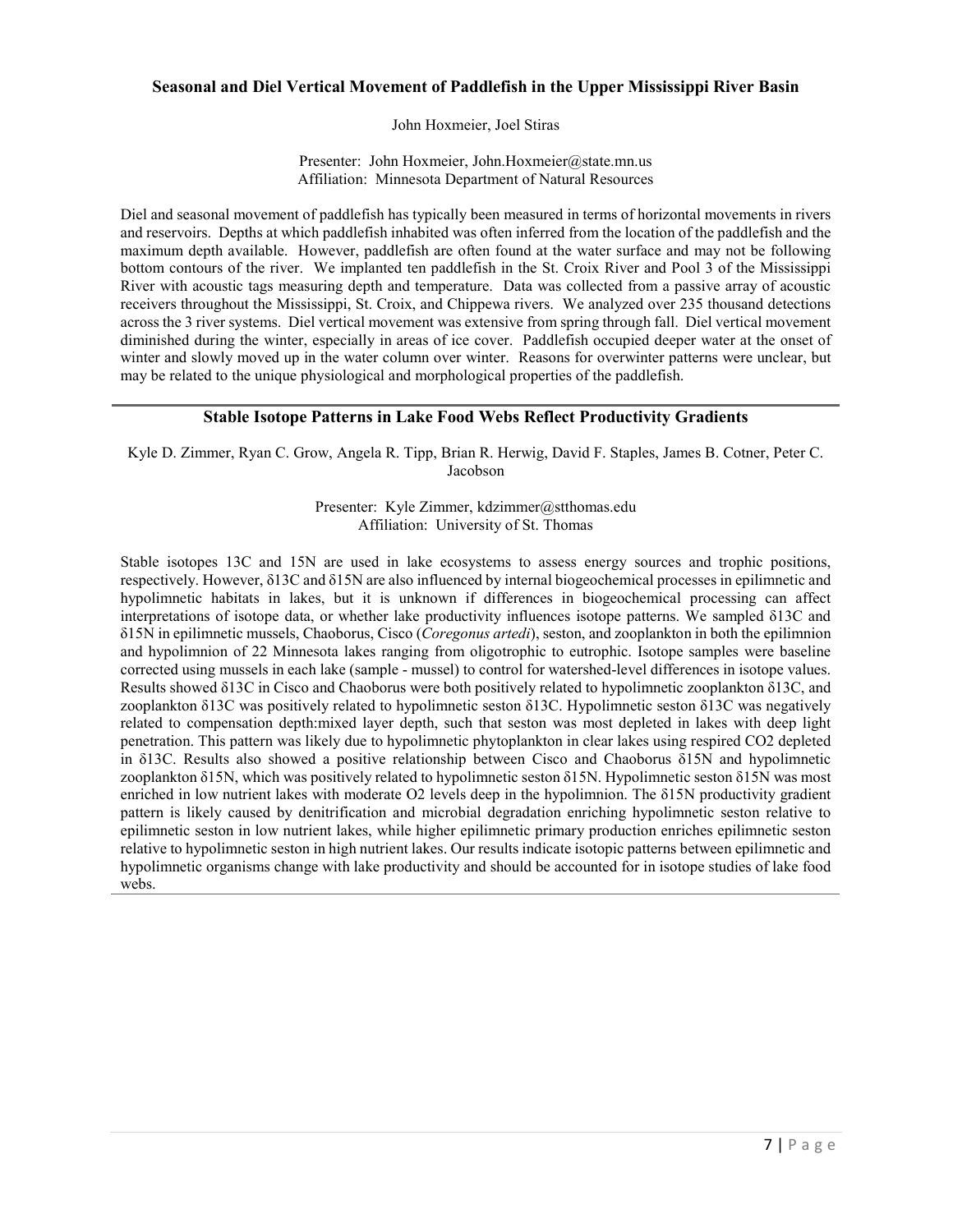### Seasonal and Diel Vertical Movement of Paddlefish in the Upper Mississippi River Basin

John Hoxmeier, Joel Stiras

Presenter: John Hoxmeier, John.Hoxmeier@state.mn.us
Affiliation: Minnesota Department of Natural Resources

Diel and seasonal movement of paddlefish has typically been measured in terms of horizontal movements in rivers and reservoirs. Depths at which paddlefish inhabited was often inferred from the location of the paddlefish and the maximum depth available. However, paddlefish are often found at the water surface and may not be following bottom contours of the river. We implanted ten paddlefish in the St. Croix River and Pool 3 of the Mississippi River with acoustic tags measuring depth and temperature. Data was collected from a passive array of acoustic receivers throughout the Mississippi, St. Croix, and Chippewa rivers. We analyzed over 235 thousand detections across the 3 river systems. Diel vertical movement was extensive from spring through fall. Diel vertical movement diminished during the winter, especially in areas of ice cover. Paddlefish occupied deeper water at the onset of winter and slowly moved up in the water column over winter. Reasons for overwinter patterns were unclear, but may be related to the unique physiological and morphological properties of the paddlefish.

---

### Stable Isotope Patterns in Lake Food Webs Reflect Productivity Gradients

Kyle D. Zimmer, Ryan C. Grow, Angela R. Tipp, Brian R. Herwig, David F. Staples, James B. Cotner, Peter C. Jacobson

Presenter: Kyle Zimmer, kdzimmer@stthomas.edu
Affiliation: University of St. Thomas

Stable isotopes 13C and 15N are used in lake ecosystems to assess energy sources and trophic positions, respectively. However, $\delta$13C and $\delta$15N are also influenced by internal biogeochemical processes in epilimnetic and hypolimnetic habitats in lakes, but it is unknown if differences in biogeochemical processing can affect interpretations of isotope data, or whether lake productivity influences isotope patterns. We sampled $\delta$13C and $\delta$15N in epilimnetic mussels, Chaoborus, Cisco (*Coregonus artedi*), seston, and zooplankton in both the epilimnion and hypolimnion of 22 Minnesota lakes ranging from oligotrophic to eutrophic. Isotope samples were baseline corrected using mussels in each lake (sample - mussel) to control for watershed-level differences in isotope values. Results showed $\delta$13C in Cisco and Chaoborus were both positively related to hypolimnetic zooplankton $\delta$13C, and zooplankton $\delta$13C was positively related to hypolimnetic seston $\delta$13C. Hypolimnetic seston $\delta$13C was negatively related to compensation depth:mixed layer depth, such that seston was most depleted in lakes with deep light penetration. This pattern was likely due to hypolimnetic phytoplankton in clear lakes using respired $CO_2$ depleted in $\delta$13C. Results also showed a positive relationship between Cisco and Chaoborus $\delta$15N and hypolimnetic zooplankton $\delta$15N, which was positively related to hypolimnetic seston $\delta$15N. Hypolimnetic seston $\delta$15N was most enriched in low nutrient lakes with moderate $O_2$ levels deep in the hypolimnion. The $\delta$15N productivity gradient pattern is likely caused by denitrification and microbial degradation enriching hypolimnetic seston relative to epilimnetic seston in low nutrient lakes, while higher epilimnetic primary production enriches epilimnetic seston relative to hypolimnetic seston in high nutrient lakes. Our results indicate isotopic patterns between epilimnetic and hypolimnetic organisms change with lake productivity and should be accounted for in isotope studies of lake food webs.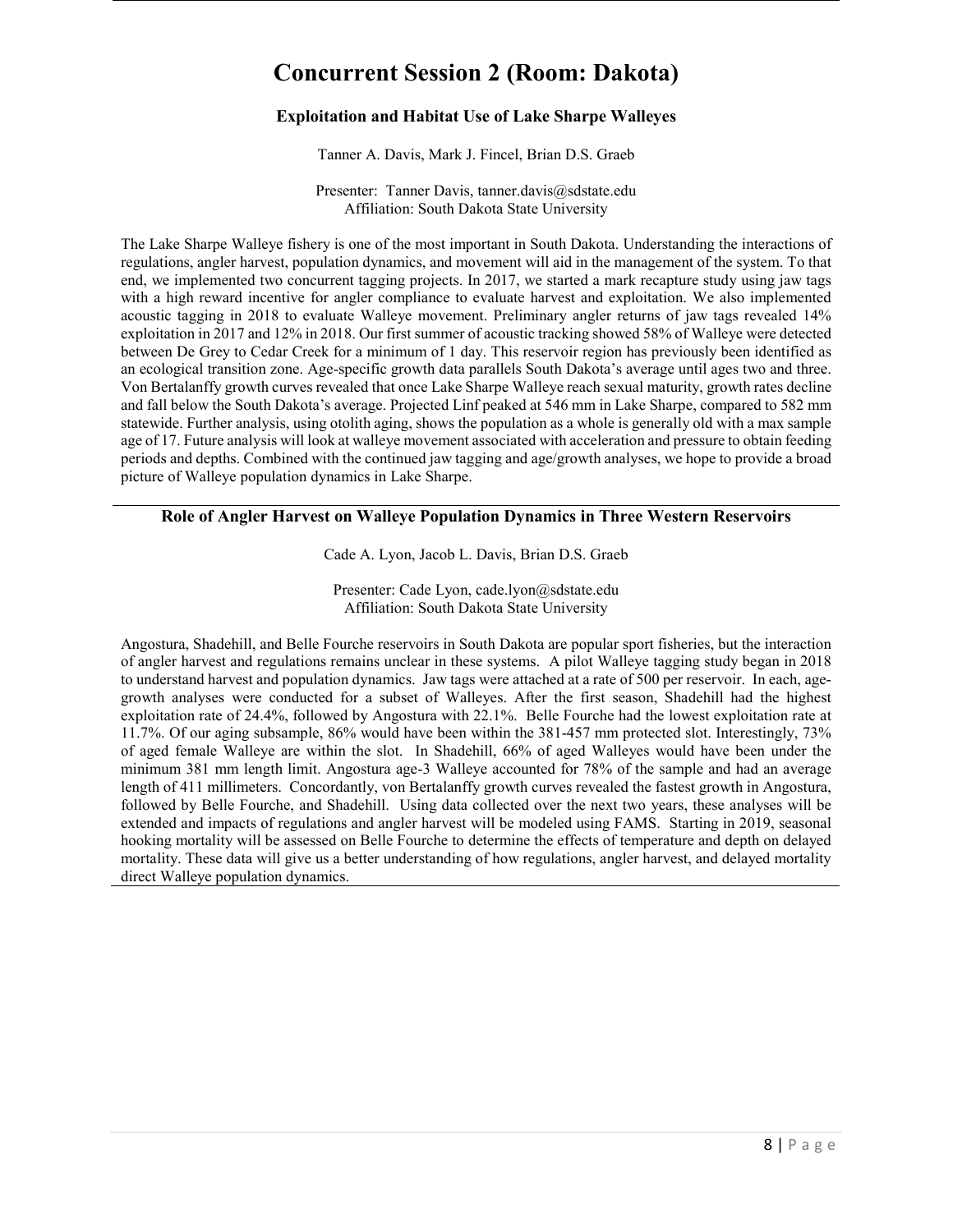# Concurrent Session 2 (Room: Dakota)

### Exploitation and Habitat Use of Lake Sharpe Walleyes

Tanner A. Davis, Mark J. Fincel, Brian D.S. Graeb

Presenter: Tanner Davis, tanner.davis@sdstate.edu
Affiliation: South Dakota State University

The Lake Sharpe Walleye fishery is one of the most important in South Dakota. Understanding the interactions of regulations, angler harvest, population dynamics, and movement will aid in the management of the system. To that end, we implemented two concurrent tagging projects. In 2017, we started a mark recapture study using jaw tags with a high reward incentive for angler compliance to evaluate harvest and exploitation. We also implemented acoustic tagging in 2018 to evaluate Walleye movement. Preliminary angler returns of jaw tags revealed 14% exploitation in 2017 and 12% in 2018. Our first summer of acoustic tracking showed 58% of Walleye were detected between De Grey to Cedar Creek for a minimum of 1 day. This reservoir region has previously been identified as an ecological transition zone. Age-specific growth data parallels South Dakota's average until ages two and three. Von Bertalanffy growth curves revealed that once Lake Sharpe Walleye reach sexual maturity, growth rates decline and fall below the South Dakota's average. Projected Linf peaked at 546 mm in Lake Sharpe, compared to 582 mm statewide. Further analysis, using otolith aging, shows the population as a whole is generally old with a max sample age of 17. Future analysis will look at walleye movement associated with acceleration and pressure to obtain feeding periods and depths. Combined with the continued jaw tagging and age/growth analyses, we hope to provide a broad picture of Walleye population dynamics in Lake Sharpe.

---

### Role of Angler Harvest on Walleye Population Dynamics in Three Western Reservoirs

Cade A. Lyon, Jacob L. Davis, Brian D.S. Graeb

Presenter: Cade Lyon, cade.lyon@sdstate.edu
Affiliation: South Dakota State University

Angostura, Shadehill, and Belle Fourche reservoirs in South Dakota are popular sport fisheries, but the interaction of angler harvest and regulations remains unclear in these systems. A pilot Walleye tagging study began in 2018 to understand harvest and population dynamics. Jaw tags were attached at a rate of 500 per reservoir. In each, age-growth analyses were conducted for a subset of Walleyes. After the first season, Shadehill had the highest exploitation rate of 24.4%, followed by Angostura with 22.1%. Belle Fourche had the lowest exploitation rate at 11.7%. Of our aging subsample, 86% would have been within the 381-457 mm protected slot. Interestingly, 73% of aged female Walleye are within the slot. In Shadehill, 66% of aged Walleyes would have been under the minimum 381 mm length limit. Angostura age-3 Walleye accounted for 78% of the sample and had an average length of 411 millimeters. Concordantly, von Bertalanffy growth curves revealed the fastest growth in Angostura, followed by Belle Fourche, and Shadehill. Using data collected over the next two years, these analyses will be extended and impacts of regulations and angler harvest will be modeled using FAMS. Starting in 2019, seasonal hooking mortality will be assessed on Belle Fourche to determine the effects of temperature and depth on delayed mortality. These data will give us a better understanding of how regulations, angler harvest, and delayed mortality direct Walleye population dynamics.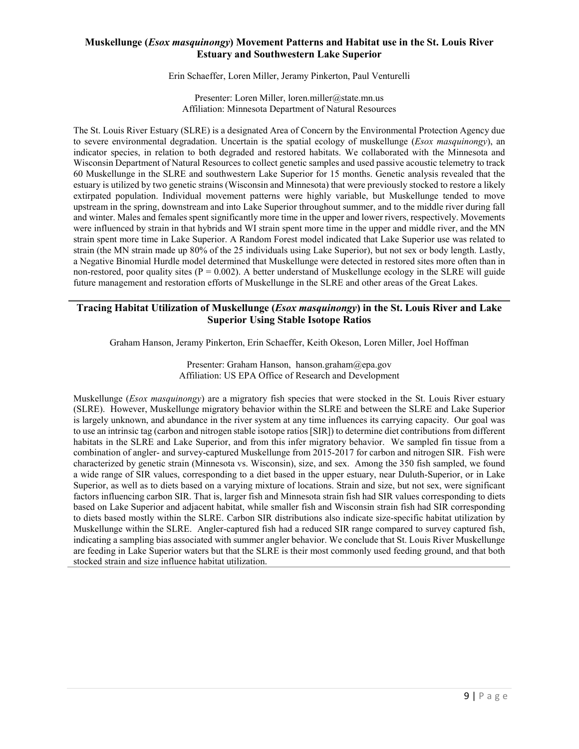## Muskellunge (*Esox masquinongy*) Movement Patterns and Habitat use in the St. Louis River Estuary and Southwestern Lake Superior

Erin Schaeffer, Loren Miller, Jeramy Pinkerton, Paul Venturelli

Presenter: Loren Miller, loren.miller@state.mn.us
Affiliation: Minnesota Department of Natural Resources

The St. Louis River Estuary (SLRE) is a designated Area of Concern by the Environmental Protection Agency due to severe environmental degradation. Uncertain is the spatial ecology of muskellunge (*Esox masquinongy*), an indicator species, in relation to both degraded and restored habitats. We collaborated with the Minnesota and Wisconsin Department of Natural Resources to collect genetic samples and used passive acoustic telemetry to track 60 Muskellunge in the SLRE and southwestern Lake Superior for 15 months. Genetic analysis revealed that the estuary is utilized by two genetic strains (Wisconsin and Minnesota) that were previously stocked to restore a likely extirpated population. Individual movement patterns were highly variable, but Muskellunge tended to move upstream in the spring, downstream and into Lake Superior throughout summer, and to the middle river during fall and winter. Males and females spent significantly more time in the upper and lower rivers, respectively. Movements were influenced by strain in that hybrids and WI strain spent more time in the upper and middle river, and the MN strain spent more time in Lake Superior. A Random Forest model indicated that Lake Superior use was related to strain (the MN strain made up 80% of the 25 individuals using Lake Superior), but not sex or body length. Lastly, a Negative Binomial Hurdle model determined that Muskellunge were detected in restored sites more often than in non-restored, poor quality sites ($P = 0.002$). A better understand of Muskellunge ecology in the SLRE will guide future management and restoration efforts of Muskellunge in the SLRE and other areas of the Great Lakes.

---

## Tracing Habitat Utilization of Muskellunge (*Esox masquinongy*) in the St. Louis River and Lake Superior Using Stable Isotope Ratios

Graham Hanson, Jeramy Pinkerton, Erin Schaeffer, Keith Okeson, Loren Miller, Joel Hoffman

Presenter: Graham Hanson, hanson.graham@epa.gov
Affiliation: US EPA Office of Research and Development

Muskellunge (*Esox masquinongy*) are a migratory fish species that were stocked in the St. Louis River estuary (SLRE). However, Muskellunge migratory behavior within the SLRE and between the SLRE and Lake Superior is largely unknown, and abundance in the river system at any time influences its carrying capacity. Our goal was to use an intrinsic tag (carbon and nitrogen stable isotope ratios [SIR]) to determine diet contributions from different habitats in the SLRE and Lake Superior, and from this infer migratory behavior. We sampled fin tissue from a combination of angler- and survey-captured Muskellunge from 2015-2017 for carbon and nitrogen SIR. Fish were characterized by genetic strain (Minnesota vs. Wisconsin), size, and sex. Among the 350 fish sampled, we found a wide range of SIR values, corresponding to a diet based in the upper estuary, near Duluth-Superior, or in Lake Superior, as well as to diets based on a varying mixture of locations. Strain and size, but not sex, were significant factors influencing carbon SIR. That is, larger fish and Minnesota strain fish had SIR values corresponding to diets based on Lake Superior and adjacent habitat, while smaller fish and Wisconsin strain fish had SIR corresponding to diets based mostly within the SLRE. Carbon SIR distributions also indicate size-specific habitat utilization by Muskellunge within the SLRE. Angler-captured fish had a reduced SIR range compared to survey captured fish, indicating a sampling bias associated with summer angler behavior. We conclude that St. Louis River Muskellunge are feeding in Lake Superior waters but that the SLRE is their most commonly used feeding ground, and that both stocked strain and size influence habitat utilization.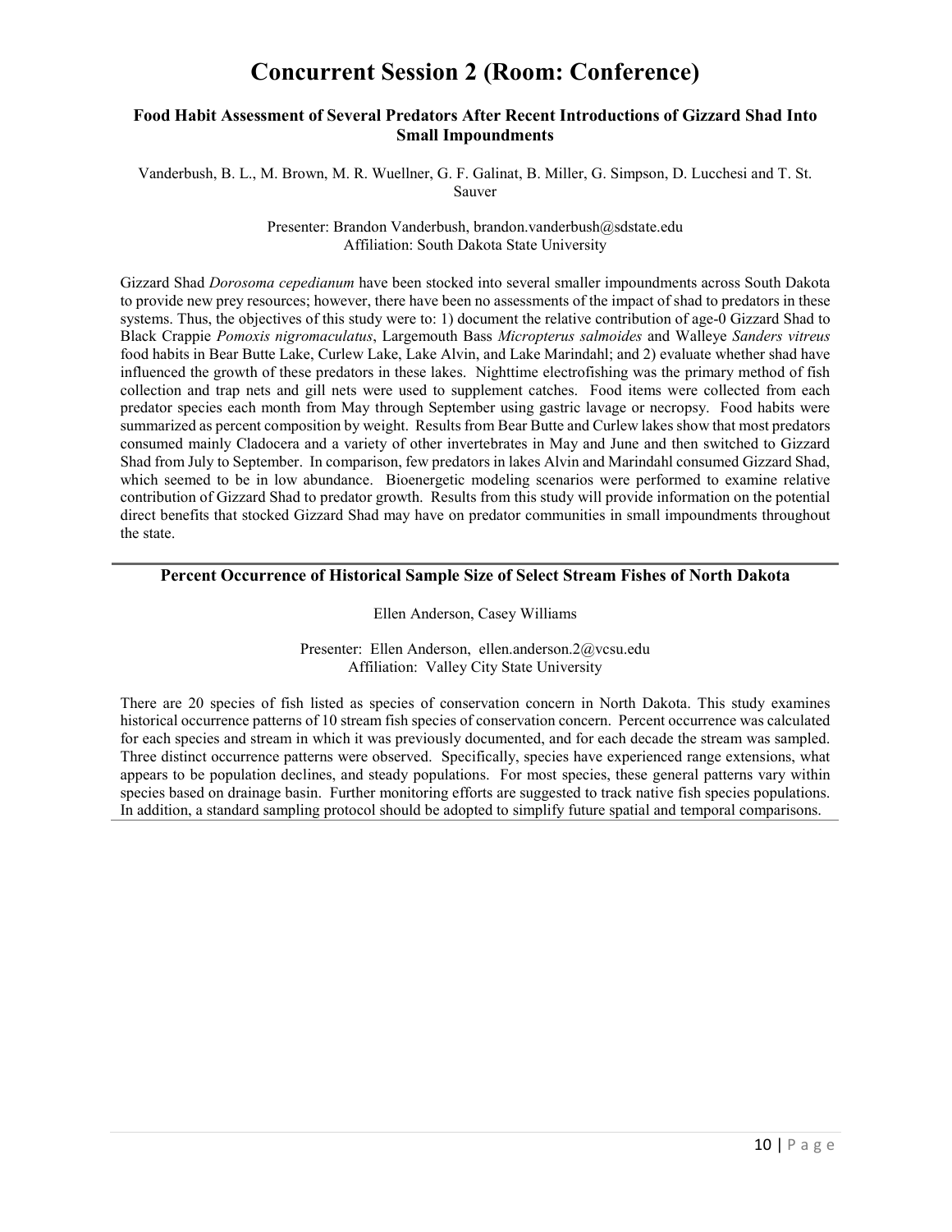# Concurrent Session 2 (Room: Conference)

### Food Habit Assessment of Several Predators After Recent Introductions of Gizzard Shad Into Small Impoundments

Vanderbush, B. L., M. Brown, M. R. Wuellner, G. F. Galinat, B. Miller, G. Simpson, D. Lucchesi and T. St. Sauver

Presenter: Brandon Vanderbush, brandon.vanderbush@sdstate.edu
Affiliation: South Dakota State University

Gizzard Shad *Dorosoma cepedianum* have been stocked into several smaller impoundments across South Dakota to provide new prey resources; however, there have been no assessments of the impact of shad to predators in these systems. Thus, the objectives of this study were to: 1) document the relative contribution of age-0 Gizzard Shad to Black Crappie *Pomoxis nigromaculatus*, Largemouth Bass *Micropterus salmoides* and Walleye *Sanders vitreus* food habits in Bear Butte Lake, Curlew Lake, Lake Alvin, and Lake Marindahl; and 2) evaluate whether shad have influenced the growth of these predators in these lakes. Nighttime electrofishing was the primary method of fish collection and trap nets and gill nets were used to supplement catches. Food items were collected from each predator species each month from May through September using gastric lavage or necropsy. Food habits were summarized as percent composition by weight. Results from Bear Butte and Curlew lakes show that most predators consumed mainly Cladocera and a variety of other invertebrates in May and June and then switched to Gizzard Shad from July to September. In comparison, few predators in lakes Alvin and Marindahl consumed Gizzard Shad, which seemed to be in low abundance. Bioenergetic modeling scenarios were performed to examine relative contribution of Gizzard Shad to predator growth. Results from this study will provide information on the potential direct benefits that stocked Gizzard Shad may have on predator communities in small impoundments throughout the state.

---

### Percent Occurrence of Historical Sample Size of Select Stream Fishes of North Dakota

Ellen Anderson, Casey Williams

Presenter: Ellen Anderson, ellen.anderson.2@vcsu.edu
Affiliation: Valley City State University

There are 20 species of fish listed as species of conservation concern in North Dakota. This study examines historical occurrence patterns of 10 stream fish species of conservation concern. Percent occurrence was calculated for each species and stream in which it was previously documented, and for each decade the stream was sampled. Three distinct occurrence patterns were observed. Specifically, species have experienced range extensions, what appears to be population declines, and steady populations. For most species, these general patterns vary within species based on drainage basin. Further monitoring efforts are suggested to track native fish species populations. In addition, a standard sampling protocol should be adopted to simplify future spatial and temporal comparisons.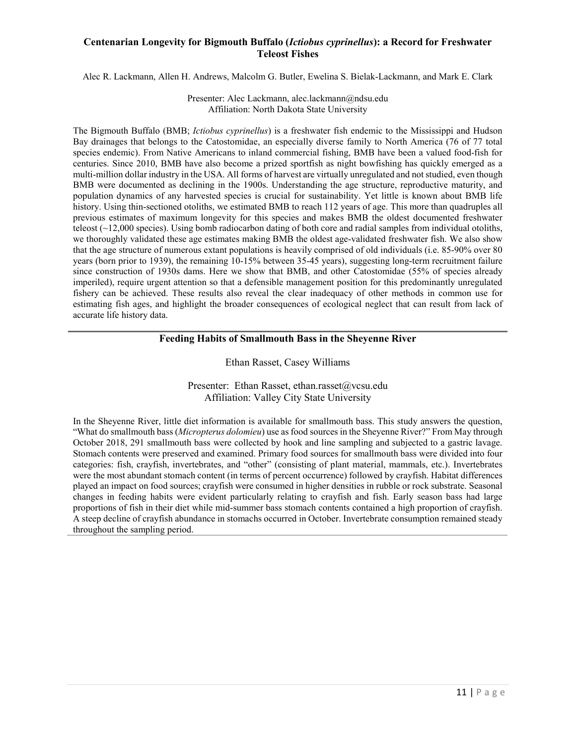### Centenarian Longevity for Bigmouth Buffalo (*Ictiobus cyprinellus*): a Record for Freshwater Teleost Fishes

Alec R. Lackmann, Allen H. Andrews, Malcolm G. Butler, Ewelina S. Bielak-Lackmann, and Mark E. Clark

Presenter: Alec Lackmann, alec.lackmann@ndsu.edu
Affiliation: North Dakota State University

The Bigmouth Buffalo (BMB; *Ictiobus cyprinellus*) is a freshwater fish endemic to the Mississippi and Hudson Bay drainages that belongs to the Catostomidae, an especially diverse family to North America (76 of 77 total species endemic). From Native Americans to inland commercial fishing, BMB have been a valued food-fish for centuries. Since 2010, BMB have also become a prized sportfish as night bowfishing has quickly emerged as a multi-million dollar industry in the USA. All forms of harvest are virtually unregulated and not studied, even though BMB were documented as declining in the 1900s. Understanding the age structure, reproductive maturity, and population dynamics of any harvested species is crucial for sustainability. Yet little is known about BMB life history. Using thin-sectioned otoliths, we estimated BMB to reach 112 years of age. This more than quadruples all previous estimates of maximum longevity for this species and makes BMB the oldest documented freshwater teleost (~12,000 species). Using bomb radiocarbon dating of both core and radial samples from individual otoliths, we thoroughly validated these age estimates making BMB the oldest age-validated freshwater fish. We also show that the age structure of numerous extant populations is heavily comprised of old individuals (i.e. 85-90% over 80 years (born prior to 1939), the remaining 10-15% between 35-45 years), suggesting long-term recruitment failure since construction of 1930s dams. Here we show that BMB, and other Catostomidae (55% of species already imperiled), require urgent attention so that a defensible management position for this predominantly unregulated fishery can be achieved. These results also reveal the clear inadequacy of other methods in common use for estimating fish ages, and highlight the broader consequences of ecological neglect that can result from lack of accurate life history data.

---

### Feeding Habits of Smallmouth Bass in the Sheyenne River

Ethan Rasset, Casey Williams

Presenter: Ethan Rasset, ethan.rasset@vcsu.edu
Affiliation: Valley City State University

In the Sheyenne River, little diet information is available for smallmouth bass. This study answers the question, "What do smallmouth bass (*Micropterus dolomieu*) use as food sources in the Sheyenne River?" From May through October 2018, 291 smallmouth bass were collected by hook and line sampling and subjected to a gastric lavage. Stomach contents were preserved and examined. Primary food sources for smallmouth bass were divided into four categories: fish, crayfish, invertebrates, and "other" (consisting of plant material, mammals, etc.). Invertebrates were the most abundant stomach content (in terms of percent occurrence) followed by crayfish. Habitat differences played an impact on food sources; crayfish were consumed in higher densities in rubble or rock substrate. Seasonal changes in feeding habits were evident particularly relating to crayfish and fish. Early season bass had large proportions of fish in their diet while mid-summer bass stomach contents contained a high proportion of crayfish. A steep decline of crayfish abundance in stomachs occurred in October. Invertebrate consumption remained steady throughout the sampling period.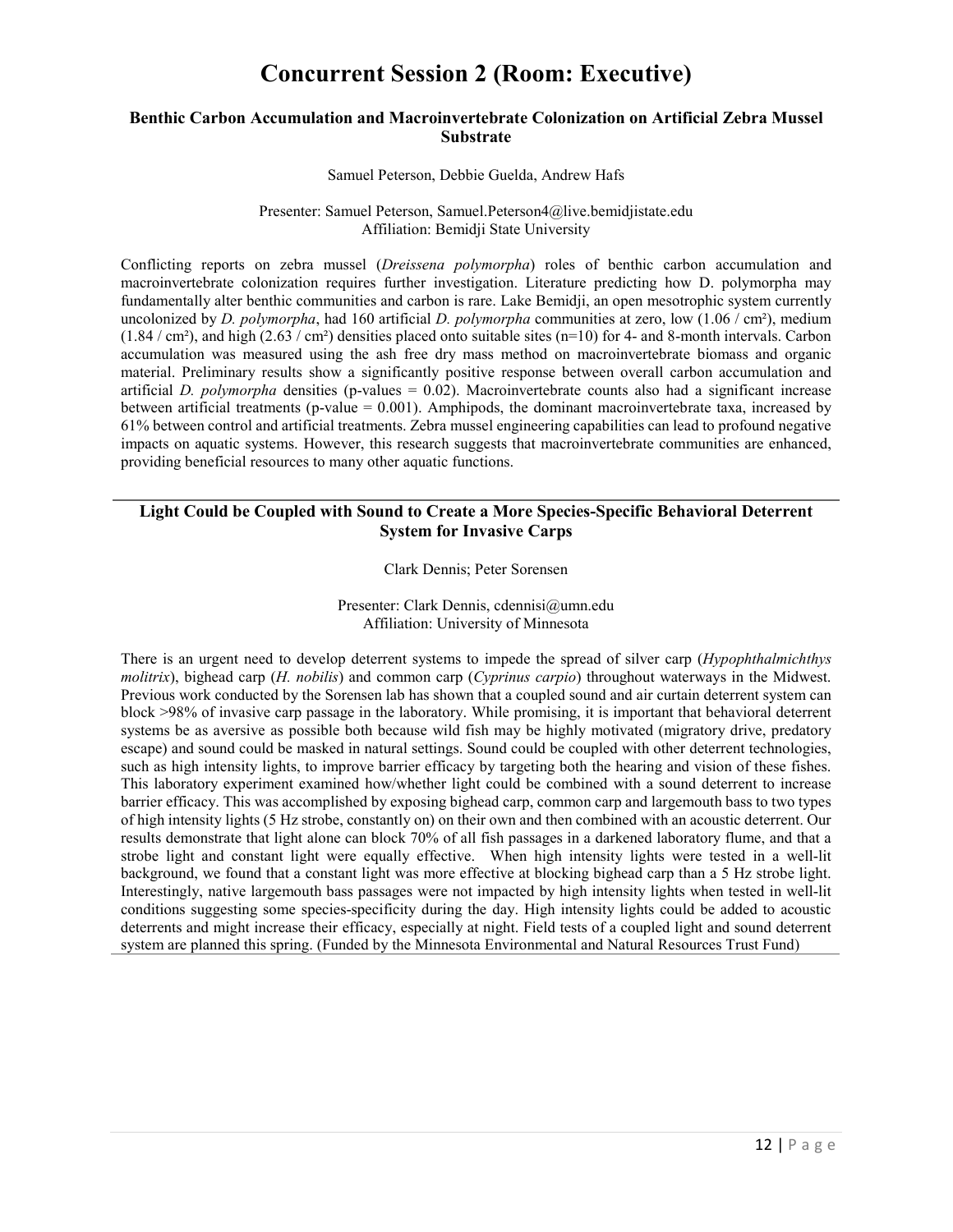# Concurrent Session 2 (Room: Executive)

### Benthic Carbon Accumulation and Macroinvertebrate Colonization on Artificial Zebra Mussel Substrate

Samuel Peterson, Debbie Guelda, Andrew Hafs

Presenter: Samuel Peterson, Samuel.Peterson4@live.bemidjistate.edu
Affiliation: Bemidji State University

Conflicting reports on zebra mussel (*Dreissena polymorpha*) roles of benthic carbon accumulation and macroinvertebrate colonization requires further investigation. Literature predicting how D. polymorpha may fundamentally alter benthic communities and carbon is rare. Lake Bemidji, an open mesotrophic system currently uncolonized by *D. polymorpha*, had 160 artificial *D. polymorpha* communities at zero, low (1.06 / cm²), medium (1.84 / cm²), and high (2.63 / cm²) densities placed onto suitable sites (n=10) for 4- and 8-month intervals. Carbon accumulation was measured using the ash free dry mass method on macroinvertebrate biomass and organic material. Preliminary results show a significantly positive response between overall carbon accumulation and artificial *D. polymorpha* densities (p-values = 0.02). Macroinvertebrate counts also had a significant increase between artificial treatments (p-value = 0.001). Amphipods, the dominant macroinvertebrate taxa, increased by 61% between control and artificial treatments. Zebra mussel engineering capabilities can lead to profound negative impacts on aquatic systems. However, this research suggests that macroinvertebrate communities are enhanced, providing beneficial resources to many other aquatic functions.

---

### Light Could be Coupled with Sound to Create a More Species-Specific Behavioral Deterrent System for Invasive Carps

Clark Dennis; Peter Sorensen

Presenter: Clark Dennis, cdennisi@umn.edu
Affiliation: University of Minnesota

There is an urgent need to develop deterrent systems to impede the spread of silver carp (*Hypophthalmichthys molitrix*), bighead carp (*H. nobilis*) and common carp (*Cyprinus carpio*) throughout waterways in the Midwest. Previous work conducted by the Sorensen lab has shown that a coupled sound and air curtain deterrent system can block >98% of invasive carp passage in the laboratory. While promising, it is important that behavioral deterrent systems be as aversive as possible both because wild fish may be highly motivated (migratory drive, predatory escape) and sound could be masked in natural settings. Sound could be coupled with other deterrent technologies, such as high intensity lights, to improve barrier efficacy by targeting both the hearing and vision of these fishes. This laboratory experiment examined how/whether light could be combined with a sound deterrent to increase barrier efficacy. This was accomplished by exposing bighead carp, common carp and largemouth bass to two types of high intensity lights (5 Hz strobe, constantly on) on their own and then combined with an acoustic deterrent. Our results demonstrate that light alone can block 70% of all fish passages in a darkened laboratory flume, and that a strobe light and constant light were equally effective. When high intensity lights were tested in a well-lit background, we found that a constant light was more effective at blocking bighead carp than a 5 Hz strobe light. Interestingly, native largemouth bass passages were not impacted by high intensity lights when tested in well-lit conditions suggesting some species-specificity during the day. High intensity lights could be added to acoustic deterrents and might increase their efficacy, especially at night. Field tests of a coupled light and sound deterrent system are planned this spring. (Funded by the Minnesota Environmental and Natural Resources Trust Fund)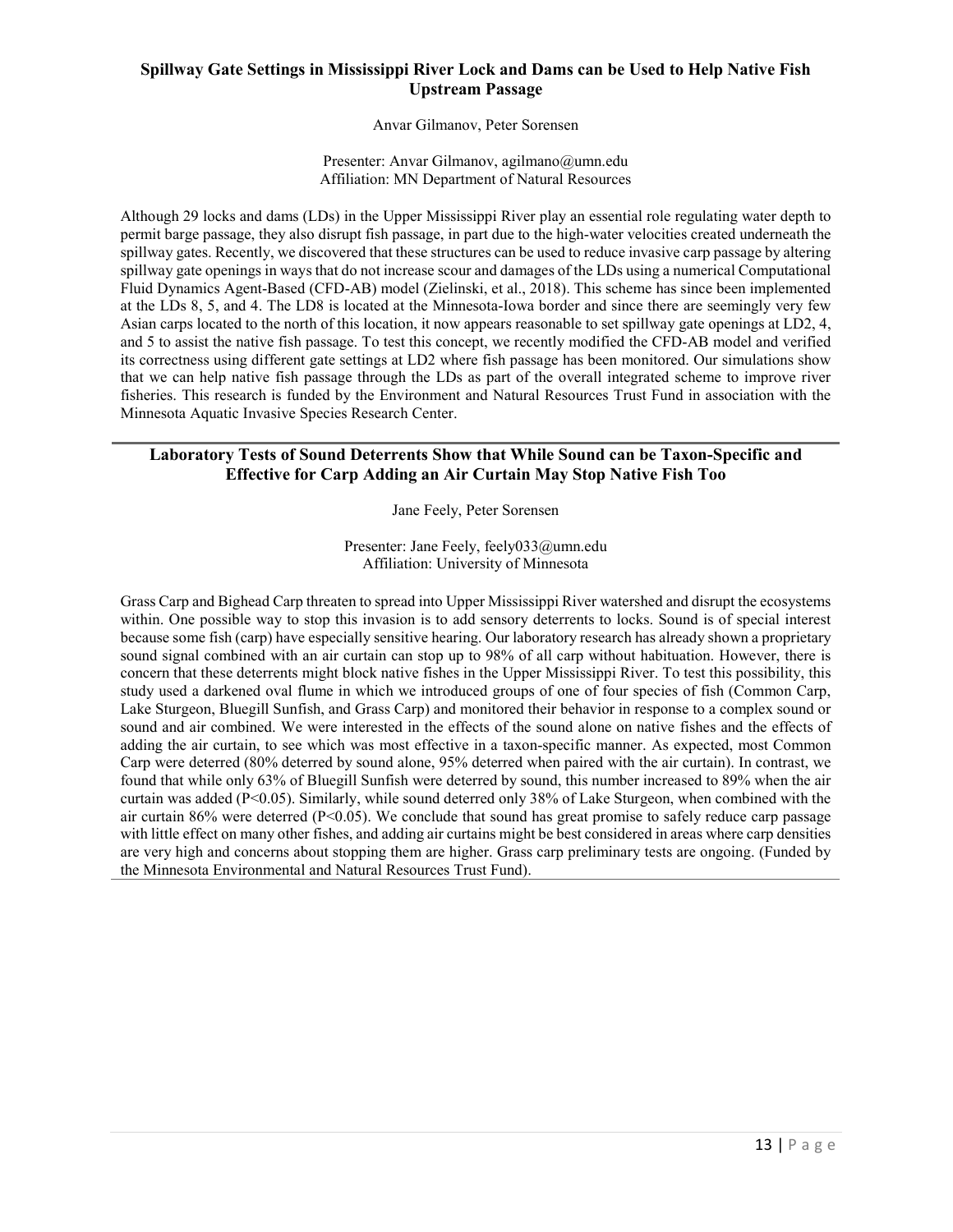## Spillway Gate Settings in Mississippi River Lock and Dams can be Used to Help Native Fish Upstream Passage

Anvar Gilmanov, Peter Sorensen

Presenter: Anvar Gilmanov, agilmano@umn.edu
Affiliation: MN Department of Natural Resources

Although 29 locks and dams (LDs) in the Upper Mississippi River play an essential role regulating water depth to permit barge passage, they also disrupt fish passage, in part due to the high-water velocities created underneath the spillway gates. Recently, we discovered that these structures can be used to reduce invasive carp passage by altering spillway gate openings in ways that do not increase scour and damages of the LDs using a numerical Computational Fluid Dynamics Agent-Based (CFD-AB) model (Zielinski, et al., 2018). This scheme has since been implemented at the LDs 8, 5, and 4. The LD8 is located at the Minnesota-Iowa border and since there are seemingly very few Asian carps located to the north of this location, it now appears reasonable to set spillway gate openings at LD2, 4, and 5 to assist the native fish passage. To test this concept, we recently modified the CFD-AB model and verified its correctness using different gate settings at LD2 where fish passage has been monitored. Our simulations show that we can help native fish passage through the LDs as part of the overall integrated scheme to improve river fisheries. This research is funded by the Environment and Natural Resources Trust Fund in association with the Minnesota Aquatic Invasive Species Research Center.

---

## Laboratory Tests of Sound Deterrents Show that While Sound can be Taxon-Specific and Effective for Carp Adding an Air Curtain May Stop Native Fish Too

Jane Feely, Peter Sorensen

Presenter: Jane Feely, feely033@umn.edu
Affiliation: University of Minnesota

Grass Carp and Bighead Carp threaten to spread into Upper Mississippi River watershed and disrupt the ecosystems within. One possible way to stop this invasion is to add sensory deterrents to locks. Sound is of special interest because some fish (carp) have especially sensitive hearing. Our laboratory research has already shown a proprietary sound signal combined with an air curtain can stop up to 98% of all carp without habituation. However, there is concern that these deterrents might block native fishes in the Upper Mississippi River. To test this possibility, this study used a darkened oval flume in which we introduced groups of one of four species of fish (Common Carp, Lake Sturgeon, Bluegill Sunfish, and Grass Carp) and monitored their behavior in response to a complex sound or sound and air combined. We were interested in the effects of the sound alone on native fishes and the effects of adding the air curtain, to see which was most effective in a taxon-specific manner. As expected, most Common Carp were deterred (80% deterred by sound alone, 95% deterred when paired with the air curtain). In contrast, we found that while only 63% of Bluegill Sunfish were deterred by sound, this number increased to 89% when the air curtain was added ($P<0.05$). Similarly, while sound deterred only 38% of Lake Sturgeon, when combined with the air curtain 86% were deterred ($P<0.05$). We conclude that sound has great promise to safely reduce carp passage with little effect on many other fishes, and adding air curtains might be best considered in areas where carp densities are very high and concerns about stopping them are higher. Grass carp preliminary tests are ongoing. (Funded by the Minnesota Environmental and Natural Resources Trust Fund).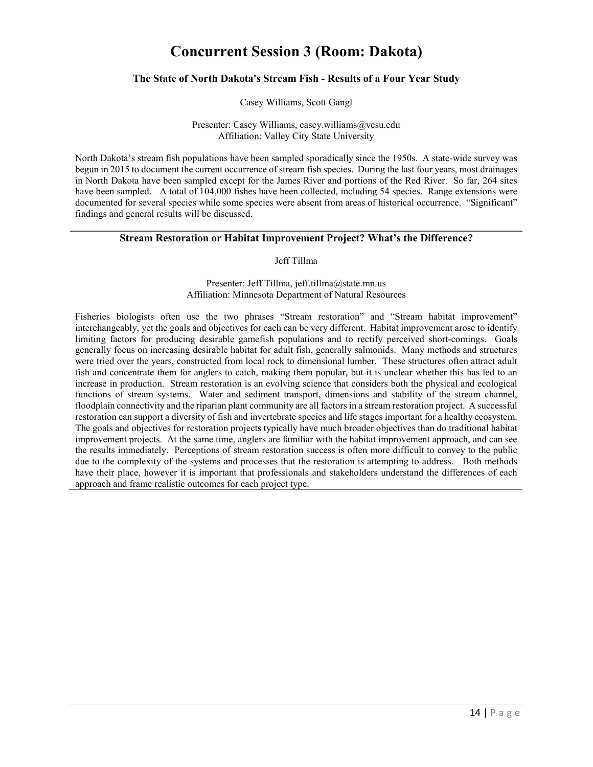# Concurrent Session 3 (Room: Dakota)

### The State of North Dakota's Stream Fish - Results of a Four Year Study

Casey Williams, Scott Gangl

Presenter: Casey Williams, casey.williams@vcsu.edu
Affiliation: Valley City State University

North Dakota's stream fish populations have been sampled sporadically since the 1950s. A state-wide survey was begun in 2015 to document the current occurrence of stream fish species. During the last four years, most drainages in North Dakota have been sampled except for the James River and portions of the Red River. So far, 264 sites have been sampled. A total of 104,000 fishes have been collected, including 54 species. Range extensions were documented for several species while some species were absent from areas of historical occurrence. "Significant" findings and general results will be discussed.

---

### Stream Restoration or Habitat Improvement Project? What's the Difference?

Jeff Tillma

Presenter: Jeff Tillma, jeff.tillma@state.mn.us
Affiliation: Minnesota Department of Natural Resources

Fisheries biologists often use the two phrases "Stream restoration" and "Stream habitat improvement" interchangeably, yet the goals and objectives for each can be very different. Habitat improvement arose to identify limiting factors for producing desirable gamefish populations and to rectify perceived short-comings. Goals generally focus on increasing desirable habitat for adult fish, generally salmonids. Many methods and structures were tried over the years, constructed from local rock to dimensional lumber. These structures often attract adult fish and concentrate them for anglers to catch, making them popular, but it is unclear whether this has led to an increase in production. Stream restoration is an evolving science that considers both the physical and ecological functions of stream systems. Water and sediment transport, dimensions and stability of the stream channel, floodplain connectivity and the riparian plant community are all factors in a stream restoration project. A successful restoration can support a diversity of fish and invertebrate species and life stages important for a healthy ecosystem. The goals and objectives for restoration projects typically have much broader objectives than do traditional habitat improvement projects. At the same time, anglers are familiar with the habitat improvement approach, and can see the results immediately. Perceptions of stream restoration success is often more difficult to convey to the public due to the complexity of the systems and processes that the restoration is attempting to address. Both methods have their place, however it is important that professionals and stakeholders understand the differences of each approach and frame realistic outcomes for each project type.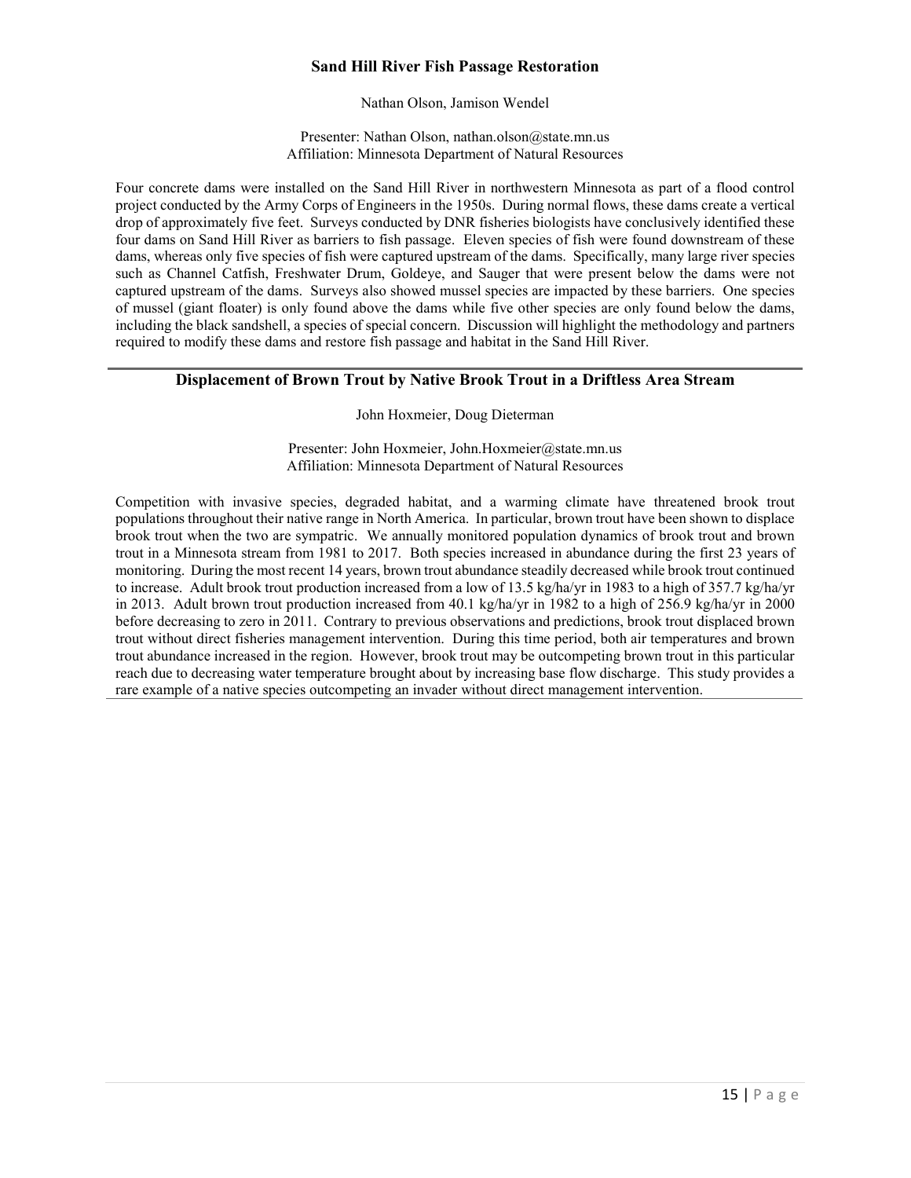### Sand Hill River Fish Passage Restoration

Nathan Olson, Jamison Wendel

Presenter: Nathan Olson, nathan.olson@state.mn.us
Affiliation: Minnesota Department of Natural Resources

Four concrete dams were installed on the Sand Hill River in northwestern Minnesota as part of a flood control project conducted by the Army Corps of Engineers in the 1950s. During normal flows, these dams create a vertical drop of approximately five feet. Surveys conducted by DNR fisheries biologists have conclusively identified these four dams on Sand Hill River as barriers to fish passage. Eleven species of fish were found downstream of these dams, whereas only five species of fish were captured upstream of the dams. Specifically, many large river species such as Channel Catfish, Freshwater Drum, Goldeye, and Sauger that were present below the dams were not captured upstream of the dams. Surveys also showed mussel species are impacted by these barriers. One species of mussel (giant floater) is only found above the dams while five other species are only found below the dams, including the black sandshell, a species of special concern. Discussion will highlight the methodology and partners required to modify these dams and restore fish passage and habitat in the Sand Hill River.

---

### Displacement of Brown Trout by Native Brook Trout in a Driftless Area Stream

John Hoxmeier, Doug Dieterman

Presenter: John Hoxmeier, John.Hoxmeier@state.mn.us
Affiliation: Minnesota Department of Natural Resources

Competition with invasive species, degraded habitat, and a warming climate have threatened brook trout populations throughout their native range in North America. In particular, brown trout have been shown to displace brook trout when the two are sympatric. We annually monitored population dynamics of brook trout and brown trout in a Minnesota stream from 1981 to 2017. Both species increased in abundance during the first 23 years of monitoring. During the most recent 14 years, brown trout abundance steadily decreased while brook trout continued to increase. Adult brook trout production increased from a low of 13.5 kg/ha/yr in 1983 to a high of 357.7 kg/ha/yr in 2013. Adult brown trout production increased from 40.1 kg/ha/yr in 1982 to a high of 256.9 kg/ha/yr in 2000 before decreasing to zero in 2011. Contrary to previous observations and predictions, brook trout displaced brown trout without direct fisheries management intervention. During this time period, both air temperatures and brown trout abundance increased in the region. However, brook trout may be outcompeting brown trout in this particular reach due to decreasing water temperature brought about by increasing base flow discharge. This study provides a rare example of a native species outcompeting an invader without direct management intervention.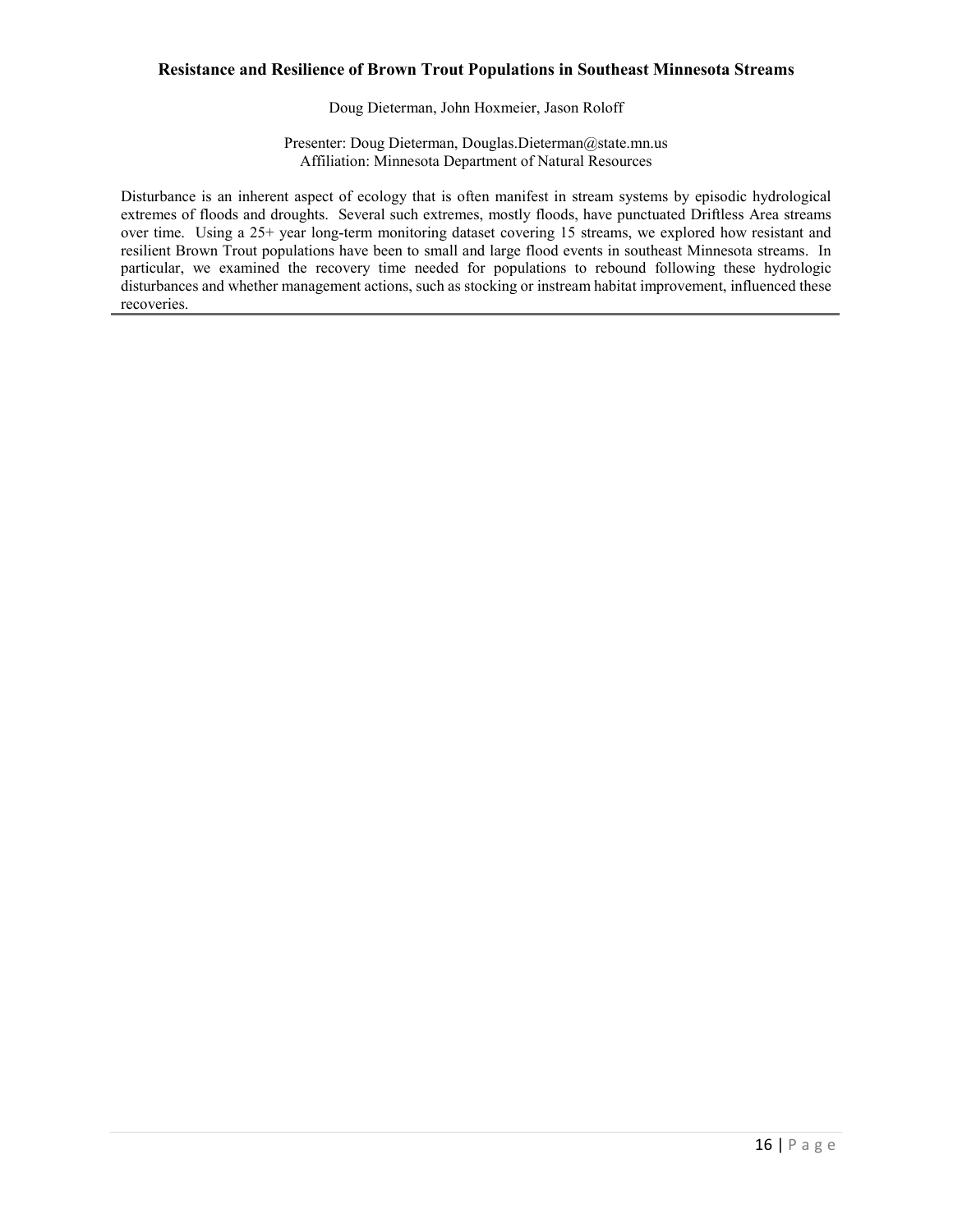### Resistance and Resilience of Brown Trout Populations in Southeast Minnesota Streams

Doug Dieterman, John Hoxmeier, Jason Roloff

Presenter: Doug Dieterman, Douglas.Dieterman@state.mn.us
Affiliation: Minnesota Department of Natural Resources

Disturbance is an inherent aspect of ecology that is often manifest in stream systems by episodic hydrological extremes of floods and droughts. Several such extremes, mostly floods, have punctuated Driftless Area streams over time. Using a 25+ year long-term monitoring dataset covering 15 streams, we explored how resistant and resilient Brown Trout populations have been to small and large flood events in southeast Minnesota streams. In particular, we examined the recovery time needed for populations to rebound following these hydrologic disturbances and whether management actions, such as stocking or instream habitat improvement, influenced these recoveries.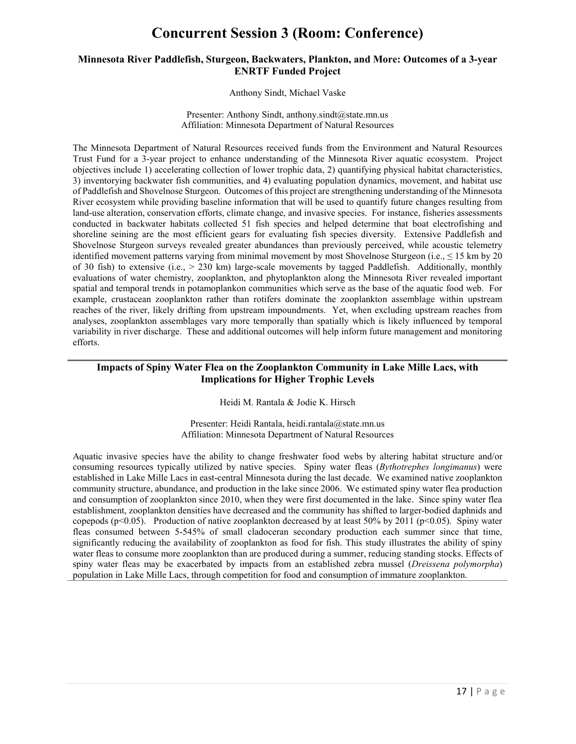# Concurrent Session 3 (Room: Conference)

### Minnesota River Paddlefish, Sturgeon, Backwaters, Plankton, and More: Outcomes of a 3-year ENRTF Funded Project

Anthony Sindt, Michael Vaske

Presenter: Anthony Sindt, anthony.sindt@state.mn.us
Affiliation: Minnesota Department of Natural Resources

The Minnesota Department of Natural Resources received funds from the Environment and Natural Resources Trust Fund for a 3-year project to enhance understanding of the Minnesota River aquatic ecosystem. Project objectives include 1) accelerating collection of lower trophic data, 2) quantifying physical habitat characteristics, 3) inventorying backwater fish communities, and 4) evaluating population dynamics, movement, and habitat use of Paddlefish and Shovelnose Sturgeon. Outcomes of this project are strengthening understanding of the Minnesota River ecosystem while providing baseline information that will be used to quantify future changes resulting from land-use alteration, conservation efforts, climate change, and invasive species. For instance, fisheries assessments conducted in backwater habitats collected 51 fish species and helped determine that boat electrofishing and shoreline seining are the most efficient gears for evaluating fish species diversity. Extensive Paddlefish and Shovelnose Sturgeon surveys revealed greater abundances than previously perceived, while acoustic telemetry identified movement patterns varying from minimal movement by most Shovelnose Sturgeon (i.e., ≤ 15 km by 20 of 30 fish) to extensive (i.e., > 230 km) large-scale movements by tagged Paddlefish. Additionally, monthly evaluations of water chemistry, zooplankton, and phytoplankton along the Minnesota River revealed important spatial and temporal trends in potamoplankon communities which serve as the base of the aquatic food web. For example, crustacean zooplankton rather than rotifers dominate the zooplankton assemblage within upstream reaches of the river, likely drifting from upstream impoundments. Yet, when excluding upstream reaches from analyses, zooplankton assemblages vary more temporally than spatially which is likely influenced by temporal variability in river discharge. These and additional outcomes will help inform future management and monitoring efforts.

---

### Impacts of Spiny Water Flea on the Zooplankton Community in Lake Mille Lacs, with Implications for Higher Trophic Levels

Heidi M. Rantala & Jodie K. Hirsch

Presenter: Heidi Rantala, heidi.rantala@state.mn.us
Affiliation: Minnesota Department of Natural Resources

Aquatic invasive species have the ability to change freshwater food webs by altering habitat structure and/or consuming resources typically utilized by native species. Spiny water fleas (*Bythotrephes longimanus*) were established in Lake Mille Lacs in east-central Minnesota during the last decade. We examined native zooplankton community structure, abundance, and production in the lake since 2006. We estimated spiny water flea production and consumption of zooplankton since 2010, when they were first documented in the lake. Since spiny water flea establishment, zooplankton densities have decreased and the community has shifted to larger-bodied daphnids and copepods ($p<0.05$). Production of native zooplankton decreased by at least 50% by 2011 ($p<0.05$). Spiny water fleas consumed between 5-545% of small cladoceran secondary production each summer since that time, significantly reducing the availability of zooplankton as food for fish. This study illustrates the ability of spiny water fleas to consume more zooplankton than are produced during a summer, reducing standing stocks. Effects of spiny water fleas may be exacerbated by impacts from an established zebra mussel (*Dreissena polymorpha*) population in Lake Mille Lacs, through competition for food and consumption of immature zooplankton.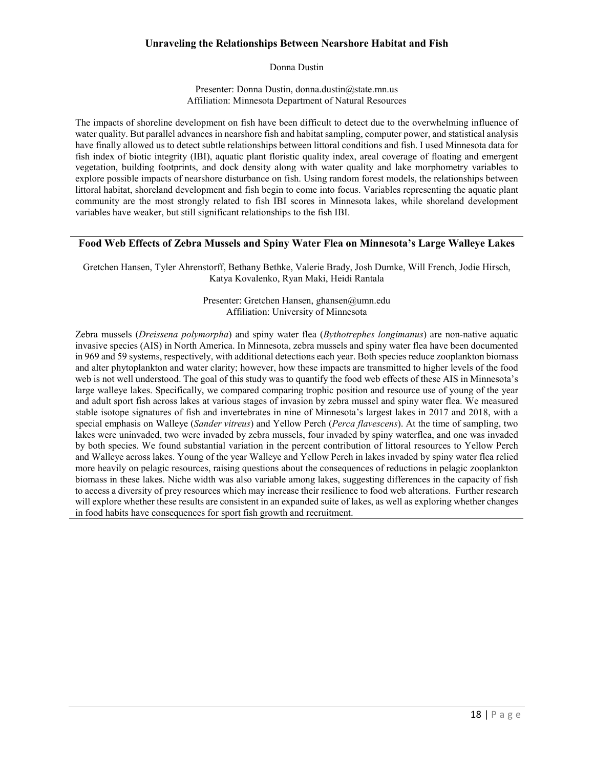## Unraveling the Relationships Between Nearshore Habitat and Fish

Donna Dustin

Presenter: Donna Dustin, donna.dustin@state.mn.us
Affiliation: Minnesota Department of Natural Resources

The impacts of shoreline development on fish have been difficult to detect due to the overwhelming influence of water quality. But parallel advances in nearshore fish and habitat sampling, computer power, and statistical analysis have finally allowed us to detect subtle relationships between littoral conditions and fish. I used Minnesota data for fish index of biotic integrity (IBI), aquatic plant floristic quality index, areal coverage of floating and emergent vegetation, building footprints, and dock density along with water quality and lake morphometry variables to explore possible impacts of nearshore disturbance on fish. Using random forest models, the relationships between littoral habitat, shoreland development and fish begin to come into focus. Variables representing the aquatic plant community are the most strongly related to fish IBI scores in Minnesota lakes, while shoreland development variables have weaker, but still significant relationships to the fish IBI.

---

## Food Web Effects of Zebra Mussels and Spiny Water Flea on Minnesota's Large Walleye Lakes

Gretchen Hansen, Tyler Ahrenstorff, Bethany Bethke, Valerie Brady, Josh Dumke, Will French, Jodie Hirsch, Katya Kovalenko, Ryan Maki, Heidi Rantala

Presenter: Gretchen Hansen, ghansen@umn.edu
Affiliation: University of Minnesota

Zebra mussels (*Dreissena polymorpha*) and spiny water flea (*Bythotrephes longimanus*) are non-native aquatic invasive species (AIS) in North America. In Minnesota, zebra mussels and spiny water flea have been documented in 969 and 59 systems, respectively, with additional detections each year. Both species reduce zooplankton biomass and alter phytoplankton and water clarity; however, how these impacts are transmitted to higher levels of the food web is not well understood. The goal of this study was to quantify the food web effects of these AIS in Minnesota's large walleye lakes. Specifically, we compared comparing trophic position and resource use of young of the year and adult sport fish across lakes at various stages of invasion by zebra mussel and spiny water flea. We measured stable isotope signatures of fish and invertebrates in nine of Minnesota's largest lakes in 2017 and 2018, with a special emphasis on Walleye (*Sander vitreus*) and Yellow Perch (*Perca flavescens*). At the time of sampling, two lakes were uninvaded, two were invaded by zebra mussels, four invaded by spiny waterflea, and one was invaded by both species. We found substantial variation in the percent contribution of littoral resources to Yellow Perch and Walleye across lakes. Young of the year Walleye and Yellow Perch in lakes invaded by spiny water flea relied more heavily on pelagic resources, raising questions about the consequences of reductions in pelagic zooplankton biomass in these lakes. Niche width was also variable among lakes, suggesting differences in the capacity of fish to access a diversity of prey resources which may increase their resilience to food web alterations. Further research will explore whether these results are consistent in an expanded suite of lakes, as well as exploring whether changes in food habits have consequences for sport fish growth and recruitment.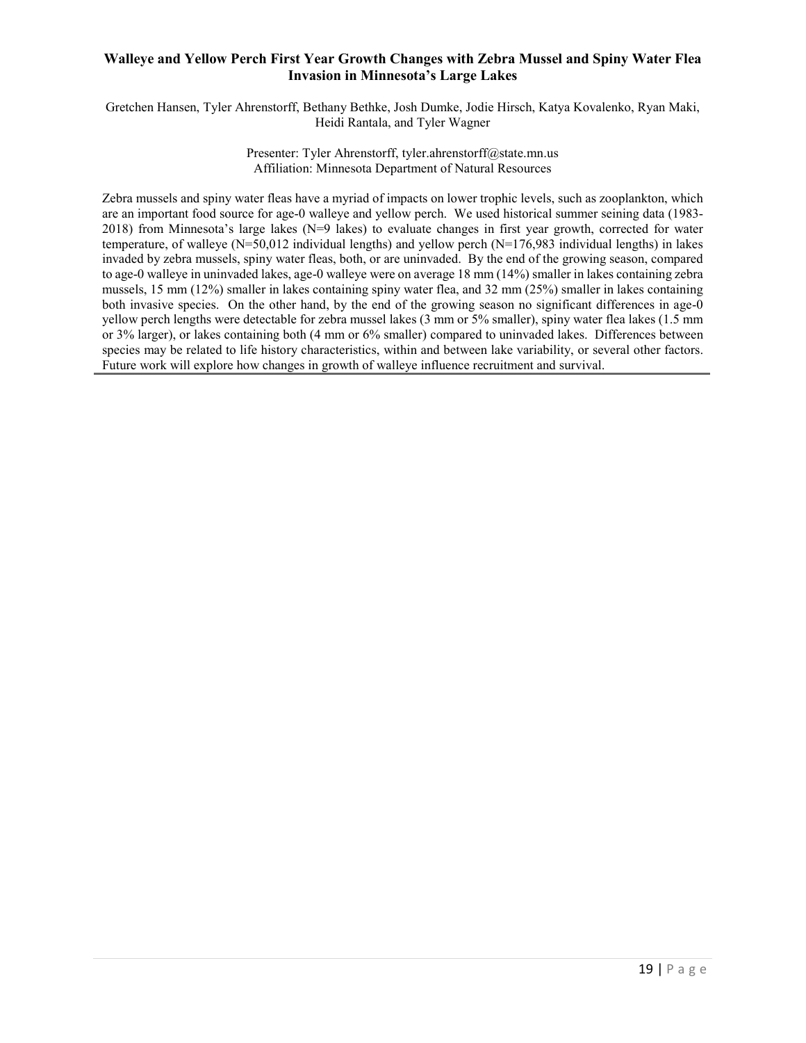## Walleye and Yellow Perch First Year Growth Changes with Zebra Mussel and Spiny Water Flea Invasion in Minnesota's Large Lakes

Gretchen Hansen, Tyler Ahrenstorff, Bethany Bethke, Josh Dumke, Jodie Hirsch, Katya Kovalenko, Ryan Maki, Heidi Rantala, and Tyler Wagner

Presenter: Tyler Ahrenstorff, tyler.ahrenstorff@state.mn.us
Affiliation: Minnesota Department of Natural Resources

Zebra mussels and spiny water fleas have a myriad of impacts on lower trophic levels, such as zooplankton, which are an important food source for age-0 walleye and yellow perch. We used historical summer seining data (1983-2018) from Minnesota's large lakes (N=9 lakes) to evaluate changes in first year growth, corrected for water temperature, of walleye (N=50,012 individual lengths) and yellow perch (N=176,983 individual lengths) in lakes invaded by zebra mussels, spiny water fleas, both, or are uninvaded. By the end of the growing season, compared to age-0 walleye in uninvaded lakes, age-0 walleye were on average 18 mm (14%) smaller in lakes containing zebra mussels, 15 mm (12%) smaller in lakes containing spiny water flea, and 32 mm (25%) smaller in lakes containing both invasive species. On the other hand, by the end of the growing season no significant differences in age-0 yellow perch lengths were detectable for zebra mussel lakes (3 mm or 5% smaller), spiny water flea lakes (1.5 mm or 3% larger), or lakes containing both (4 mm or 6% smaller) compared to uninvaded lakes. Differences between species may be related to life history characteristics, within and between lake variability, or several other factors. Future work will explore how changes in growth of walleye influence recruitment and survival.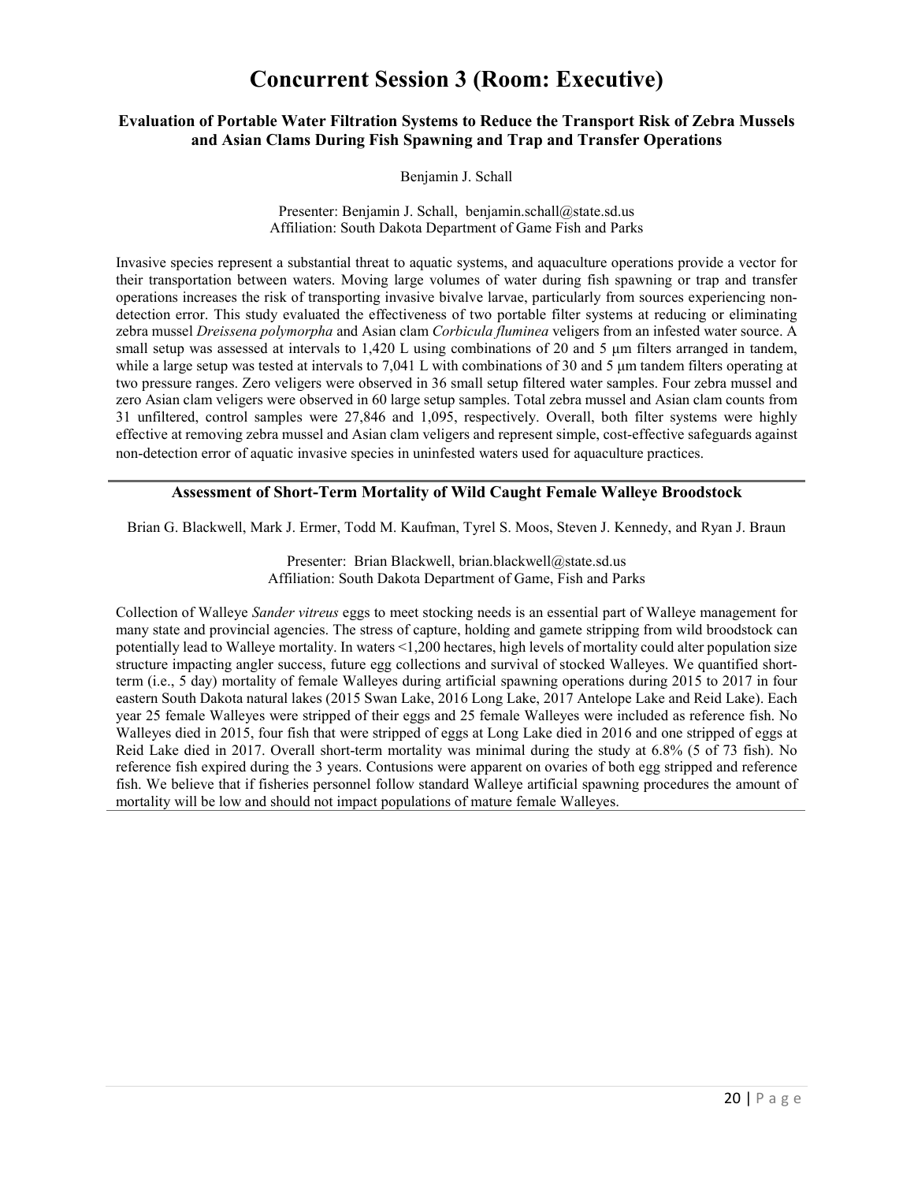# Concurrent Session 3 (Room: Executive)

### Evaluation of Portable Water Filtration Systems to Reduce the Transport Risk of Zebra Mussels and Asian Clams During Fish Spawning and Trap and Transfer Operations

Benjamin J. Schall

Presenter: Benjamin J. Schall, benjamin.schall@state.sd.us
Affiliation: South Dakota Department of Game Fish and Parks

Invasive species represent a substantial threat to aquatic systems, and aquaculture operations provide a vector for their transportation between waters. Moving large volumes of water during fish spawning or trap and transfer operations increases the risk of transporting invasive bivalve larvae, particularly from sources experiencing non-detection error. This study evaluated the effectiveness of two portable filter systems at reducing or eliminating zebra mussel *Dreissena polymorpha* and Asian clam *Corbicula fluminea* veligers from an infested water source. A small setup was assessed at intervals to 1,420 L using combinations of 20 and 5 μm filters arranged in tandem, while a large setup was tested at intervals to 7,041 L with combinations of 30 and 5 μm tandem filters operating at two pressure ranges. Zero veligers were observed in 36 small setup filtered water samples. Four zebra mussel and zero Asian clam veligers were observed in 60 large setup samples. Total zebra mussel and Asian clam counts from 31 unfiltered, control samples were 27,846 and 1,095, respectively. Overall, both filter systems were highly effective at removing zebra mussel and Asian clam veligers and represent simple, cost-effective safeguards against non-detection error of aquatic invasive species in uninfested waters used for aquaculture practices.

---

### Assessment of Short-Term Mortality of Wild Caught Female Walleye Broodstock

Brian G. Blackwell, Mark J. Ermer, Todd M. Kaufman, Tyrel S. Moos, Steven J. Kennedy, and Ryan J. Braun

Presenter: Brian Blackwell, brian.blackwell@state.sd.us
Affiliation: South Dakota Department of Game, Fish and Parks

Collection of Walleye *Sander vitreus* eggs to meet stocking needs is an essential part of Walleye management for many state and provincial agencies. The stress of capture, holding and gamete stripping from wild broodstock can potentially lead to Walleye mortality. In waters <1,200 hectares, high levels of mortality could alter population size structure impacting angler success, future egg collections and survival of stocked Walleyes. We quantified short-term (i.e., 5 day) mortality of female Walleyes during artificial spawning operations during 2015 to 2017 in four eastern South Dakota natural lakes (2015 Swan Lake, 2016 Long Lake, 2017 Antelope Lake and Reid Lake). Each year 25 female Walleyes were stripped of their eggs and 25 female Walleyes were included as reference fish. No Walleyes died in 2015, four fish that were stripped of eggs at Long Lake died in 2016 and one stripped of eggs at Reid Lake died in 2017. Overall short-term mortality was minimal during the study at 6.8% (5 of 73 fish). No reference fish expired during the 3 years. Contusions were apparent on ovaries of both egg stripped and reference fish. We believe that if fisheries personnel follow standard Walleye artificial spawning procedures the amount of mortality will be low and should not impact populations of mature female Walleyes.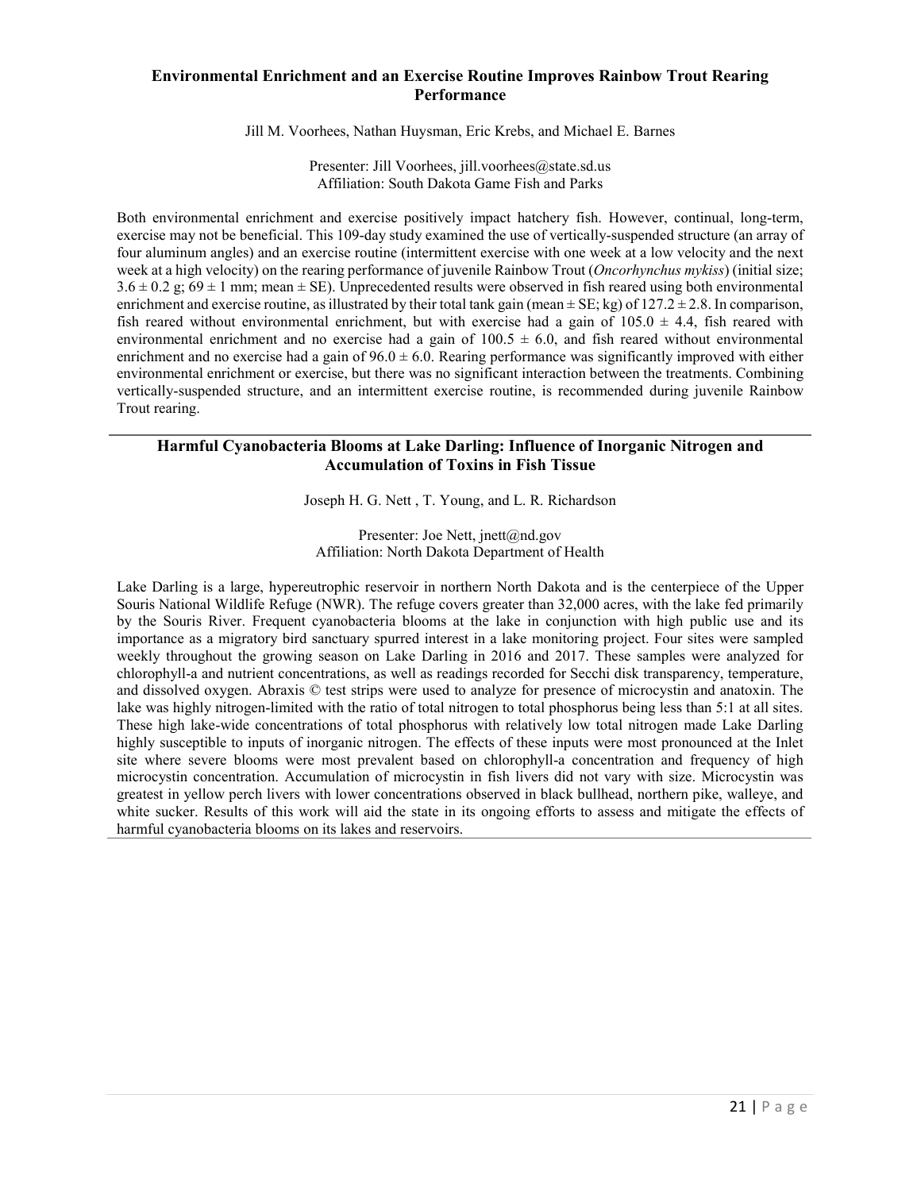## Environmental Enrichment and an Exercise Routine Improves Rainbow Trout Rearing Performance

Jill M. Voorhees, Nathan Huysman, Eric Krebs, and Michael E. Barnes

Presenter: Jill Voorhees, jill.voorhees@state.sd.us
Affiliation: South Dakota Game Fish and Parks

Both environmental enrichment and exercise positively impact hatchery fish. However, continual, long-term, exercise may not be beneficial. This 109-day study examined the use of vertically-suspended structure (an array of four aluminum angles) and an exercise routine (intermittent exercise with one week at a low velocity and the next week at a high velocity) on the rearing performance of juvenile Rainbow Trout (*Oncorhynchus mykiss*) (initial size; $3.6 \pm 0.2$ g; $69 \pm 1$ mm; mean ± SE). Unprecedented results were observed in fish reared using both environmental enrichment and exercise routine, as illustrated by their total tank gain (mean ± SE; kg) of $127.2 \pm 2.8$. In comparison, fish reared without environmental enrichment, but with exercise had a gain of $105.0 \pm 4.4$, fish reared with environmental enrichment and no exercise had a gain of $100.5 \pm 6.0$, and fish reared without environmental enrichment and no exercise had a gain of $96.0 \pm 6.0$. Rearing performance was significantly improved with either environmental enrichment or exercise, but there was no significant interaction between the treatments. Combining vertically-suspended structure, and an intermittent exercise routine, is recommended during juvenile Rainbow Trout rearing.

---

## Harmful Cyanobacteria Blooms at Lake Darling: Influence of Inorganic Nitrogen and Accumulation of Toxins in Fish Tissue

Joseph H. G. Nett , T. Young, and L. R. Richardson

Presenter: Joe Nett, jnett@nd.gov
Affiliation: North Dakota Department of Health

Lake Darling is a large, hypereutrophic reservoir in northern North Dakota and is the centerpiece of the Upper Souris National Wildlife Refuge (NWR). The refuge covers greater than 32,000 acres, with the lake fed primarily by the Souris River. Frequent cyanobacteria blooms at the lake in conjunction with high public use and its importance as a migratory bird sanctuary spurred interest in a lake monitoring project. Four sites were sampled weekly throughout the growing season on Lake Darling in 2016 and 2017. These samples were analyzed for chlorophyll-a and nutrient concentrations, as well as readings recorded for Secchi disk transparency, temperature, and dissolved oxygen. Abraxis © test strips were used to analyze for presence of microcystin and anatoxin. The lake was highly nitrogen-limited with the ratio of total nitrogen to total phosphorus being less than 5:1 at all sites. These high lake-wide concentrations of total phosphorus with relatively low total nitrogen made Lake Darling highly susceptible to inputs of inorganic nitrogen. The effects of these inputs were most pronounced at the Inlet site where severe blooms were most prevalent based on chlorophyll-a concentration and frequency of high microcystin concentration. Accumulation of microcystin in fish livers did not vary with size. Microcystin was greatest in yellow perch livers with lower concentrations observed in black bullhead, northern pike, walleye, and white sucker. Results of this work will aid the state in its ongoing efforts to assess and mitigate the effects of harmful cyanobacteria blooms on its lakes and reservoirs.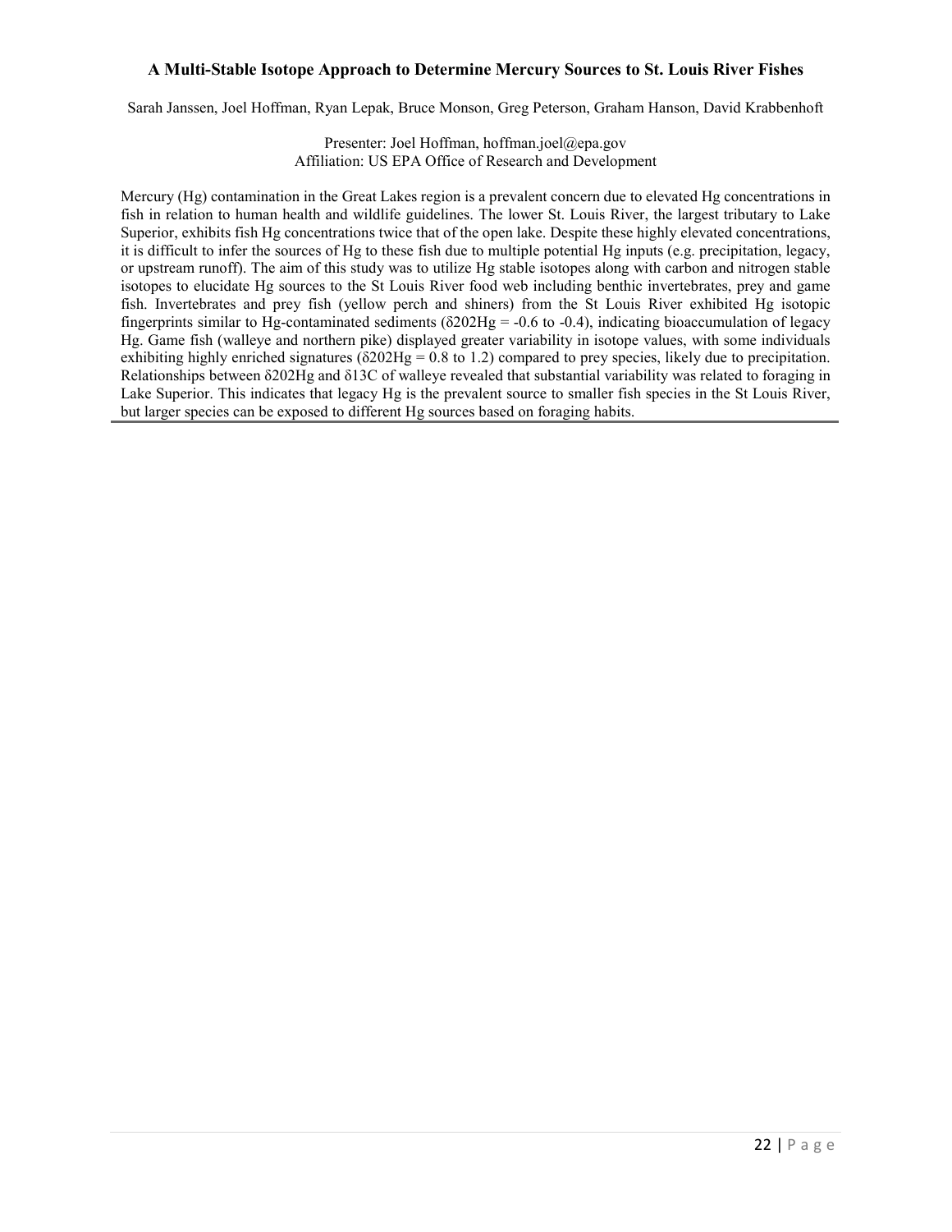### A Multi-Stable Isotope Approach to Determine Mercury Sources to St. Louis River Fishes

Sarah Janssen, Joel Hoffman, Ryan Lepak, Bruce Monson, Greg Peterson, Graham Hanson, David Krabbenhoft

Presenter: Joel Hoffman, hoffman.joel@epa.gov
Affiliation: US EPA Office of Research and Development

Mercury (Hg) contamination in the Great Lakes region is a prevalent concern due to elevated Hg concentrations in fish in relation to human health and wildlife guidelines. The lower St. Louis River, the largest tributary to Lake Superior, exhibits fish Hg concentrations twice that of the open lake. Despite these highly elevated concentrations, it is difficult to infer the sources of Hg to these fish due to multiple potential Hg inputs (e.g. precipitation, legacy, or upstream runoff). The aim of this study was to utilize Hg stable isotopes along with carbon and nitrogen stable isotopes to elucidate Hg sources to the St Louis River food web including benthic invertebrates, prey and game fish. Invertebrates and prey fish (yellow perch and shiners) from the St Louis River exhibited Hg isotopic fingerprints similar to Hg-contaminated sediments ($\delta^{202}Hg$ = -0.6 to -0.4), indicating bioaccumulation of legacy Hg. Game fish (walleye and northern pike) displayed greater variability in isotope values, with some individuals exhibiting highly enriched signatures ($\delta^{202}Hg$ = 0.8 to 1.2) compared to prey species, likely due to precipitation. Relationships between $\delta^{202}Hg$ and $\delta^{13}C$ of walleye revealed that substantial variability was related to foraging in Lake Superior. This indicates that legacy Hg is the prevalent source to smaller fish species in the St Louis River, but larger species can be exposed to different Hg sources based on foraging habits.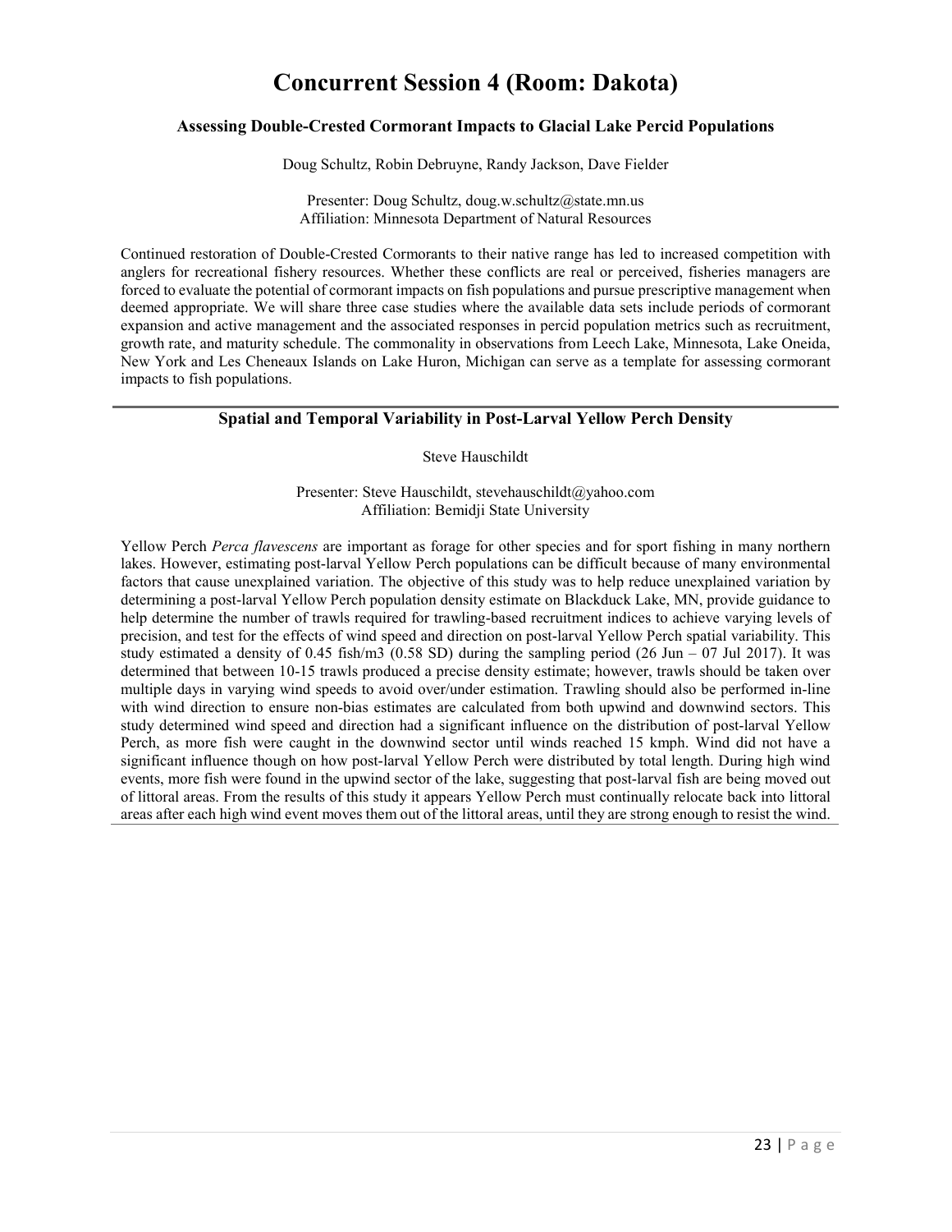# Concurrent Session 4 (Room: Dakota)

### Assessing Double-Crested Cormorant Impacts to Glacial Lake Percid Populations

Doug Schultz, Robin Debruyne, Randy Jackson, Dave Fielder

Presenter: Doug Schultz, doug.w.schultz@state.mn.us
Affiliation: Minnesota Department of Natural Resources

Continued restoration of Double-Crested Cormorants to their native range has led to increased competition with anglers for recreational fishery resources. Whether these conflicts are real or perceived, fisheries managers are forced to evaluate the potential of cormorant impacts on fish populations and pursue prescriptive management when deemed appropriate. We will share three case studies where the available data sets include periods of cormorant expansion and active management and the associated responses in percid population metrics such as recruitment, growth rate, and maturity schedule. The commonality in observations from Leech Lake, Minnesota, Lake Oneida, New York and Les Cheneaux Islands on Lake Huron, Michigan can serve as a template for assessing cormorant impacts to fish populations.

---

### Spatial and Temporal Variability in Post-Larval Yellow Perch Density

Steve Hauschildt

Presenter: Steve Hauschildt, stevehauschildt@yahoo.com
Affiliation: Bemidji State University

Yellow Perch *Perca flavescens* are important as forage for other species and for sport fishing in many northern lakes. However, estimating post-larval Yellow Perch populations can be difficult because of many environmental factors that cause unexplained variation. The objective of this study was to help reduce unexplained variation by determining a post-larval Yellow Perch population density estimate on Blackduck Lake, MN, provide guidance to help determine the number of trawls required for trawling-based recruitment indices to achieve varying levels of precision, and test for the effects of wind speed and direction on post-larval Yellow Perch spatial variability. This study estimated a density of 0.45 fish/m3 (0.58 SD) during the sampling period (26 Jun – 07 Jul 2017). It was determined that between 10-15 trawls produced a precise density estimate; however, trawls should be taken over multiple days in varying wind speeds to avoid over/under estimation. Trawling should also be performed in-line with wind direction to ensure non-bias estimates are calculated from both upwind and downwind sectors. This study determined wind speed and direction had a significant influence on the distribution of post-larval Yellow Perch, as more fish were caught in the downwind sector until winds reached 15 kmph. Wind did not have a significant influence though on how post-larval Yellow Perch were distributed by total length. During high wind events, more fish were found in the upwind sector of the lake, suggesting that post-larval fish are being moved out of littoral areas. From the results of this study it appears Yellow Perch must continually relocate back into littoral areas after each high wind event moves them out of the littoral areas, until they are strong enough to resist the wind.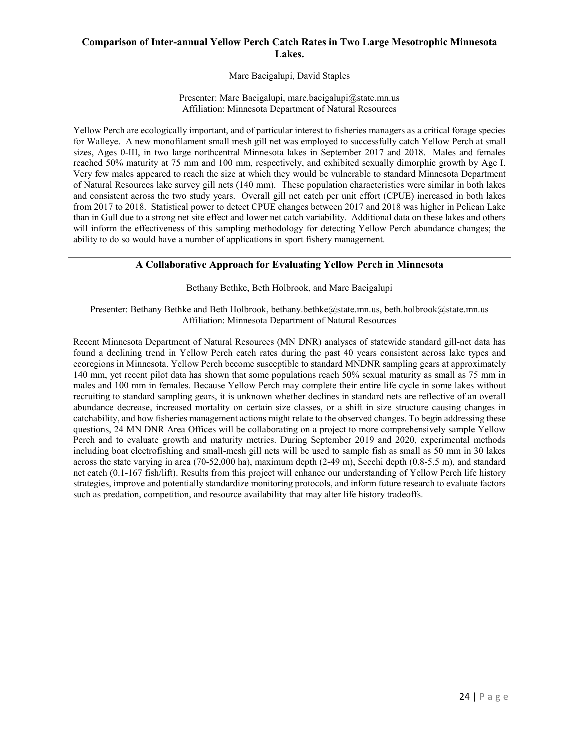## Comparison of Inter-annual Yellow Perch Catch Rates in Two Large Mesotrophic Minnesota Lakes.

Marc Bacigalupi, David Staples

Presenter: Marc Bacigalupi, marc.bacigalupi@state.mn.us
Affiliation: Minnesota Department of Natural Resources

Yellow Perch are ecologically important, and of particular interest to fisheries managers as a critical forage species for Walleye. A new monofilament small mesh gill net was employed to successfully catch Yellow Perch at small sizes, Ages 0-III, in two large northcentral Minnesota lakes in September 2017 and 2018. Males and females reached 50% maturity at 75 mm and 100 mm, respectively, and exhibited sexually dimorphic growth by Age I. Very few males appeared to reach the size at which they would be vulnerable to standard Minnesota Department of Natural Resources lake survey gill nets (140 mm). These population characteristics were similar in both lakes and consistent across the two study years. Overall gill net catch per unit effort (CPUE) increased in both lakes from 2017 to 2018. Statistical power to detect CPUE changes between 2017 and 2018 was higher in Pelican Lake than in Gull due to a strong net site effect and lower net catch variability. Additional data on these lakes and others will inform the effectiveness of this sampling methodology for detecting Yellow Perch abundance changes; the ability to do so would have a number of applications in sport fishery management.

---

## A Collaborative Approach for Evaluating Yellow Perch in Minnesota

Bethany Bethke, Beth Holbrook, and Marc Bacigalupi

Presenter: Bethany Bethke and Beth Holbrook, bethany.bethke@state.mn.us, beth.holbrook@state.mn.us
Affiliation: Minnesota Department of Natural Resources

Recent Minnesota Department of Natural Resources (MN DNR) analyses of statewide standard gill-net data has found a declining trend in Yellow Perch catch rates during the past 40 years consistent across lake types and ecoregions in Minnesota. Yellow Perch become susceptible to standard MNDNR sampling gears at approximately 140 mm, yet recent pilot data has shown that some populations reach 50% sexual maturity as small as 75 mm in males and 100 mm in females. Because Yellow Perch may complete their entire life cycle in some lakes without recruiting to standard sampling gears, it is unknown whether declines in standard nets are reflective of an overall abundance decrease, increased mortality on certain size classes, or a shift in size structure causing changes in catchability, and how fisheries management actions might relate to the observed changes. To begin addressing these questions, 24 MN DNR Area Offices will be collaborating on a project to more comprehensively sample Yellow Perch and to evaluate growth and maturity metrics. During September 2019 and 2020, experimental methods including boat electrofishing and small-mesh gill nets will be used to sample fish as small as 50 mm in 30 lakes across the state varying in area (70-52,000 ha), maximum depth (2-49 m), Secchi depth (0.8-5.5 m), and standard net catch (0.1-167 fish/lift). Results from this project will enhance our understanding of Yellow Perch life history strategies, improve and potentially standardize monitoring protocols, and inform future research to evaluate factors such as predation, competition, and resource availability that may alter life history tradeoffs.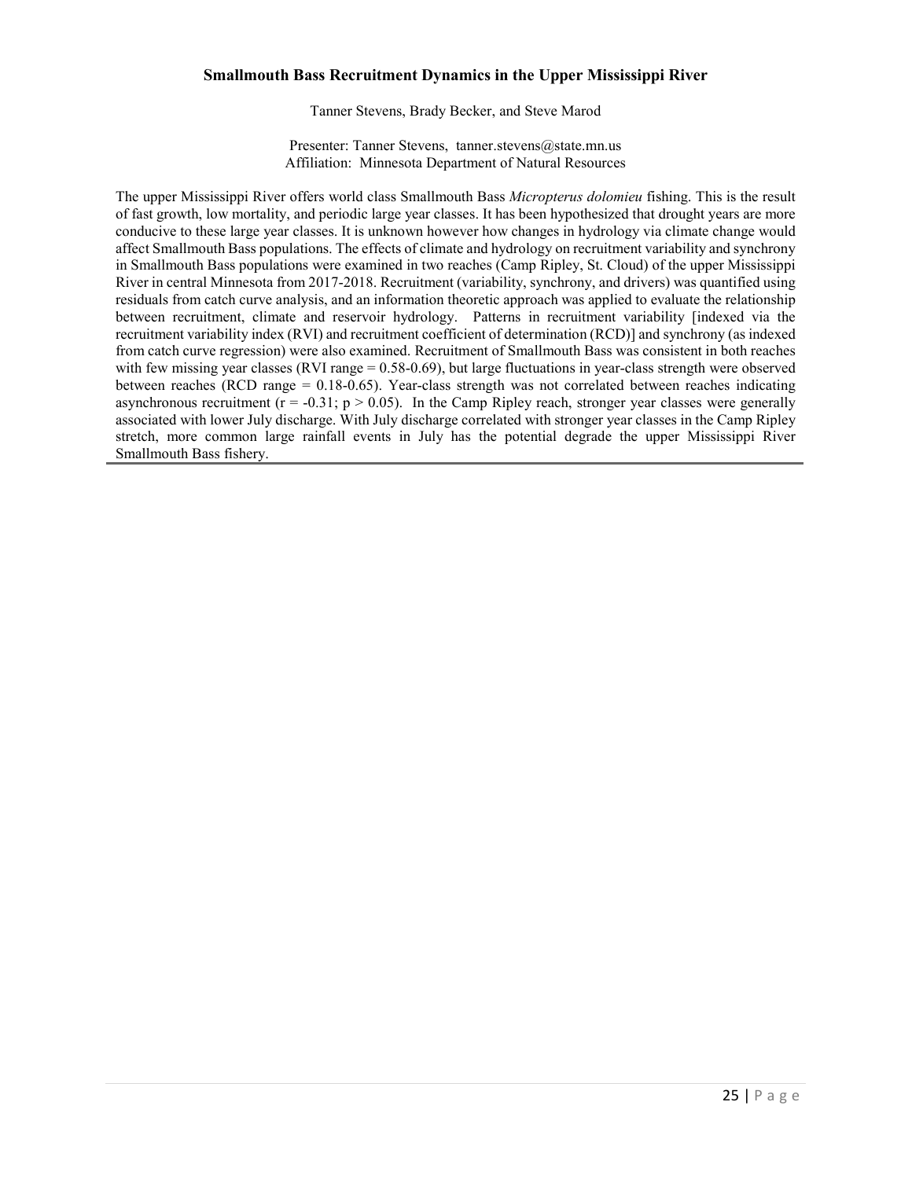### Smallmouth Bass Recruitment Dynamics in the Upper Mississippi River

Tanner Stevens, Brady Becker, and Steve Marod

Presenter: Tanner Stevens, tanner.stevens@state.mn.us
Affiliation: Minnesota Department of Natural Resources

The upper Mississippi River offers world class Smallmouth Bass *Micropterus dolomieu* fishing. This is the result of fast growth, low mortality, and periodic large year classes. It has been hypothesized that drought years are more conducive to these large year classes. It is unknown however how changes in hydrology via climate change would affect Smallmouth Bass populations. The effects of climate and hydrology on recruitment variability and synchrony in Smallmouth Bass populations were examined in two reaches (Camp Ripley, St. Cloud) of the upper Mississippi River in central Minnesota from 2017-2018. Recruitment (variability, synchrony, and drivers) was quantified using residuals from catch curve analysis, and an information theoretic approach was applied to evaluate the relationship between recruitment, climate and reservoir hydrology. Patterns in recruitment variability [indexed via the recruitment variability index (RVI) and recruitment coefficient of determination (RCD)] and synchrony (as indexed from catch curve regression) were also examined. Recruitment of Smallmouth Bass was consistent in both reaches with few missing year classes (RVI range = 0.58-0.69), but large fluctuations in year-class strength were observed between reaches (RCD range = 0.18-0.65). Year-class strength was not correlated between reaches indicating asynchronous recruitment ($r = -0.31$; $p > 0.05$). In the Camp Ripley reach, stronger year classes were generally associated with lower July discharge. With July discharge correlated with stronger year classes in the Camp Ripley stretch, more common large rainfall events in July has the potential degrade the upper Mississippi River Smallmouth Bass fishery.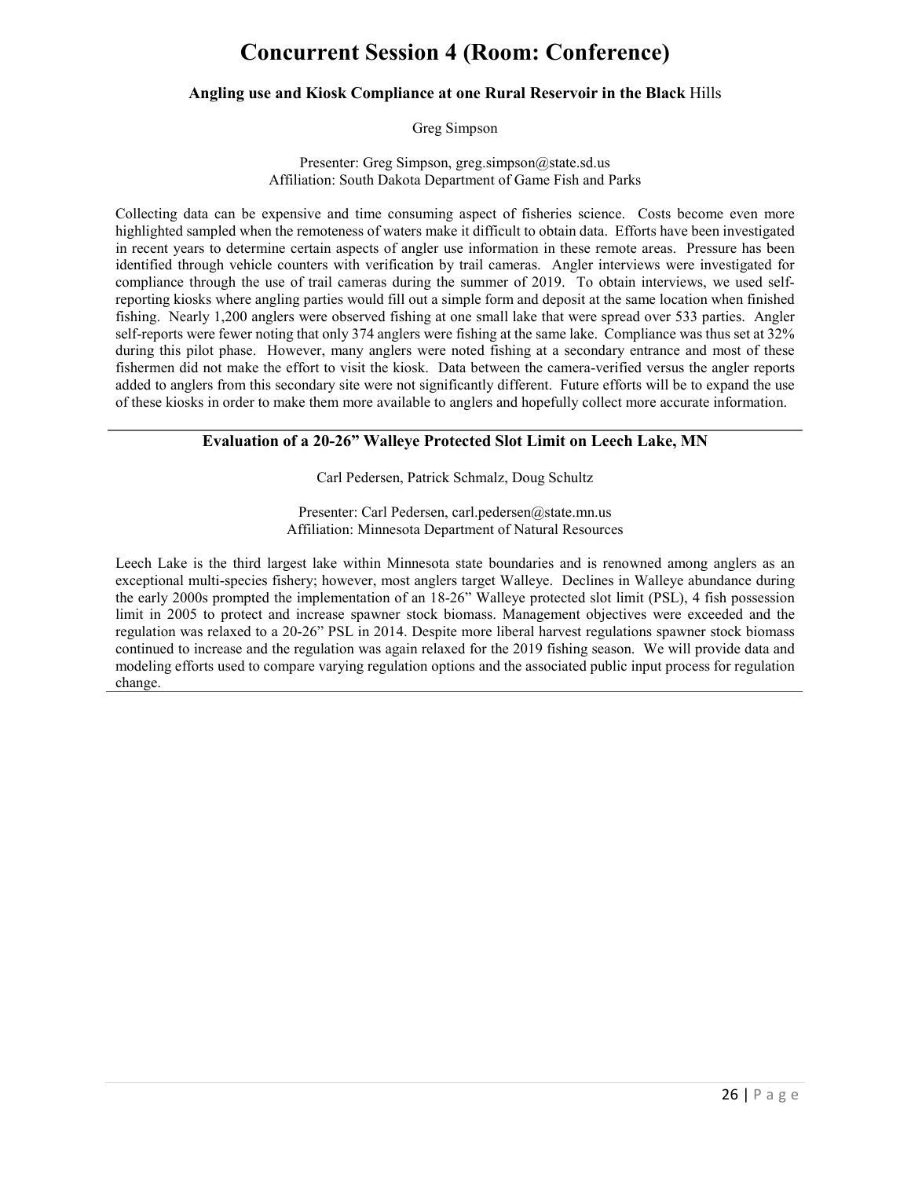# Concurrent Session 4 (Room: Conference)

### Angling use and Kiosk Compliance at one Rural Reservoir in the Black Hills

Greg Simpson

Presenter: Greg Simpson, greg.simpson@state.sd.us
Affiliation: South Dakota Department of Game Fish and Parks

Collecting data can be expensive and time consuming aspect of fisheries science. Costs become even more highlighted sampled when the remoteness of waters make it difficult to obtain data. Efforts have been investigated in recent years to determine certain aspects of angler use information in these remote areas. Pressure has been identified through vehicle counters with verification by trail cameras. Angler interviews were investigated for compliance through the use of trail cameras during the summer of 2019. To obtain interviews, we used self-reporting kiosks where angling parties would fill out a simple form and deposit at the same location when finished fishing. Nearly 1,200 anglers were observed fishing at one small lake that were spread over 533 parties. Angler self-reports were fewer noting that only 374 anglers were fishing at the same lake. Compliance was thus set at 32% during this pilot phase. However, many anglers were noted fishing at a secondary entrance and most of these fishermen did not make the effort to visit the kiosk. Data between the camera-verified versus the angler reports added to anglers from this secondary site were not significantly different. Future efforts will be to expand the use of these kiosks in order to make them more available to anglers and hopefully collect more accurate information.

---

### Evaluation of a 20-26" Walleye Protected Slot Limit on Leech Lake, MN

Carl Pedersen, Patrick Schmalz, Doug Schultz

Presenter: Carl Pedersen, carl.pedersen@state.mn.us
Affiliation: Minnesota Department of Natural Resources

Leech Lake is the third largest lake within Minnesota state boundaries and is renowned among anglers as an exceptional multi-species fishery; however, most anglers target Walleye. Declines in Walleye abundance during the early 2000s prompted the implementation of an 18-26" Walleye protected slot limit (PSL), 4 fish possession limit in 2005 to protect and increase spawner stock biomass. Management objectives were exceeded and the regulation was relaxed to a 20-26" PSL in 2014. Despite more liberal harvest regulations spawner stock biomass continued to increase and the regulation was again relaxed for the 2019 fishing season. We will provide data and modeling efforts used to compare varying regulation options and the associated public input process for regulation change.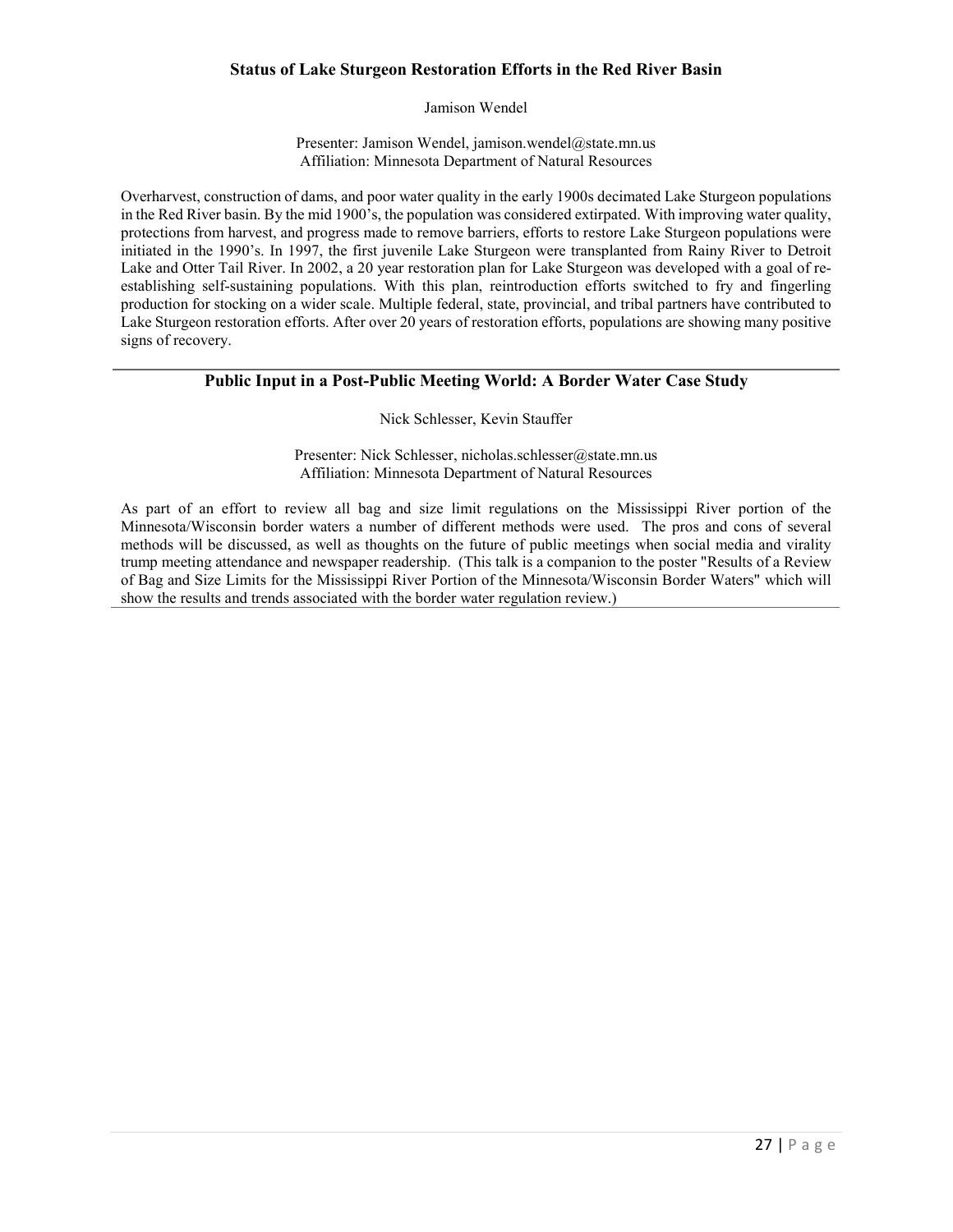## Status of Lake Sturgeon Restoration Efforts in the Red River Basin

Jamison Wendel

Presenter: Jamison Wendel, jamison.wendel@state.mn.us
Affiliation: Minnesota Department of Natural Resources

Overharvest, construction of dams, and poor water quality in the early 1900s decimated Lake Sturgeon populations in the Red River basin. By the mid 1900's, the population was considered extirpated. With improving water quality, protections from harvest, and progress made to remove barriers, efforts to restore Lake Sturgeon populations were initiated in the 1990's. In 1997, the first juvenile Lake Sturgeon were transplanted from Rainy River to Detroit Lake and Otter Tail River. In 2002, a 20 year restoration plan for Lake Sturgeon was developed with a goal of re-establishing self-sustaining populations. With this plan, reintroduction efforts switched to fry and fingerling production for stocking on a wider scale. Multiple federal, state, provincial, and tribal partners have contributed to Lake Sturgeon restoration efforts. After over 20 years of restoration efforts, populations are showing many positive signs of recovery.

---

## Public Input in a Post-Public Meeting World: A Border Water Case Study

Nick Schlesser, Kevin Stauffer

Presenter: Nick Schlesser, nicholas.schlesser@state.mn.us
Affiliation: Minnesota Department of Natural Resources

As part of an effort to review all bag and size limit regulations on the Mississippi River portion of the Minnesota/Wisconsin border waters a number of different methods were used. The pros and cons of several methods will be discussed, as well as thoughts on the future of public meetings when social media and virality trump meeting attendance and newspaper readership. (This talk is a companion to the poster "Results of a Review of Bag and Size Limits for the Mississippi River Portion of the Minnesota/Wisconsin Border Waters" which will show the results and trends associated with the border water regulation review.)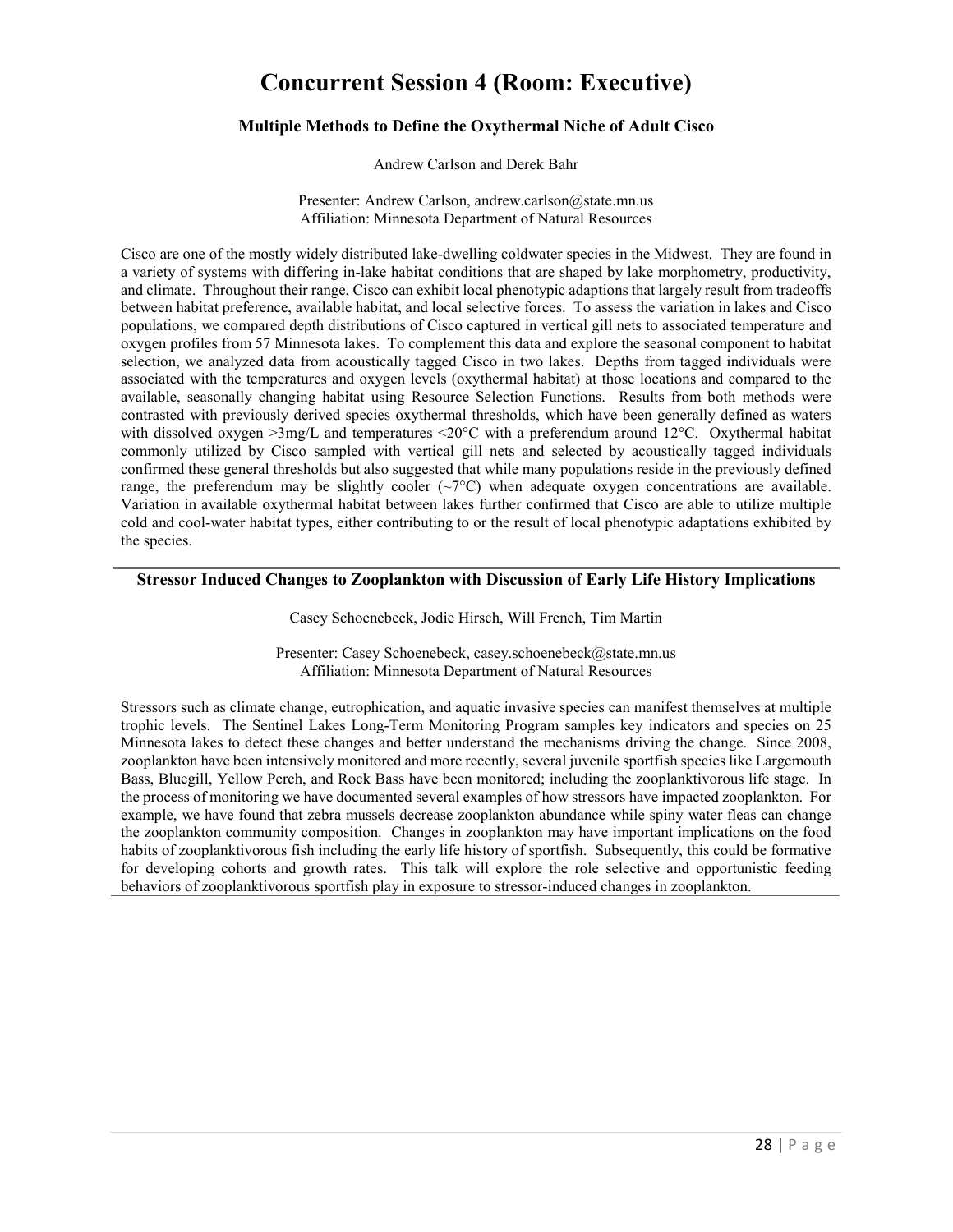# Concurrent Session 4 (Room: Executive)

### Multiple Methods to Define the Oxythermal Niche of Adult Cisco

Andrew Carlson and Derek Bahr

Presenter: Andrew Carlson, andrew.carlson@state.mn.us
Affiliation: Minnesota Department of Natural Resources

Cisco are one of the mostly widely distributed lake-dwelling coldwater species in the Midwest. They are found in a variety of systems with differing in-lake habitat conditions that are shaped by lake morphometry, productivity, and climate. Throughout their range, Cisco can exhibit local phenotypic adaptions that largely result from tradeoffs between habitat preference, available habitat, and local selective forces. To assess the variation in lakes and Cisco populations, we compared depth distributions of Cisco captured in vertical gill nets to associated temperature and oxygen profiles from 57 Minnesota lakes. To complement this data and explore the seasonal component to habitat selection, we analyzed data from acoustically tagged Cisco in two lakes. Depths from tagged individuals were associated with the temperatures and oxygen levels (oxythermal habitat) at those locations and compared to the available, seasonally changing habitat using Resource Selection Functions. Results from both methods were contrasted with previously derived species oxythermal thresholds, which have been generally defined as waters with dissolved oxygen >3mg/L and temperatures <20°C with a preferendum around 12°C. Oxythermal habitat commonly utilized by Cisco sampled with vertical gill nets and selected by acoustically tagged individuals confirmed these general thresholds but also suggested that while many populations reside in the previously defined range, the preferendum may be slightly cooler (~7°C) when adequate oxygen concentrations are available. Variation in available oxythermal habitat between lakes further confirmed that Cisco are able to utilize multiple cold and cool-water habitat types, either contributing to or the result of local phenotypic adaptations exhibited by the species.

---

### Stressor Induced Changes to Zooplankton with Discussion of Early Life History Implications

Casey Schoenebeck, Jodie Hirsch, Will French, Tim Martin

Presenter: Casey Schoenebeck, casey.schoenebeck@state.mn.us
Affiliation: Minnesota Department of Natural Resources

Stressors such as climate change, eutrophication, and aquatic invasive species can manifest themselves at multiple trophic levels. The Sentinel Lakes Long-Term Monitoring Program samples key indicators and species on 25 Minnesota lakes to detect these changes and better understand the mechanisms driving the change. Since 2008, zooplankton have been intensively monitored and more recently, several juvenile sportfish species like Largemouth Bass, Bluegill, Yellow Perch, and Rock Bass have been monitored; including the zooplanktivorous life stage. In the process of monitoring we have documented several examples of how stressors have impacted zooplankton. For example, we have found that zebra mussels decrease zooplankton abundance while spiny water fleas can change the zooplankton community composition. Changes in zooplankton may have important implications on the food habits of zooplanktivorous fish including the early life history of sportfish. Subsequently, this could be formative for developing cohorts and growth rates. This talk will explore the role selective and opportunistic feeding behaviors of zooplanktivorous sportfish play in exposure to stressor-induced changes in zooplankton.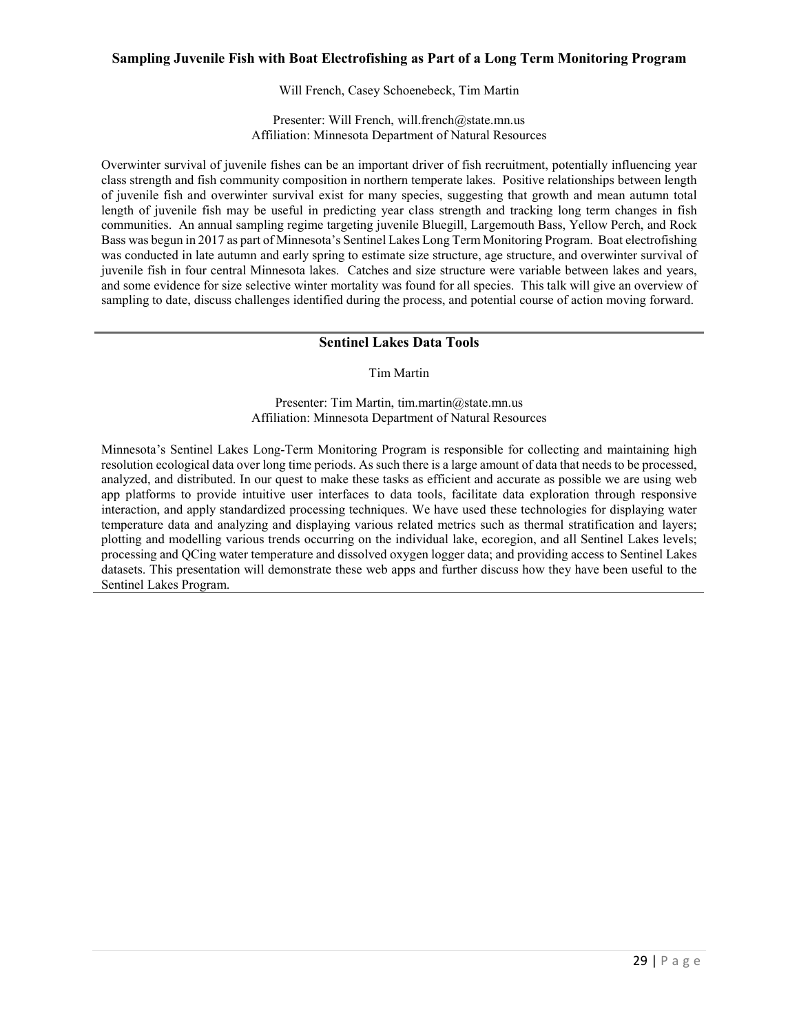### Sampling Juvenile Fish with Boat Electrofishing as Part of a Long Term Monitoring Program

Will French, Casey Schoenebeck, Tim Martin

Presenter: Will French, will.french@state.mn.us
Affiliation: Minnesota Department of Natural Resources

Overwinter survival of juvenile fishes can be an important driver of fish recruitment, potentially influencing year class strength and fish community composition in northern temperate lakes. Positive relationships between length of juvenile fish and overwinter survival exist for many species, suggesting that growth and mean autumn total length of juvenile fish may be useful in predicting year class strength and tracking long term changes in fish communities. An annual sampling regime targeting juvenile Bluegill, Largemouth Bass, Yellow Perch, and Rock Bass was begun in 2017 as part of Minnesota's Sentinel Lakes Long Term Monitoring Program. Boat electrofishing was conducted in late autumn and early spring to estimate size structure, age structure, and overwinter survival of juvenile fish in four central Minnesota lakes. Catches and size structure were variable between lakes and years, and some evidence for size selective winter mortality was found for all species. This talk will give an overview of sampling to date, discuss challenges identified during the process, and potential course of action moving forward.

---

### Sentinel Lakes Data Tools

Tim Martin

Presenter: Tim Martin, tim.martin@state.mn.us
Affiliation: Minnesota Department of Natural Resources

Minnesota's Sentinel Lakes Long-Term Monitoring Program is responsible for collecting and maintaining high resolution ecological data over long time periods. As such there is a large amount of data that needs to be processed, analyzed, and distributed. In our quest to make these tasks as efficient and accurate as possible we are using web app platforms to provide intuitive user interfaces to data tools, facilitate data exploration through responsive interaction, and apply standardized processing techniques. We have used these technologies for displaying water temperature data and analyzing and displaying various related metrics such as thermal stratification and layers; plotting and modelling various trends occurring on the individual lake, ecoregion, and all Sentinel Lakes levels; processing and QCing water temperature and dissolved oxygen logger data; and providing access to Sentinel Lakes datasets. This presentation will demonstrate these web apps and further discuss how they have been useful to the Sentinel Lakes Program.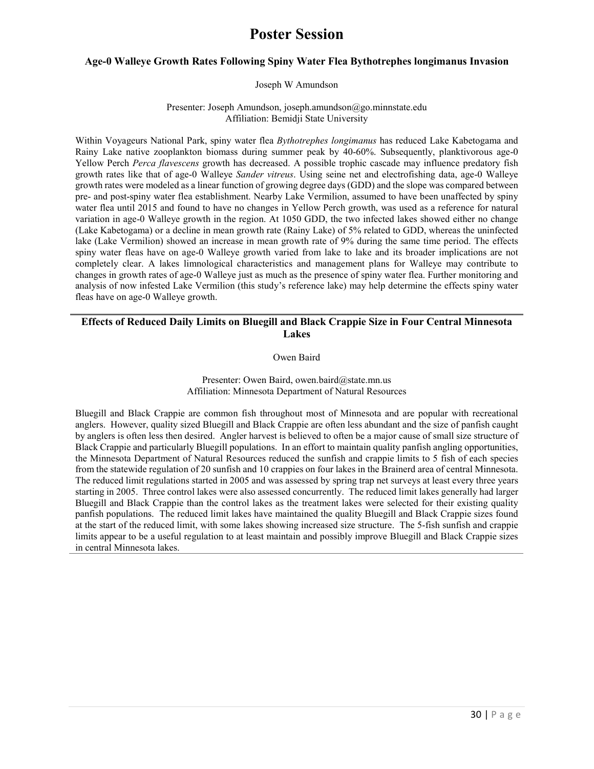# Poster Session

### Age-0 Walleye Growth Rates Following Spiny Water Flea Bythotrephes longimanus Invasion

Joseph W Amundson

Presenter: Joseph Amundson, joseph.amundson@go.minnstate.edu
Affiliation: Bemidji State University

Within Voyageurs National Park, spiny water flea *Bythotrephes longimanus* has reduced Lake Kabetogama and Rainy Lake native zooplankton biomass during summer peak by 40-60%. Subsequently, planktivorous age-0 Yellow Perch *Perca flavescens* growth has decreased. A possible trophic cascade may influence predatory fish growth rates like that of age-0 Walleye *Sander vitreus*. Using seine net and electrofishing data, age-0 Walleye growth rates were modeled as a linear function of growing degree days (GDD) and the slope was compared between pre- and post-spiny water flea establishment. Nearby Lake Vermilion, assumed to have been unaffected by spiny water flea until 2015 and found to have no changes in Yellow Perch growth, was used as a reference for natural variation in age-0 Walleye growth in the region. At 1050 GDD, the two infected lakes showed either no change (Lake Kabetogama) or a decline in mean growth rate (Rainy Lake) of 5% related to GDD, whereas the uninfected lake (Lake Vermilion) showed an increase in mean growth rate of 9% during the same time period. The effects spiny water fleas have on age-0 Walleye growth varied from lake to lake and its broader implications are not completely clear. A lakes limnological characteristics and management plans for Walleye may contribute to changes in growth rates of age-0 Walleye just as much as the presence of spiny water flea. Further monitoring and analysis of now infested Lake Vermilion (this study's reference lake) may help determine the effects spiny water fleas have on age-0 Walleye growth.

---

### Effects of Reduced Daily Limits on Bluegill and Black Crappie Size in Four Central Minnesota Lakes

Owen Baird

Presenter: Owen Baird, owen.baird@state.mn.us
Affiliation: Minnesota Department of Natural Resources

Bluegill and Black Crappie are common fish throughout most of Minnesota and are popular with recreational anglers. However, quality sized Bluegill and Black Crappie are often less abundant and the size of panfish caught by anglers is often less then desired. Angler harvest is believed to often be a major cause of small size structure of Black Crappie and particularly Bluegill populations. In an effort to maintain quality panfish angling opportunities, the Minnesota Department of Natural Resources reduced the sunfish and crappie limits to 5 fish of each species from the statewide regulation of 20 sunfish and 10 crappies on four lakes in the Brainerd area of central Minnesota. The reduced limit regulations started in 2005 and was assessed by spring trap net surveys at least every three years starting in 2005. Three control lakes were also assessed concurrently. The reduced limit lakes generally had larger Bluegill and Black Crappie than the control lakes as the treatment lakes were selected for their existing quality panfish populations. The reduced limit lakes have maintained the quality Bluegill and Black Crappie sizes found at the start of the reduced limit, with some lakes showing increased size structure. The 5-fish sunfish and crappie limits appear to be a useful regulation to at least maintain and possibly improve Bluegill and Black Crappie sizes in central Minnesota lakes.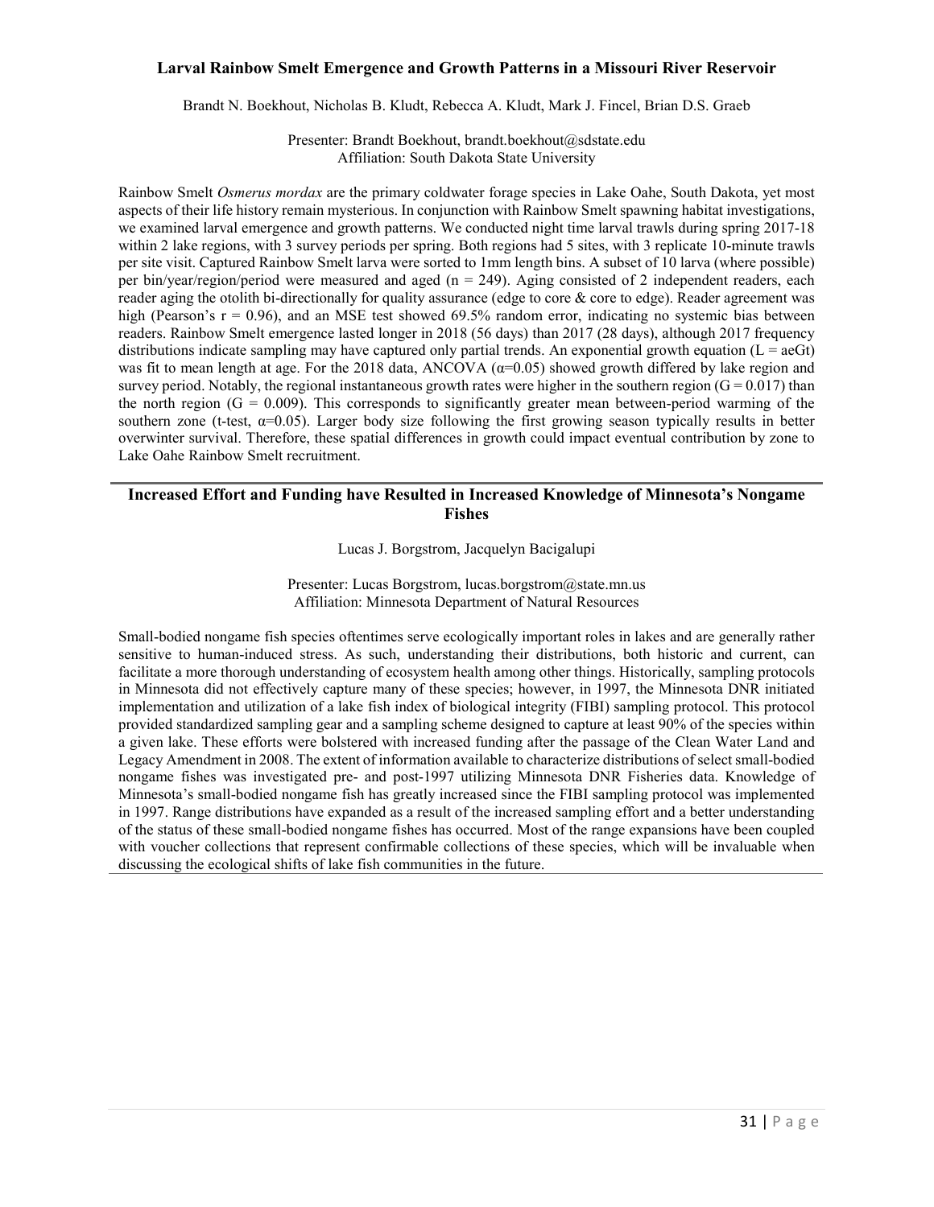### Larval Rainbow Smelt Emergence and Growth Patterns in a Missouri River Reservoir

Brandt N. Boekhout, Nicholas B. Kludt, Rebecca A. Kludt, Mark J. Fincel, Brian D.S. Graeb

Presenter: Brandt Boekhout, brandt.boekhout@sdstate.edu
Affiliation: South Dakota State University

Rainbow Smelt *Osmerus mordax* are the primary coldwater forage species in Lake Oahe, South Dakota, yet most aspects of their life history remain mysterious. In conjunction with Rainbow Smelt spawning habitat investigations, we examined larval emergence and growth patterns. We conducted night time larval trawls during spring 2017-18 within 2 lake regions, with 3 survey periods per spring. Both regions had 5 sites, with 3 replicate 10-minute trawls per site visit. Captured Rainbow Smelt larva were sorted to 1mm length bins. A subset of 10 larva (where possible) per bin/year/region/period were measured and aged ($n = 249$). Aging consisted of 2 independent readers, each reader aging the otolith bi-directionally for quality assurance (edge to core & core to edge). Reader agreement was high (Pearson's $r = 0.96$), and an MSE test showed 69.5% random error, indicating no systemic bias between readers. Rainbow Smelt emergence lasted longer in 2018 (56 days) than 2017 (28 days), although 2017 frequency distributions indicate sampling may have captured only partial trends. An exponential growth equation ($L = aeGt$) was fit to mean length at age. For the 2018 data, ANCOVA ($\alpha=0.05$) showed growth differed by lake region and survey period. Notably, the regional instantaneous growth rates were higher in the southern region ($G = 0.017$) than the north region ($G = 0.009$). This corresponds to significantly greater mean between-period warming of the southern zone (t-test, $\alpha=0.05$). Larger body size following the first growing season typically results in better overwinter survival. Therefore, these spatial differences in growth could impact eventual contribution by zone to Lake Oahe Rainbow Smelt recruitment.

---

### Increased Effort and Funding have Resulted in Increased Knowledge of Minnesota's Nongame Fishes

Lucas J. Borgstrom, Jacquelyn Bacigalupi

Presenter: Lucas Borgstrom, lucas.borgstrom@state.mn.us
Affiliation: Minnesota Department of Natural Resources

Small-bodied nongame fish species oftentimes serve ecologically important roles in lakes and are generally rather sensitive to human-induced stress. As such, understanding their distributions, both historic and current, can facilitate a more thorough understanding of ecosystem health among other things. Historically, sampling protocols in Minnesota did not effectively capture many of these species; however, in 1997, the Minnesota DNR initiated implementation and utilization of a lake fish index of biological integrity (FIBI) sampling protocol. This protocol provided standardized sampling gear and a sampling scheme designed to capture at least 90% of the species within a given lake. These efforts were bolstered with increased funding after the passage of the Clean Water Land and Legacy Amendment in 2008. The extent of information available to characterize distributions of select small-bodied nongame fishes was investigated pre- and post-1997 utilizing Minnesota DNR Fisheries data. Knowledge of Minnesota's small-bodied nongame fish has greatly increased since the FIBI sampling protocol was implemented in 1997. Range distributions have expanded as a result of the increased sampling effort and a better understanding of the status of these small-bodied nongame fishes has occurred. Most of the range expansions have been coupled with voucher collections that represent confirmable collections of these species, which will be invaluable when discussing the ecological shifts of lake fish communities in the future.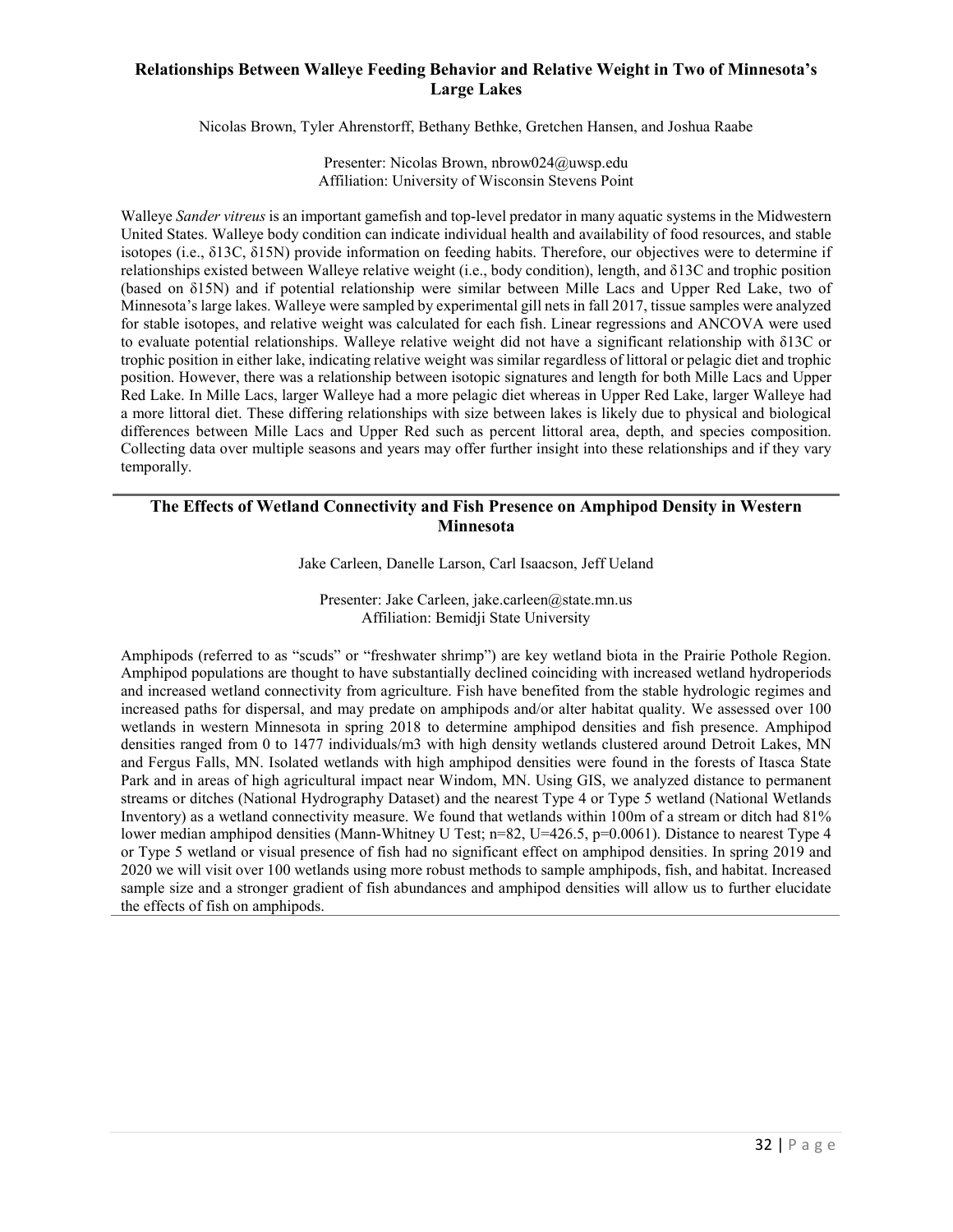## Relationships Between Walleye Feeding Behavior and Relative Weight in Two of Minnesota's Large Lakes

Nicolas Brown, Tyler Ahrenstorff, Bethany Bethke, Gretchen Hansen, and Joshua Raabe

Presenter: Nicolas Brown, nbrow024@uwsp.edu
Affiliation: University of Wisconsin Stevens Point

Walleye *Sander vitreus* is an important gamefish and top-level predator in many aquatic systems in the Midwestern United States. Walleye body condition can indicate individual health and availability of food resources, and stable isotopes (i.e., $\delta 13C$, $\delta 15N$) provide information on feeding habits. Therefore, our objectives were to determine if relationships existed between Walleye relative weight (i.e., body condition), length, and $\delta 13C$ and trophic position (based on $\delta 15N$) and if potential relationship were similar between Mille Lacs and Upper Red Lake, two of Minnesota's large lakes. Walleye were sampled by experimental gill nets in fall 2017, tissue samples were analyzed for stable isotopes, and relative weight was calculated for each fish. Linear regressions and ANCOVA were used to evaluate potential relationships. Walleye relative weight did not have a significant relationship with $\delta 13C$ or trophic position in either lake, indicating relative weight was similar regardless of littoral or pelagic diet and trophic position. However, there was a relationship between isotopic signatures and length for both Mille Lacs and Upper Red Lake. In Mille Lacs, larger Walleye had a more pelagic diet whereas in Upper Red Lake, larger Walleye had a more littoral diet. These differing relationships with size between lakes is likely due to physical and biological differences between Mille Lacs and Upper Red such as percent littoral area, depth, and species composition. Collecting data over multiple seasons and years may offer further insight into these relationships and if they vary temporally.

---

## The Effects of Wetland Connectivity and Fish Presence on Amphipod Density in Western Minnesota

Jake Carleen, Danelle Larson, Carl Isaacson, Jeff Ueland

Presenter: Jake Carleen, jake.carleen@state.mn.us
Affiliation: Bemidji State University

Amphipods (referred to as "scuds" or "freshwater shrimp") are key wetland biota in the Prairie Pothole Region. Amphipod populations are thought to have substantially declined coinciding with increased wetland hydroperiods and increased wetland connectivity from agriculture. Fish have benefited from the stable hydrologic regimes and increased paths for dispersal, and may predate on amphipods and/or alter habitat quality. We assessed over 100 wetlands in western Minnesota in spring 2018 to determine amphipod densities and fish presence. Amphipod densities ranged from 0 to 1477 individuals/m3 with high density wetlands clustered around Detroit Lakes, MN and Fergus Falls, MN. Isolated wetlands with high amphipod densities were found in the forests of Itasca State Park and in areas of high agricultural impact near Windom, MN. Using GIS, we analyzed distance to permanent streams or ditches (National Hydrography Dataset) and the nearest Type 4 or Type 5 wetland (National Wetlands Inventory) as a wetland connectivity measure. We found that wetlands within 100m of a stream or ditch had 81% lower median amphipod densities (Mann-Whitney U Test; $n=82$, $U=426.5$, $p=0.0061$). Distance to nearest Type 4 or Type 5 wetland or visual presence of fish had no significant effect on amphipod densities. In spring 2019 and 2020 we will visit over 100 wetlands using more robust methods to sample amphipods, fish, and habitat. Increased sample size and a stronger gradient of fish abundances and amphipod densities will allow us to further elucidate the effects of fish on amphipods.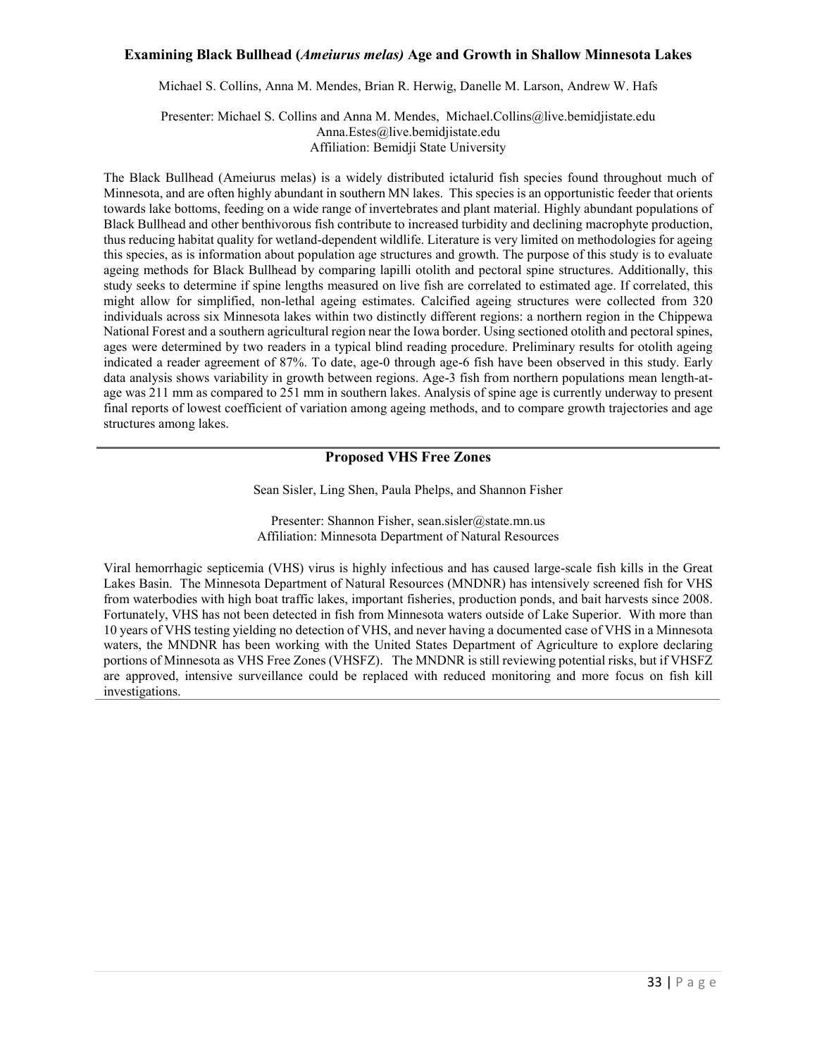### Examining Black Bullhead (*Ameiurus melas)* Age and Growth in Shallow Minnesota Lakes

Michael S. Collins, Anna M. Mendes, Brian R. Herwig, Danelle M. Larson, Andrew W. Hafs

Presenter: Michael S. Collins and Anna M. Mendes, Michael.Collins@live.bemidjistate.edu
Anna.Estes@live.bemidjistate.edu
Affiliation: Bemidji State University

The Black Bullhead (Ameiurus melas) is a widely distributed ictalurid fish species found throughout much of Minnesota, and are often highly abundant in southern MN lakes. This species is an opportunistic feeder that orients towards lake bottoms, feeding on a wide range of invertebrates and plant material. Highly abundant populations of Black Bullhead and other benthivorous fish contribute to increased turbidity and declining macrophyte production, thus reducing habitat quality for wetland-dependent wildlife. Literature is very limited on methodologies for ageing this species, as is information about population age structures and growth. The purpose of this study is to evaluate ageing methods for Black Bullhead by comparing lapilli otolith and pectoral spine structures. Additionally, this study seeks to determine if spine lengths measured on live fish are correlated to estimated age. If correlated, this might allow for simplified, non-lethal ageing estimates. Calcified ageing structures were collected from 320 individuals across six Minnesota lakes within two distinctly different regions: a northern region in the Chippewa National Forest and a southern agricultural region near the Iowa border. Using sectioned otolith and pectoral spines, ages were determined by two readers in a typical blind reading procedure. Preliminary results for otolith ageing indicated a reader agreement of 87%. To date, age-0 through age-6 fish have been observed in this study. Early data analysis shows variability in growth between regions. Age-3 fish from northern populations mean length-at-age was 211 mm as compared to 251 mm in southern lakes. Analysis of spine age is currently underway to present final reports of lowest coefficient of variation among ageing methods, and to compare growth trajectories and age structures among lakes.

---

### Proposed VHS Free Zones

Sean Sisler, Ling Shen, Paula Phelps, and Shannon Fisher

Presenter: Shannon Fisher, sean.sisler@state.mn.us
Affiliation: Minnesota Department of Natural Resources

Viral hemorrhagic septicemia (VHS) virus is highly infectious and has caused large-scale fish kills in the Great Lakes Basin. The Minnesota Department of Natural Resources (MNDNR) has intensively screened fish for VHS from waterbodies with high boat traffic lakes, important fisheries, production ponds, and bait harvests since 2008. Fortunately, VHS has not been detected in fish from Minnesota waters outside of Lake Superior. With more than 10 years of VHS testing yielding no detection of VHS, and never having a documented case of VHS in a Minnesota waters, the MNDNR has been working with the United States Department of Agriculture to explore declaring portions of Minnesota as VHS Free Zones (VHSFZ). The MNDNR is still reviewing potential risks, but if VHSFZ are approved, intensive surveillance could be replaced with reduced monitoring and more focus on fish kill investigations.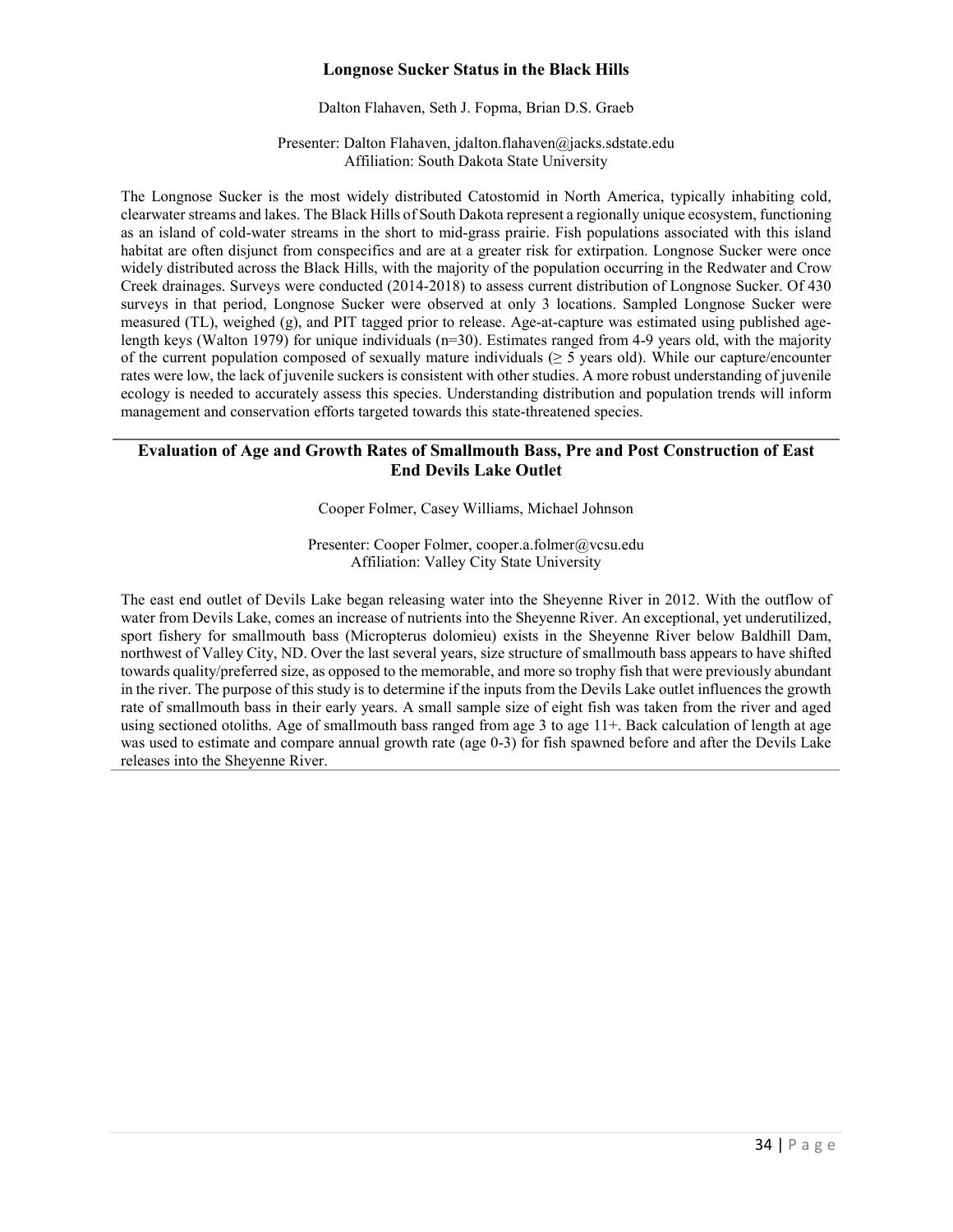### Longnose Sucker Status in the Black Hills

Dalton Flahaven, Seth J. Fopma, Brian D.S. Graeb

Presenter: Dalton Flahaven, jdalton.flahaven@jacks.sdstate.edu
Affiliation: South Dakota State University

The Longnose Sucker is the most widely distributed Catostomid in North America, typically inhabiting cold, clearwater streams and lakes. The Black Hills of South Dakota represent a regionally unique ecosystem, functioning as an island of cold-water streams in the short to mid-grass prairie. Fish populations associated with this island habitat are often disjunct from conspecifics and are at a greater risk for extirpation. Longnose Sucker were once widely distributed across the Black Hills, with the majority of the population occurring in the Redwater and Crow Creek drainages. Surveys were conducted (2014-2018) to assess current distribution of Longnose Sucker. Of 430 surveys in that period, Longnose Sucker were observed at only 3 locations. Sampled Longnose Sucker were measured (TL), weighed (g), and PIT tagged prior to release. Age-at-capture was estimated using published age-length keys (Walton 1979) for unique individuals (n=30). Estimates ranged from 4-9 years old, with the majority of the current population composed of sexually mature individuals (≥ 5 years old). While our capture/encounter rates were low, the lack of juvenile suckers is consistent with other studies. A more robust understanding of juvenile ecology is needed to accurately assess this species. Understanding distribution and population trends will inform management and conservation efforts targeted towards this state-threatened species.

---

### Evaluation of Age and Growth Rates of Smallmouth Bass, Pre and Post Construction of East End Devils Lake Outlet

Cooper Folmer, Casey Williams, Michael Johnson

Presenter: Cooper Folmer, cooper.a.folmer@vcsu.edu
Affiliation: Valley City State University

The east end outlet of Devils Lake began releasing water into the Sheyenne River in 2012. With the outflow of water from Devils Lake, comes an increase of nutrients into the Sheyenne River. An exceptional, yet underutilized, sport fishery for smallmouth bass (Micropterus dolomieu) exists in the Sheyenne River below Baldhill Dam, northwest of Valley City, ND. Over the last several years, size structure of smallmouth bass appears to have shifted towards quality/preferred size, as opposed to the memorable, and more so trophy fish that were previously abundant in the river. The purpose of this study is to determine if the inputs from the Devils Lake outlet influences the growth rate of smallmouth bass in their early years. A small sample size of eight fish was taken from the river and aged using sectioned otoliths. Age of smallmouth bass ranged from age 3 to age 11+. Back calculation of length at age was used to estimate and compare annual growth rate (age 0-3) for fish spawned before and after the Devils Lake releases into the Sheyenne River.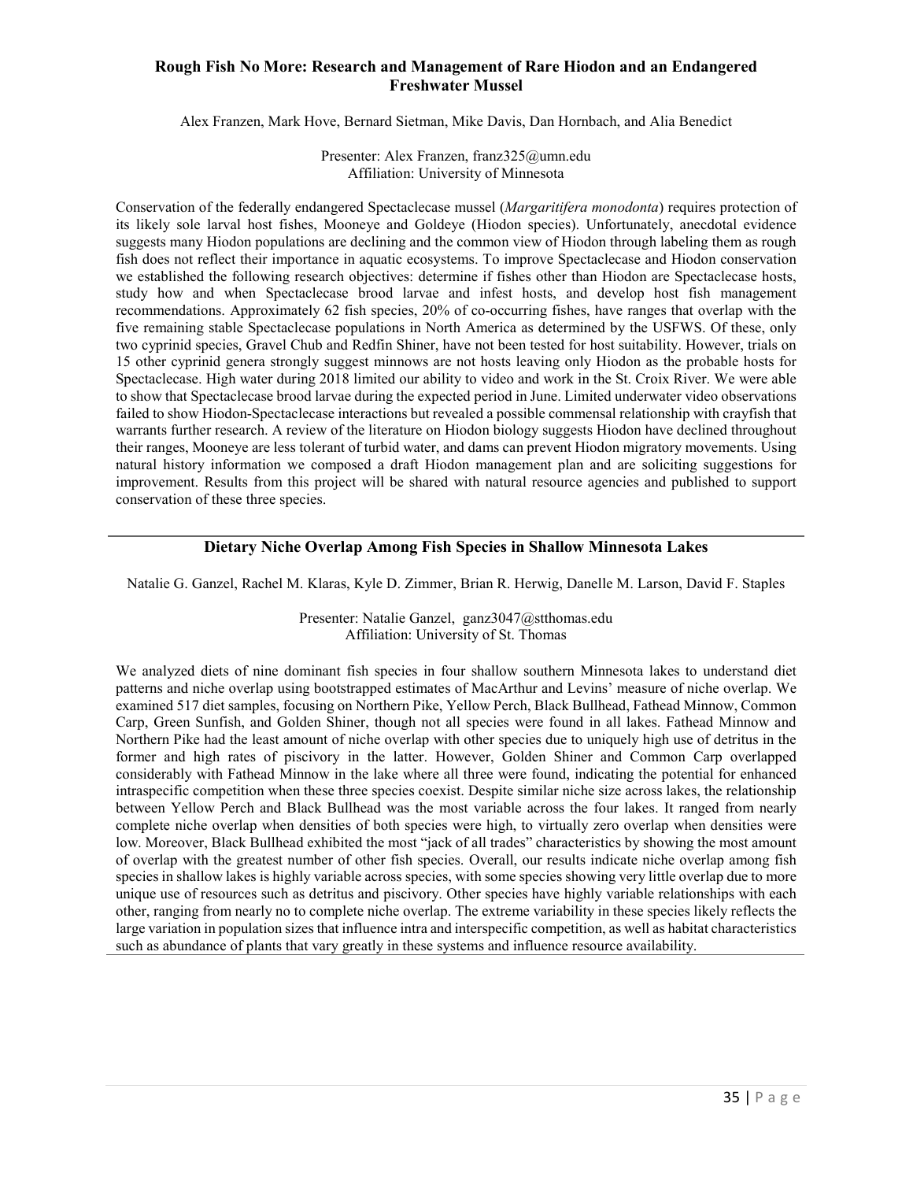## Rough Fish No More: Research and Management of Rare Hiodon and an Endangered Freshwater Mussel

Alex Franzen, Mark Hove, Bernard Sietman, Mike Davis, Dan Hornbach, and Alia Benedict

Presenter: Alex Franzen, franz325@umn.edu
Affiliation: University of Minnesota

Conservation of the federally endangered Spectaclecase mussel (*Margaritifera monodonta*) requires protection of its likely sole larval host fishes, Mooneye and Goldeye (Hiodon species). Unfortunately, anecdotal evidence suggests many Hiodon populations are declining and the common view of Hiodon through labeling them as rough fish does not reflect their importance in aquatic ecosystems. To improve Spectaclecase and Hiodon conservation we established the following research objectives: determine if fishes other than Hiodon are Spectaclecase hosts, study how and when Spectaclecase brood larvae and infest hosts, and develop host fish management recommendations. Approximately 62 fish species, 20% of co-occurring fishes, have ranges that overlap with the five remaining stable Spectaclecase populations in North America as determined by the USFWS. Of these, only two cyprinid species, Gravel Chub and Redfin Shiner, have not been tested for host suitability. However, trials on 15 other cyprinid genera strongly suggest minnows are not hosts leaving only Hiodon as the probable hosts for Spectaclecase. High water during 2018 limited our ability to video and work in the St. Croix River. We were able to show that Spectaclecase brood larvae during the expected period in June. Limited underwater video observations failed to show Hiodon-Spectaclecase interactions but revealed a possible commensal relationship with crayfish that warrants further research. A review of the literature on Hiodon biology suggests Hiodon have declined throughout their ranges, Mooneye are less tolerant of turbid water, and dams can prevent Hiodon migratory movements. Using natural history information we composed a draft Hiodon management plan and are soliciting suggestions for improvement. Results from this project will be shared with natural resource agencies and published to support conservation of these three species.

---

## Dietary Niche Overlap Among Fish Species in Shallow Minnesota Lakes

Natalie G. Ganzel, Rachel M. Klaras, Kyle D. Zimmer, Brian R. Herwig, Danelle M. Larson, David F. Staples

Presenter: Natalie Ganzel, ganz3047@stthomas.edu
Affiliation: University of St. Thomas

We analyzed diets of nine dominant fish species in four shallow southern Minnesota lakes to understand diet patterns and niche overlap using bootstrapped estimates of MacArthur and Levins' measure of niche overlap. We examined 517 diet samples, focusing on Northern Pike, Yellow Perch, Black Bullhead, Fathead Minnow, Common Carp, Green Sunfish, and Golden Shiner, though not all species were found in all lakes. Fathead Minnow and Northern Pike had the least amount of niche overlap with other species due to uniquely high use of detritus in the former and high rates of piscivory in the latter. However, Golden Shiner and Common Carp overlapped considerably with Fathead Minnow in the lake where all three were found, indicating the potential for enhanced intraspecific competition when these three species coexist. Despite similar niche size across lakes, the relationship between Yellow Perch and Black Bullhead was the most variable across the four lakes. It ranged from nearly complete niche overlap when densities of both species were high, to virtually zero overlap when densities were low. Moreover, Black Bullhead exhibited the most "jack of all trades" characteristics by showing the most amount of overlap with the greatest number of other fish species. Overall, our results indicate niche overlap among fish species in shallow lakes is highly variable across species, with some species showing very little overlap due to more unique use of resources such as detritus and piscivory. Other species have highly variable relationships with each other, ranging from nearly no to complete niche overlap. The extreme variability in these species likely reflects the large variation in population sizes that influence intra and interspecific competition, as well as habitat characteristics such as abundance of plants that vary greatly in these systems and influence resource availability.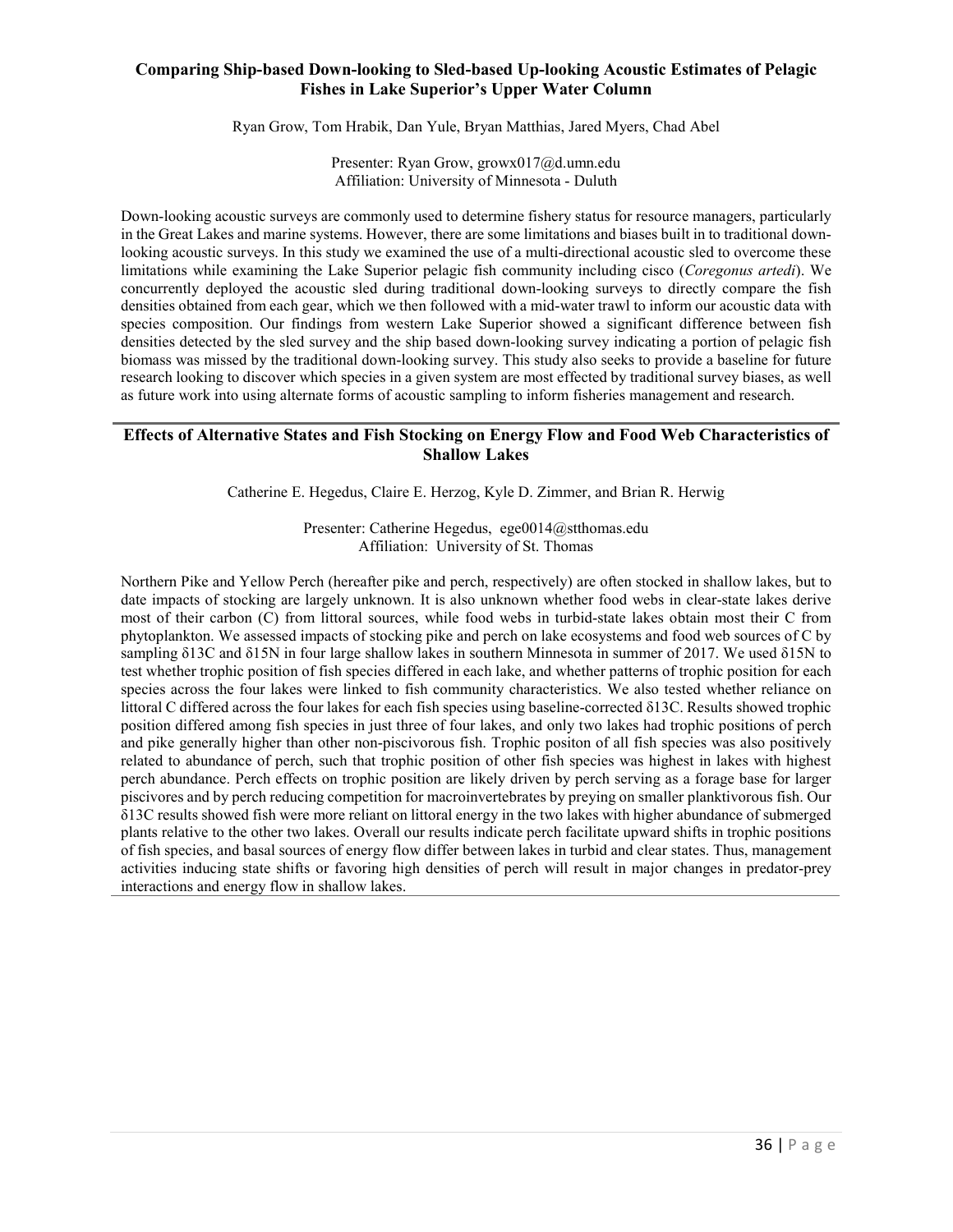## Comparing Ship-based Down-looking to Sled-based Up-looking Acoustic Estimates of Pelagic Fishes in Lake Superior's Upper Water Column

Ryan Grow, Tom Hrabik, Dan Yule, Bryan Matthias, Jared Myers, Chad Abel

Presenter: Ryan Grow, growx017@d.umn.edu
Affiliation: University of Minnesota - Duluth

Down-looking acoustic surveys are commonly used to determine fishery status for resource managers, particularly in the Great Lakes and marine systems. However, there are some limitations and biases built in to traditional down-looking acoustic surveys. In this study we examined the use of a multi-directional acoustic sled to overcome these limitations while examining the Lake Superior pelagic fish community including cisco (*Coregonus artedi*). We concurrently deployed the acoustic sled during traditional down-looking surveys to directly compare the fish densities obtained from each gear, which we then followed with a mid-water trawl to inform our acoustic data with species composition. Our findings from western Lake Superior showed a significant difference between fish densities detected by the sled survey and the ship based down-looking survey indicating a portion of pelagic fish biomass was missed by the traditional down-looking survey. This study also seeks to provide a baseline for future research looking to discover which species in a given system are most effected by traditional survey biases, as well as future work into using alternate forms of acoustic sampling to inform fisheries management and research.

---

## Effects of Alternative States and Fish Stocking on Energy Flow and Food Web Characteristics of Shallow Lakes

Catherine E. Hegedus, Claire E. Herzog, Kyle D. Zimmer, and Brian R. Herwig

Presenter: Catherine Hegedus, ege0014@stthomas.edu
Affiliation: University of St. Thomas

Northern Pike and Yellow Perch (hereafter pike and perch, respectively) are often stocked in shallow lakes, but to date impacts of stocking are largely unknown. It is also unknown whether food webs in clear-state lakes derive most of their carbon (C) from littoral sources, while food webs in turbid-state lakes obtain most their C from phytoplankton. We assessed impacts of stocking pike and perch on lake ecosystems and food web sources of C by sampling δ13C and δ15N in four large shallow lakes in southern Minnesota in summer of 2017. We used δ15N to test whether trophic position of fish species differed in each lake, and whether patterns of trophic position for each species across the four lakes were linked to fish community characteristics. We also tested whether reliance on littoral C differed across the four lakes for each fish species using baseline-corrected δ13C. Results showed trophic position differed among fish species in just three of four lakes, and only two lakes had trophic positions of perch and pike generally higher than other non-piscivorous fish. Trophic positon of all fish species was also positively related to abundance of perch, such that trophic position of other fish species was highest in lakes with highest perch abundance. Perch effects on trophic position are likely driven by perch serving as a forage base for larger piscivores and by perch reducing competition for macroinvertebrates by preying on smaller planktivorous fish. Our δ13C results showed fish were more reliant on littoral energy in the two lakes with higher abundance of submerged plants relative to the other two lakes. Overall our results indicate perch facilitate upward shifts in trophic positions of fish species, and basal sources of energy flow differ between lakes in turbid and clear states. Thus, management activities inducing state shifts or favoring high densities of perch will result in major changes in predator-prey interactions and energy flow in shallow lakes.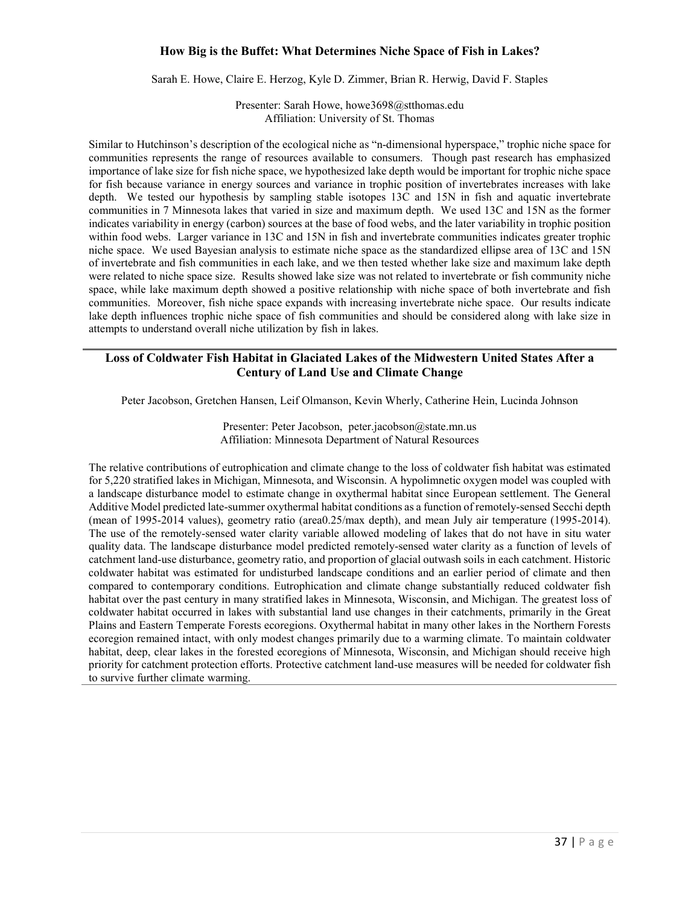### How Big is the Buffet: What Determines Niche Space of Fish in Lakes?

Sarah E. Howe, Claire E. Herzog, Kyle D. Zimmer, Brian R. Herwig, David F. Staples

Presenter: Sarah Howe, howe3698@stthomas.edu
Affiliation: University of St. Thomas

Similar to Hutchinson's description of the ecological niche as "n-dimensional hyperspace," trophic niche space for communities represents the range of resources available to consumers. Though past research has emphasized importance of lake size for fish niche space, we hypothesized lake depth would be important for trophic niche space for fish because variance in energy sources and variance in trophic position of invertebrates increases with lake depth. We tested our hypothesis by sampling stable isotopes 13C and 15N in fish and aquatic invertebrate communities in 7 Minnesota lakes that varied in size and maximum depth. We used 13C and 15N as the former indicates variability in energy (carbon) sources at the base of food webs, and the later variability in trophic position within food webs. Larger variance in 13C and 15N in fish and invertebrate communities indicates greater trophic niche space. We used Bayesian analysis to estimate niche space as the standardized ellipse area of 13C and 15N of invertebrate and fish communities in each lake, and we then tested whether lake size and maximum lake depth were related to niche space size. Results showed lake size was not related to invertebrate or fish community niche space, while lake maximum depth showed a positive relationship with niche space of both invertebrate and fish communities. Moreover, fish niche space expands with increasing invertebrate niche space. Our results indicate lake depth influences trophic niche space of fish communities and should be considered along with lake size in attempts to understand overall niche utilization by fish in lakes.

---

### Loss of Coldwater Fish Habitat in Glaciated Lakes of the Midwestern United States After a Century of Land Use and Climate Change

Peter Jacobson, Gretchen Hansen, Leif Olmanson, Kevin Wherly, Catherine Hein, Lucinda Johnson

Presenter: Peter Jacobson, peter.jacobson@state.mn.us
Affiliation: Minnesota Department of Natural Resources

The relative contributions of eutrophication and climate change to the loss of coldwater fish habitat was estimated for 5,220 stratified lakes in Michigan, Minnesota, and Wisconsin. A hypolimnetic oxygen model was coupled with a landscape disturbance model to estimate change in oxythermal habitat since European settlement. The General Additive Model predicted late-summer oxythermal habitat conditions as a function of remotely-sensed Secchi depth (mean of 1995-2014 values), geometry ratio (area0.25/max depth), and mean July air temperature (1995-2014). The use of the remotely-sensed water clarity variable allowed modeling of lakes that do not have in situ water quality data. The landscape disturbance model predicted remotely-sensed water clarity as a function of levels of catchment land-use disturbance, geometry ratio, and proportion of glacial outwash soils in each catchment. Historic coldwater habitat was estimated for undisturbed landscape conditions and an earlier period of climate and then compared to contemporary conditions. Eutrophication and climate change substantially reduced coldwater fish habitat over the past century in many stratified lakes in Minnesota, Wisconsin, and Michigan. The greatest loss of coldwater habitat occurred in lakes with substantial land use changes in their catchments, primarily in the Great Plains and Eastern Temperate Forests ecoregions. Oxythermal habitat in many other lakes in the Northern Forests ecoregion remained intact, with only modest changes primarily due to a warming climate. To maintain coldwater habitat, deep, clear lakes in the forested ecoregions of Minnesota, Wisconsin, and Michigan should receive high priority for catchment protection efforts. Protective catchment land-use measures will be needed for coldwater fish to survive further climate warming.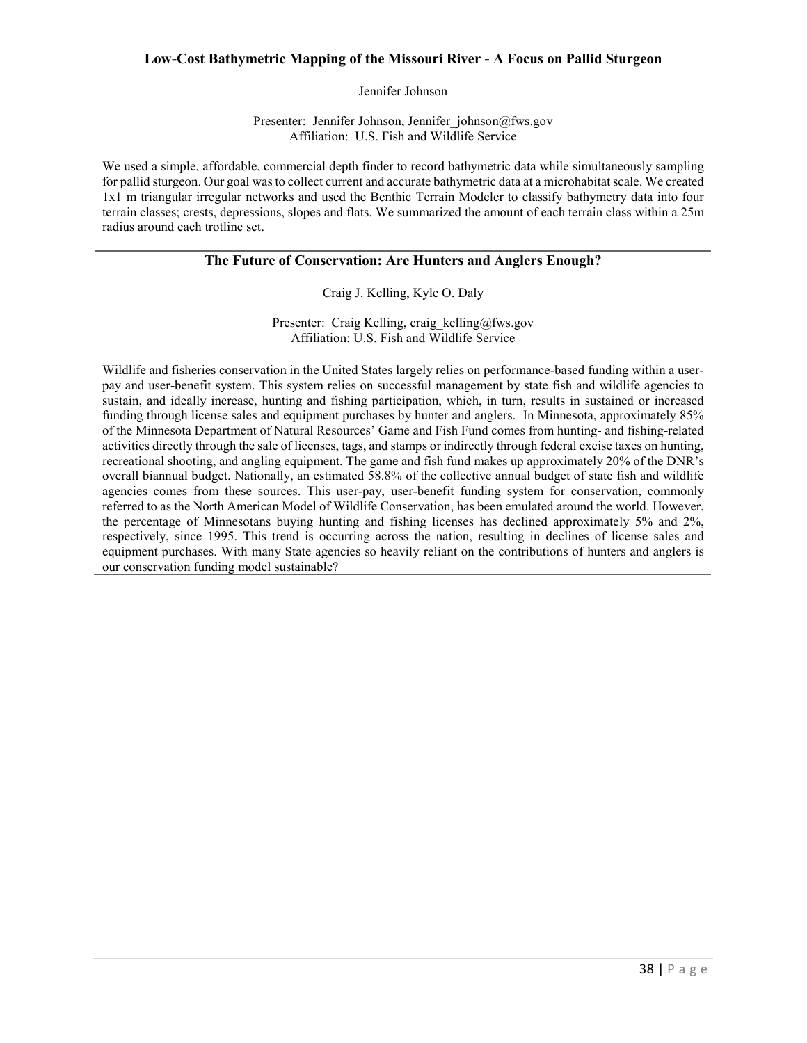## Low-Cost Bathymetric Mapping of the Missouri River - A Focus on Pallid Sturgeon

Jennifer Johnson

Presenter: Jennifer Johnson, Jennifer_johnson@fws.gov
Affiliation: U.S. Fish and Wildlife Service

We used a simple, affordable, commercial depth finder to record bathymetric data while simultaneously sampling for pallid sturgeon. Our goal was to collect current and accurate bathymetric data at a microhabitat scale. We created 1x1 m triangular irregular networks and used the Benthic Terrain Modeler to classify bathymetry data into four terrain classes; crests, depressions, slopes and flats. We summarized the amount of each terrain class within a 25m radius around each trotline set.

---

## The Future of Conservation: Are Hunters and Anglers Enough?

Craig J. Kelling, Kyle O. Daly

Presenter: Craig Kelling, craig_kelling@fws.gov
Affiliation: U.S. Fish and Wildlife Service

Wildlife and fisheries conservation in the United States largely relies on performance-based funding within a user-pay and user-benefit system. This system relies on successful management by state fish and wildlife agencies to sustain, and ideally increase, hunting and fishing participation, which, in turn, results in sustained or increased funding through license sales and equipment purchases by hunter and anglers. In Minnesota, approximately 85% of the Minnesota Department of Natural Resources' Game and Fish Fund comes from hunting- and fishing-related activities directly through the sale of licenses, tags, and stamps or indirectly through federal excise taxes on hunting, recreational shooting, and angling equipment. The game and fish fund makes up approximately 20% of the DNR's overall biannual budget. Nationally, an estimated 58.8% of the collective annual budget of state fish and wildlife agencies comes from these sources. This user-pay, user-benefit funding system for conservation, commonly referred to as the North American Model of Wildlife Conservation, has been emulated around the world. However, the percentage of Minnesotans buying hunting and fishing licenses has declined approximately 5% and 2%, respectively, since 1995. This trend is occurring across the nation, resulting in declines of license sales and equipment purchases. With many State agencies so heavily reliant on the contributions of hunters and anglers is our conservation funding model sustainable?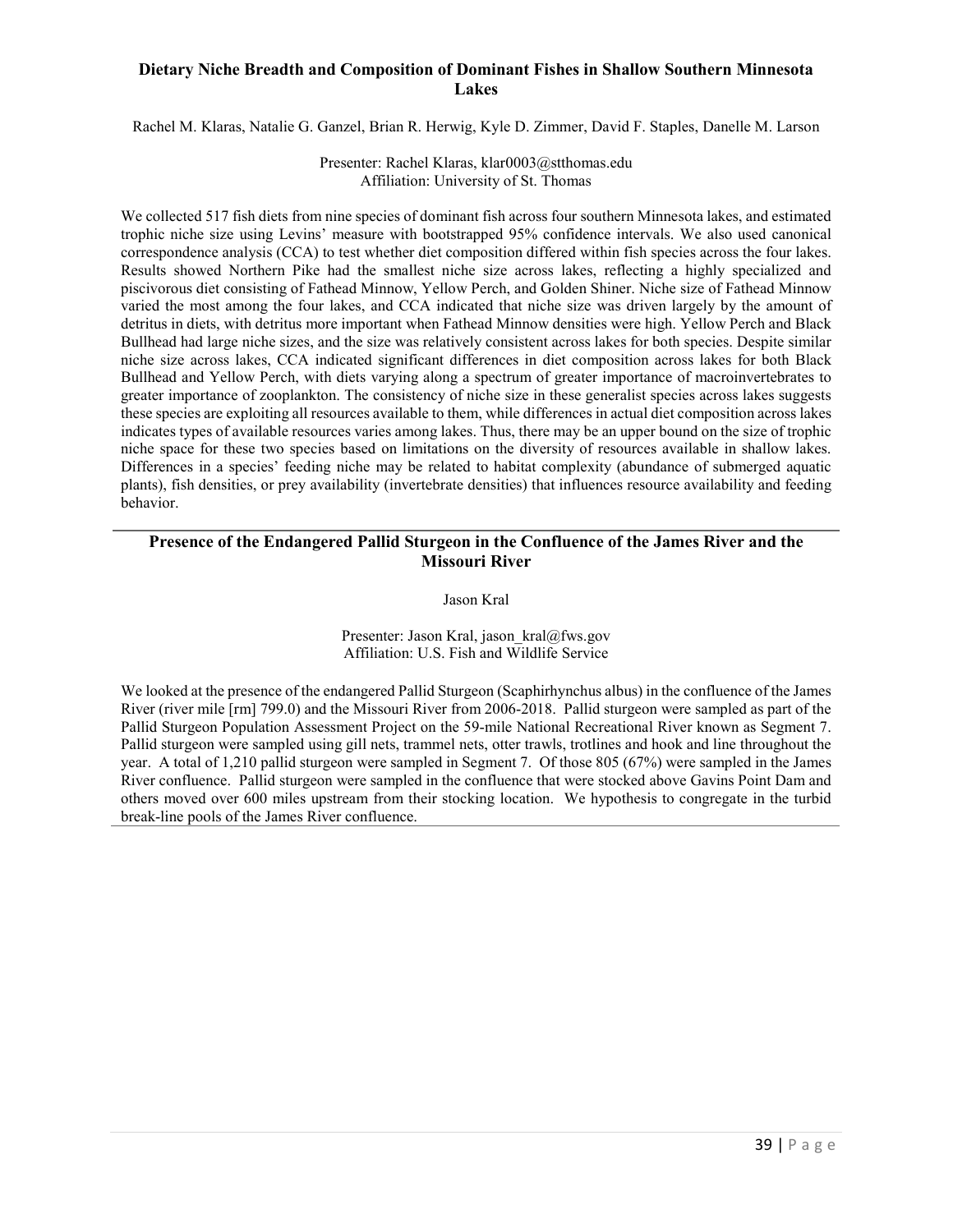## Dietary Niche Breadth and Composition of Dominant Fishes in Shallow Southern Minnesota Lakes

Rachel M. Klaras, Natalie G. Ganzel, Brian R. Herwig, Kyle D. Zimmer, David F. Staples, Danelle M. Larson

Presenter: Rachel Klaras, klar0003@stthomas.edu
Affiliation: University of St. Thomas

We collected 517 fish diets from nine species of dominant fish across four southern Minnesota lakes, and estimated trophic niche size using Levins' measure with bootstrapped 95% confidence intervals. We also used canonical correspondence analysis (CCA) to test whether diet composition differed within fish species across the four lakes. Results showed Northern Pike had the smallest niche size across lakes, reflecting a highly specialized and piscivorous diet consisting of Fathead Minnow, Yellow Perch, and Golden Shiner. Niche size of Fathead Minnow varied the most among the four lakes, and CCA indicated that niche size was driven largely by the amount of detritus in diets, with detritus more important when Fathead Minnow densities were high. Yellow Perch and Black Bullhead had large niche sizes, and the size was relatively consistent across lakes for both species. Despite similar niche size across lakes, CCA indicated significant differences in diet composition across lakes for both Black Bullhead and Yellow Perch, with diets varying along a spectrum of greater importance of macroinvertebrates to greater importance of zooplankton. The consistency of niche size in these generalist species across lakes suggests these species are exploiting all resources available to them, while differences in actual diet composition across lakes indicates types of available resources varies among lakes. Thus, there may be an upper bound on the size of trophic niche space for these two species based on limitations on the diversity of resources available in shallow lakes. Differences in a species' feeding niche may be related to habitat complexity (abundance of submerged aquatic plants), fish densities, or prey availability (invertebrate densities) that influences resource availability and feeding behavior.

---

## Presence of the Endangered Pallid Sturgeon in the Confluence of the James River and the Missouri River

Jason Kral

Presenter: Jason Kral, jason_kral@fws.gov
Affiliation: U.S. Fish and Wildlife Service

We looked at the presence of the endangered Pallid Sturgeon (Scaphirhynchus albus) in the confluence of the James River (river mile [rm] 799.0) and the Missouri River from 2006-2018. Pallid sturgeon were sampled as part of the Pallid Sturgeon Population Assessment Project on the 59-mile National Recreational River known as Segment 7. Pallid sturgeon were sampled using gill nets, trammel nets, otter trawls, trotlines and hook and line throughout the year. A total of 1,210 pallid sturgeon were sampled in Segment 7. Of those 805 (67%) were sampled in the James River confluence. Pallid sturgeon were sampled in the confluence that were stocked above Gavins Point Dam and others moved over 600 miles upstream from their stocking location. We hypothesis to congregate in the turbid break-line pools of the James River confluence.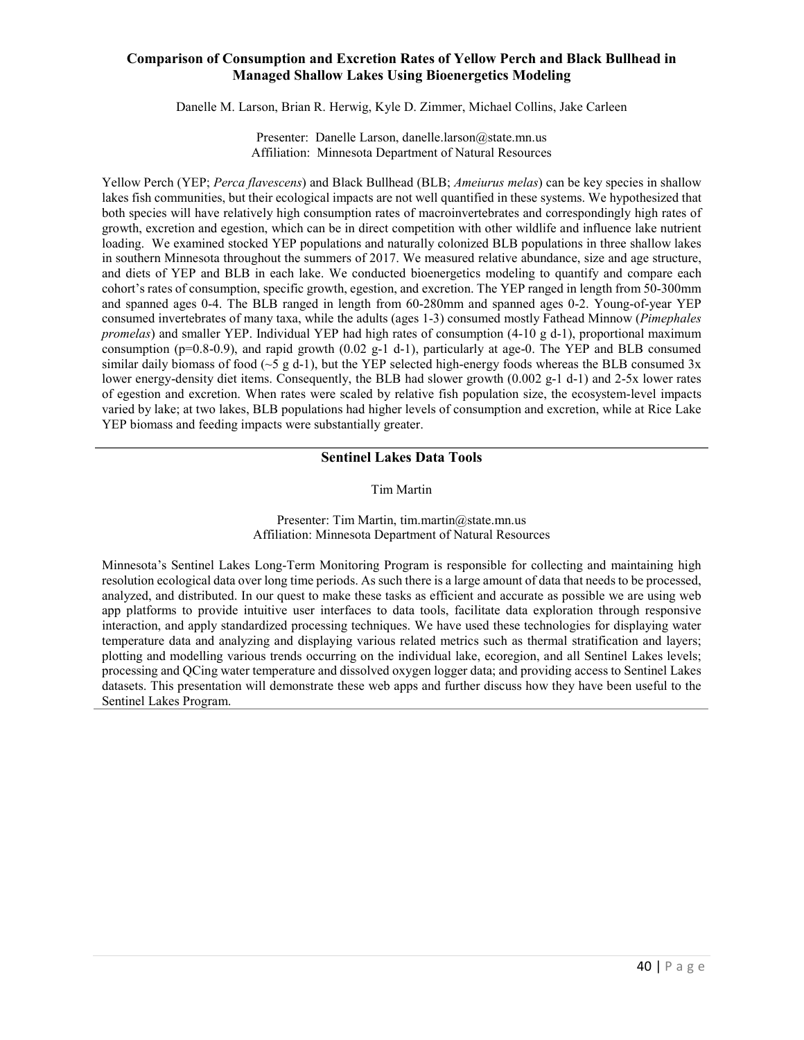### Comparison of Consumption and Excretion Rates of Yellow Perch and Black Bullhead in Managed Shallow Lakes Using Bioenergetics Modeling

Danelle M. Larson, Brian R. Herwig, Kyle D. Zimmer, Michael Collins, Jake Carleen

Presenter: Danelle Larson, danelle.larson@state.mn.us
Affiliation: Minnesota Department of Natural Resources

Yellow Perch (YEP; *Perca flavescens*) and Black Bullhead (BLB; *Ameiurus melas*) can be key species in shallow lakes fish communities, but their ecological impacts are not well quantified in these systems. We hypothesized that both species will have relatively high consumption rates of macroinvertebrates and correspondingly high rates of growth, excretion and egestion, which can be in direct competition with other wildlife and influence lake nutrient loading. We examined stocked YEP populations and naturally colonized BLB populations in three shallow lakes in southern Minnesota throughout the summers of 2017. We measured relative abundance, size and age structure, and diets of YEP and BLB in each lake. We conducted bioenergetics modeling to quantify and compare each cohort's rates of consumption, specific growth, egestion, and excretion. The YEP ranged in length from 50-300mm and spanned ages 0-4. The BLB ranged in length from 60-280mm and spanned ages 0-2. Young-of-year YEP consumed invertebrates of many taxa, while the adults (ages 1-3) consumed mostly Fathead Minnow (*Pimephales promelas*) and smaller YEP. Individual YEP had high rates of consumption (4-10 g d-1), proportional maximum consumption (p=0.8-0.9), and rapid growth (0.02 g-1 d-1), particularly at age-0. The YEP and BLB consumed similar daily biomass of food (~5 g d-1), but the YEP selected high-energy foods whereas the BLB consumed 3x lower energy-density diet items. Consequently, the BLB had slower growth (0.002 g-1 d-1) and 2-5x lower rates of egestion and excretion. When rates were scaled by relative fish population size, the ecosystem-level impacts varied by lake; at two lakes, BLB populations had higher levels of consumption and excretion, while at Rice Lake YEP biomass and feeding impacts were substantially greater.

---

### Sentinel Lakes Data Tools

Tim Martin

Presenter: Tim Martin, tim.martin@state.mn.us
Affiliation: Minnesota Department of Natural Resources

Minnesota's Sentinel Lakes Long-Term Monitoring Program is responsible for collecting and maintaining high resolution ecological data over long time periods. As such there is a large amount of data that needs to be processed, analyzed, and distributed. In our quest to make these tasks as efficient and accurate as possible we are using web app platforms to provide intuitive user interfaces to data tools, facilitate data exploration through responsive interaction, and apply standardized processing techniques. We have used these technologies for displaying water temperature data and analyzing and displaying various related metrics such as thermal stratification and layers; plotting and modelling various trends occurring on the individual lake, ecoregion, and all Sentinel Lakes levels; processing and QCing water temperature and dissolved oxygen logger data; and providing access to Sentinel Lakes datasets. This presentation will demonstrate these web apps and further discuss how they have been useful to the Sentinel Lakes Program.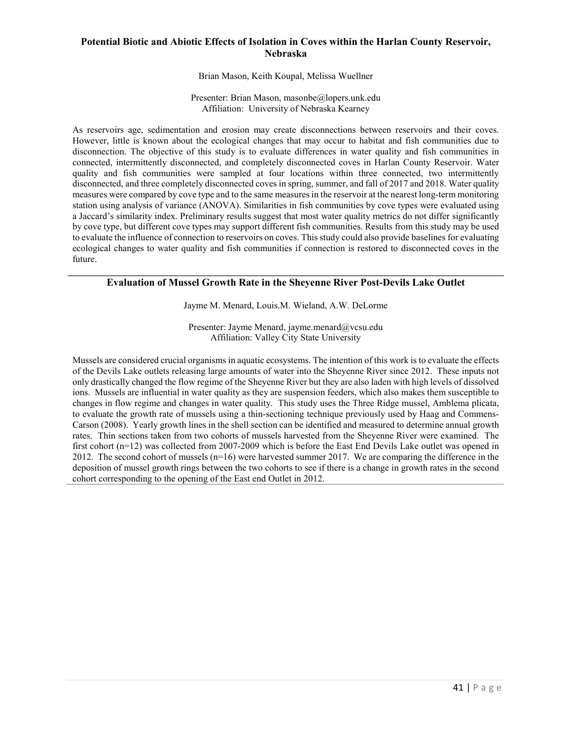## Potential Biotic and Abiotic Effects of Isolation in Coves within the Harlan County Reservoir, Nebraska

Brian Mason, Keith Koupal, Melissa Wuellner

Presenter: Brian Mason, masonbe@lopers.unk.edu
Affiliation: University of Nebraska Kearney

As reservoirs age, sedimentation and erosion may create disconnections between reservoirs and their coves. However, little is known about the ecological changes that may occur to habitat and fish communities due to disconnection. The objective of this study is to evaluate differences in water quality and fish communities in connected, intermittently disconnected, and completely disconnected coves in Harlan County Reservoir. Water quality and fish communities were sampled at four locations within three connected, two intermittently disconnected, and three completely disconnected coves in spring, summer, and fall of 2017 and 2018. Water quality measures were compared by cove type and to the same measures in the reservoir at the nearest long-term monitoring station using analysis of variance (ANOVA). Similarities in fish communities by cove types were evaluated using a Jaccard's similarity index. Preliminary results suggest that most water quality metrics do not differ significantly by cove type, but different cove types may support different fish communities. Results from this study may be used to evaluate the influence of connection to reservoirs on coves. This study could also provide baselines for evaluating ecological changes to water quality and fish communities if connection is restored to disconnected coves in the future.

---

## Evaluation of Mussel Growth Rate in the Sheyenne River Post-Devils Lake Outlet

Jayme M. Menard, Louis.M. Wieland, A.W. DeLorme

Presenter: Jayme Menard, jayme.menard@vcsu.edu
Affiliation: Valley City State University

Mussels are considered crucial organisms in aquatic ecosystems. The intention of this work is to evaluate the effects of the Devils Lake outlets releasing large amounts of water into the Sheyenne River since 2012. These inputs not only drastically changed the flow regime of the Sheyenne River but they are also laden with high levels of dissolved ions. Mussels are influential in water quality as they are suspension feeders, which also makes them susceptible to changes in flow regime and changes in water quality. This study uses the Three Ridge mussel, Amblema plicata, to evaluate the growth rate of mussels using a thin-sectioning technique previously used by Haag and Commens-Carson (2008). Yearly growth lines in the shell section can be identified and measured to determine annual growth rates. Thin sections taken from two cohorts of mussels harvested from the Sheyenne River were examined. The first cohort (n=12) was collected from 2007-2009 which is before the East End Devils Lake outlet was opened in 2012. The second cohort of mussels (n=16) were harvested summer 2017. We are comparing the difference in the deposition of mussel growth rings between the two cohorts to see if there is a change in growth rates in the second cohort corresponding to the opening of the East end Outlet in 2012.

---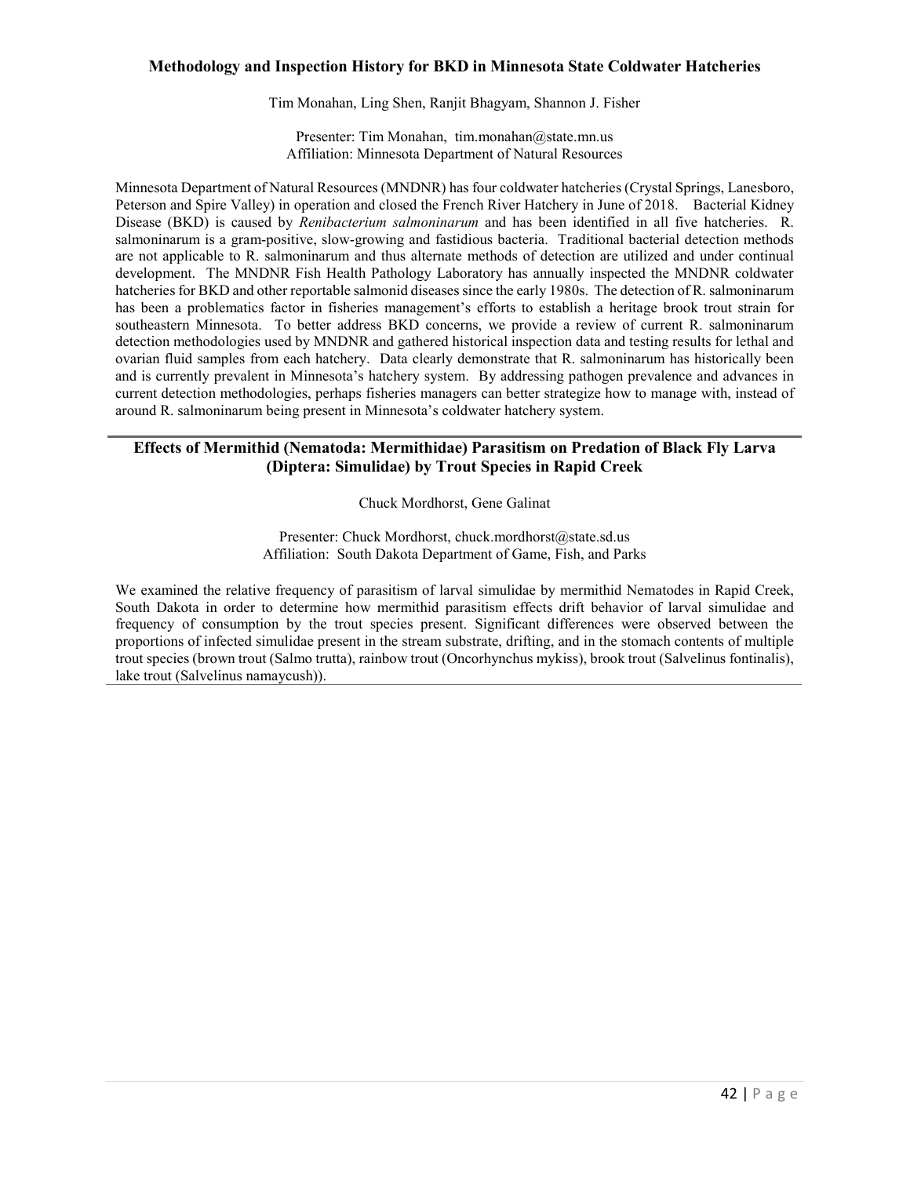## Methodology and Inspection History for BKD in Minnesota State Coldwater Hatcheries

Tim Monahan, Ling Shen, Ranjit Bhagyam, Shannon J. Fisher

Presenter: Tim Monahan, tim.monahan@state.mn.us
Affiliation: Minnesota Department of Natural Resources

Minnesota Department of Natural Resources (MNDNR) has four coldwater hatcheries (Crystal Springs, Lanesboro, Peterson and Spire Valley) in operation and closed the French River Hatchery in June of 2018. Bacterial Kidney Disease (BKD) is caused by *Renibacterium salmoninarum* and has been identified in all five hatcheries. R. salmoninarum is a gram-positive, slow-growing and fastidious bacteria. Traditional bacterial detection methods are not applicable to R. salmoninarum and thus alternate methods of detection are utilized and under continual development. The MNDNR Fish Health Pathology Laboratory has annually inspected the MNDNR coldwater hatcheries for BKD and other reportable salmonid diseases since the early 1980s. The detection of R. salmoninarum has been a problematics factor in fisheries management's efforts to establish a heritage brook trout strain for southeastern Minnesota. To better address BKD concerns, we provide a review of current R. salmoninarum detection methodologies used by MNDNR and gathered historical inspection data and testing results for lethal and ovarian fluid samples from each hatchery. Data clearly demonstrate that R. salmoninarum has historically been and is currently prevalent in Minnesota's hatchery system. By addressing pathogen prevalence and advances in current detection methodologies, perhaps fisheries managers can better strategize how to manage with, instead of around R. salmoninarum being present in Minnesota's coldwater hatchery system.

---

## Effects of Mermithid (Nematoda: Mermithidae) Parasitism on Predation of Black Fly Larva (Diptera: Simulidae) by Trout Species in Rapid Creek

Chuck Mordhorst, Gene Galinat

Presenter: Chuck Mordhorst, chuck.mordhorst@state.sd.us
Affiliation: South Dakota Department of Game, Fish, and Parks

We examined the relative frequency of parasitism of larval simulidae by mermithid Nematodes in Rapid Creek, South Dakota in order to determine how mermithid parasitism effects drift behavior of larval simulidae and frequency of consumption by the trout species present. Significant differences were observed between the proportions of infected simulidae present in the stream substrate, drifting, and in the stomach contents of multiple trout species (brown trout (Salmo trutta), rainbow trout (Oncorhynchus mykiss), brook trout (Salvelinus fontinalis), lake trout (Salvelinus namaycush)).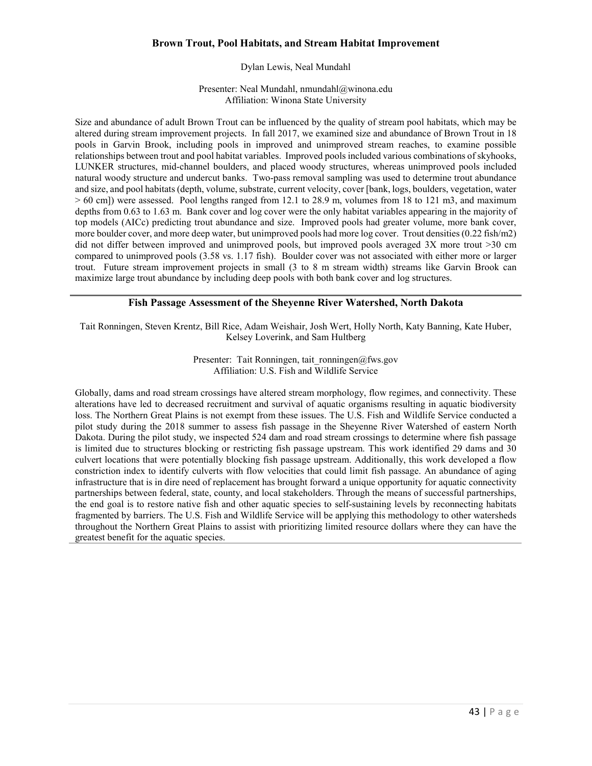### Brown Trout, Pool Habitats, and Stream Habitat Improvement

Dylan Lewis, Neal Mundahl

Presenter: Neal Mundahl, nmundahl@winona.edu
Affiliation: Winona State University

Size and abundance of adult Brown Trout can be influenced by the quality of stream pool habitats, which may be altered during stream improvement projects. In fall 2017, we examined size and abundance of Brown Trout in 18 pools in Garvin Brook, including pools in improved and unimproved stream reaches, to examine possible relationships between trout and pool habitat variables. Improved pools included various combinations of skyhooks, LUNKER structures, mid-channel boulders, and placed woody structures, whereas unimproved pools included natural woody structure and undercut banks. Two-pass removal sampling was used to determine trout abundance and size, and pool habitats (depth, volume, substrate, current velocity, cover [bank, logs, boulders, vegetation, water > 60 cm]) were assessed. Pool lengths ranged from 12.1 to 28.9 m, volumes from 18 to 121 $m^3$, and maximum depths from 0.63 to 1.63 m. Bank cover and log cover were the only habitat variables appearing in the majority of top models (AICc) predicting trout abundance and size. Improved pools had greater volume, more bank cover, more boulder cover, and more deep water, but unimproved pools had more log cover. Trout densities (0.22 fish/$m^2$) did not differ between improved and unimproved pools, but improved pools averaged 3X more trout >30 cm compared to unimproved pools (3.58 vs. 1.17 fish). Boulder cover was not associated with either more or larger trout. Future stream improvement projects in small (3 to 8 m stream width) streams like Garvin Brook can maximize large trout abundance by including deep pools with both bank cover and log structures.

---

### Fish Passage Assessment of the Sheyenne River Watershed, North Dakota

Tait Ronningen, Steven Krentz, Bill Rice, Adam Weishair, Josh Wert, Holly North, Katy Banning, Kate Huber, Kelsey Loverink, and Sam Hultberg

Presenter: Tait Ronningen, tait_ronningen@fws.gov
Affiliation: U.S. Fish and Wildlife Service

Globally, dams and road stream crossings have altered stream morphology, flow regimes, and connectivity. These alterations have led to decreased recruitment and survival of aquatic organisms resulting in aquatic biodiversity loss. The Northern Great Plains is not exempt from these issues. The U.S. Fish and Wildlife Service conducted a pilot study during the 2018 summer to assess fish passage in the Sheyenne River Watershed of eastern North Dakota. During the pilot study, we inspected 524 dam and road stream crossings to determine where fish passage is limited due to structures blocking or restricting fish passage upstream. This work identified 29 dams and 30 culvert locations that were potentially blocking fish passage upstream. Additionally, this work developed a flow constriction index to identify culverts with flow velocities that could limit fish passage. An abundance of aging infrastructure that is in dire need of replacement has brought forward a unique opportunity for aquatic connectivity partnerships between federal, state, county, and local stakeholders. Through the means of successful partnerships, the end goal is to restore native fish and other aquatic species to self-sustaining levels by reconnecting habitats fragmented by barriers. The U.S. Fish and Wildlife Service will be applying this methodology to other watersheds throughout the Northern Great Plains to assist with prioritizing limited resource dollars where they can have the greatest benefit for the aquatic species.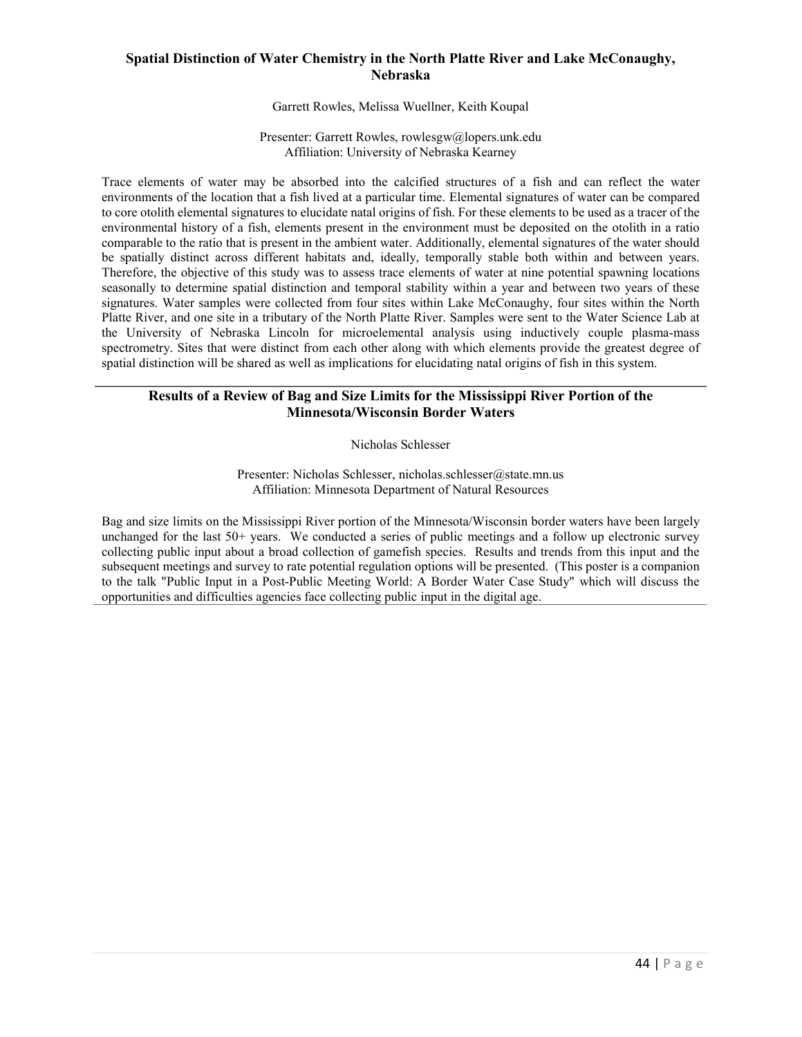### Spatial Distinction of Water Chemistry in the North Platte River and Lake McConaughy, Nebraska

Garrett Rowles, Melissa Wuellner, Keith Koupal

Presenter: Garrett Rowles, rowlesgw@lopers.unk.edu
Affiliation: University of Nebraska Kearney

Trace elements of water may be absorbed into the calcified structures of a fish and can reflect the water environments of the location that a fish lived at a particular time. Elemental signatures of water can be compared to core otolith elemental signatures to elucidate natal origins of fish. For these elements to be used as a tracer of the environmental history of a fish, elements present in the environment must be deposited on the otolith in a ratio comparable to the ratio that is present in the ambient water. Additionally, elemental signatures of the water should be spatially distinct across different habitats and, ideally, temporally stable both within and between years. Therefore, the objective of this study was to assess trace elements of water at nine potential spawning locations seasonally to determine spatial distinction and temporal stability within a year and between two years of these signatures. Water samples were collected from four sites within Lake McConaughy, four sites within the North Platte River, and one site in a tributary of the North Platte River. Samples were sent to the Water Science Lab at the University of Nebraska Lincoln for microelemental analysis using inductively couple plasma-mass spectrometry. Sites that were distinct from each other along with which elements provide the greatest degree of spatial distinction will be shared as well as implications for elucidating natal origins of fish in this system.

---

### Results of a Review of Bag and Size Limits for the Mississippi River Portion of the Minnesota/Wisconsin Border Waters

Nicholas Schlesser

Presenter: Nicholas Schlesser, nicholas.schlesser@state.mn.us
Affiliation: Minnesota Department of Natural Resources

Bag and size limits on the Mississippi River portion of the Minnesota/Wisconsin border waters have been largely unchanged for the last 50+ years. We conducted a series of public meetings and a follow up electronic survey collecting public input about a broad collection of gamefish species. Results and trends from this input and the subsequent meetings and survey to rate potential regulation options will be presented. (This poster is a companion to the talk "Public Input in a Post-Public Meeting World: A Border Water Case Study" which will discuss the opportunities and difficulties agencies face collecting public input in the digital age.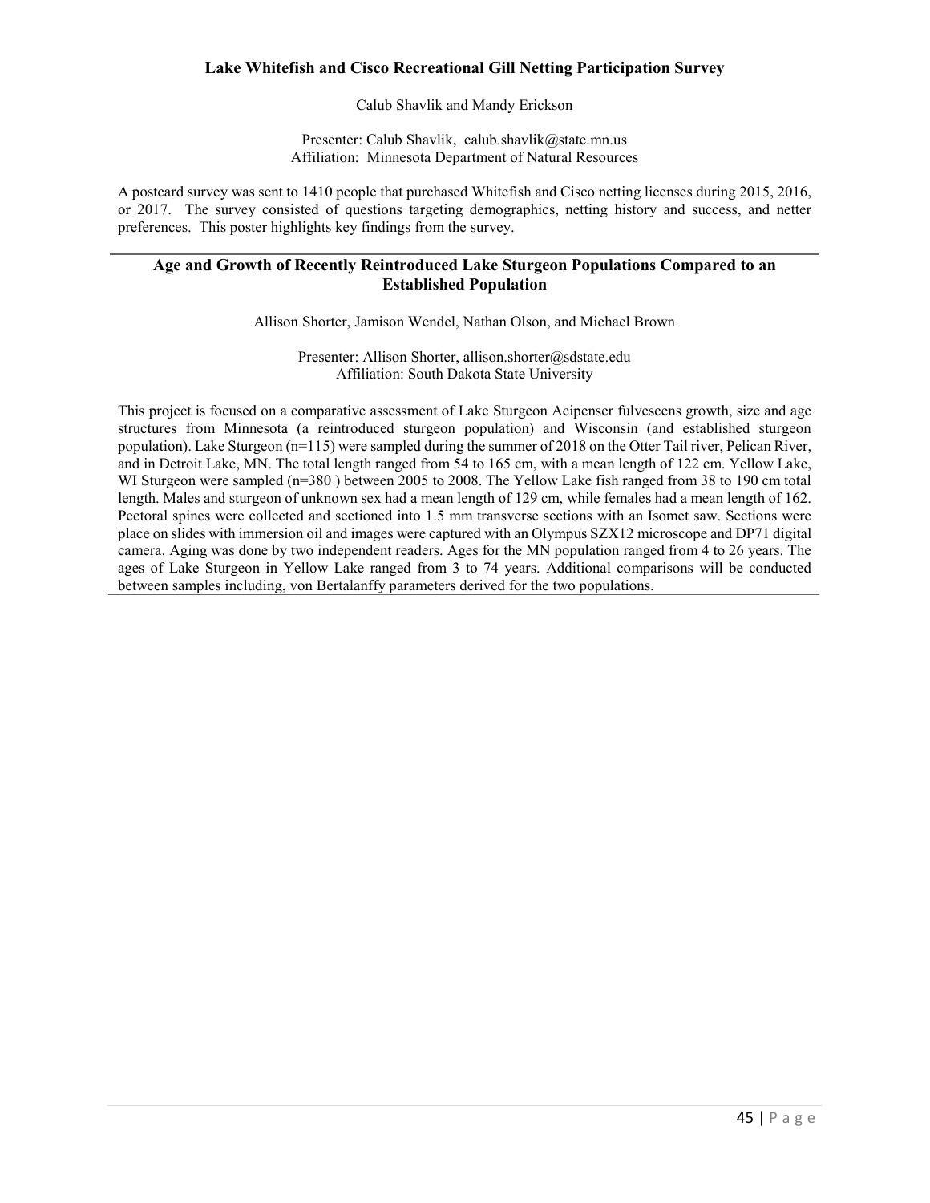### Lake Whitefish and Cisco Recreational Gill Netting Participation Survey

Calub Shavlik and Mandy Erickson

Presenter: Calub Shavlik, calub.shavlik@state.mn.us
Affiliation: Minnesota Department of Natural Resources

A postcard survey was sent to 1410 people that purchased Whitefish and Cisco netting licenses during 2015, 2016, or 2017. The survey consisted of questions targeting demographics, netting history and success, and netter preferences. This poster highlights key findings from the survey.

---

### Age and Growth of Recently Reintroduced Lake Sturgeon Populations Compared to an Established Population

Allison Shorter, Jamison Wendel, Nathan Olson, and Michael Brown

Presenter: Allison Shorter, allison.shorter@sdstate.edu
Affiliation: South Dakota State University

This project is focused on a comparative assessment of Lake Sturgeon Acipenser fulvescens growth, size and age structures from Minnesota (a reintroduced sturgeon population) and Wisconsin (and established sturgeon population). Lake Sturgeon (n=115) were sampled during the summer of 2018 on the Otter Tail river, Pelican River, and in Detroit Lake, MN. The total length ranged from 54 to 165 cm, with a mean length of 122 cm. Yellow Lake, WI Sturgeon were sampled (n=380 ) between 2005 to 2008. The Yellow Lake fish ranged from 38 to 190 cm total length. Males and sturgeon of unknown sex had a mean length of 129 cm, while females had a mean length of 162. Pectoral spines were collected and sectioned into 1.5 mm transverse sections with an Isomet saw. Sections were place on slides with immersion oil and images were captured with an Olympus SZX12 microscope and DP71 digital camera. Aging was done by two independent readers. Ages for the MN population ranged from 4 to 26 years. The ages of Lake Sturgeon in Yellow Lake ranged from 3 to 74 years. Additional comparisons will be conducted between samples including, von Bertalanffy parameters derived for the two populations.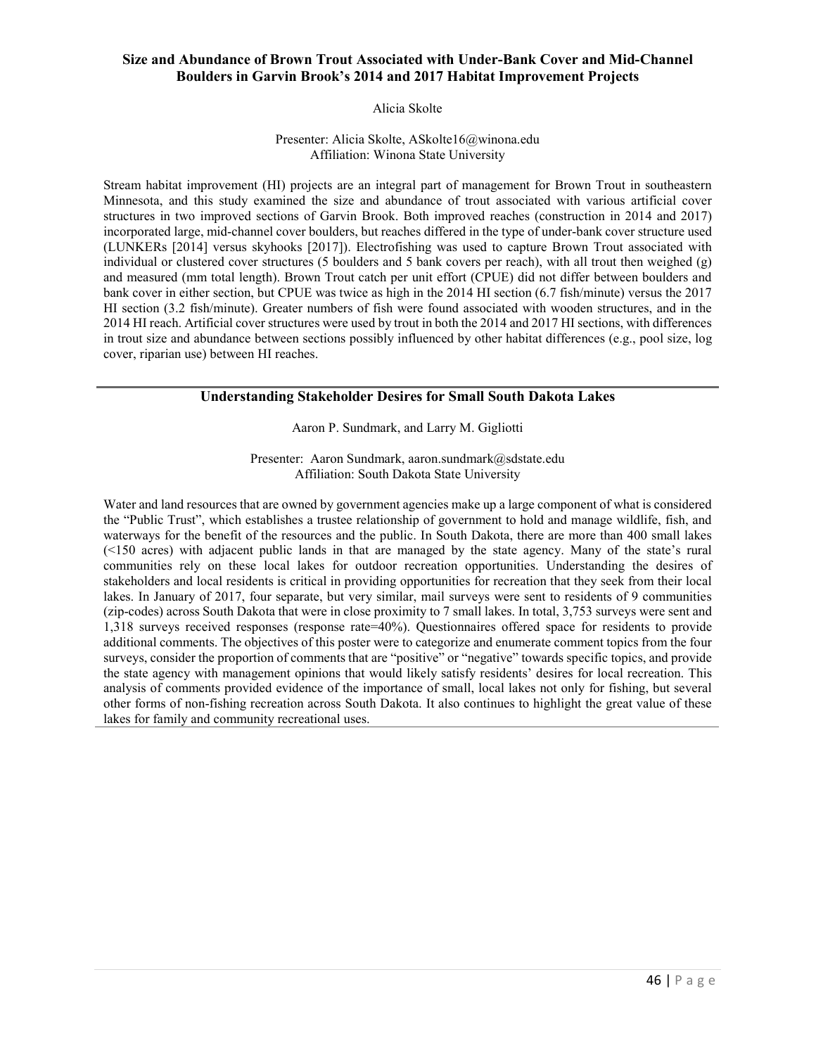## Size and Abundance of Brown Trout Associated with Under-Bank Cover and Mid-Channel Boulders in Garvin Brook's 2014 and 2017 Habitat Improvement Projects

Alicia Skolte

Presenter: Alicia Skolte, ASkolte16@winona.edu
Affiliation: Winona State University

Stream habitat improvement (HI) projects are an integral part of management for Brown Trout in southeastern Minnesota, and this study examined the size and abundance of trout associated with various artificial cover structures in two improved sections of Garvin Brook. Both improved reaches (construction in 2014 and 2017) incorporated large, mid-channel cover boulders, but reaches differed in the type of under-bank cover structure used (LUNKERs [2014] versus skyhooks [2017]). Electrofishing was used to capture Brown Trout associated with individual or clustered cover structures (5 boulders and 5 bank covers per reach), with all trout then weighed (g) and measured (mm total length). Brown Trout catch per unit effort (CPUE) did not differ between boulders and bank cover in either section, but CPUE was twice as high in the 2014 HI section (6.7 fish/minute) versus the 2017 HI section (3.2 fish/minute). Greater numbers of fish were found associated with wooden structures, and in the 2014 HI reach. Artificial cover structures were used by trout in both the 2014 and 2017 HI sections, with differences in trout size and abundance between sections possibly influenced by other habitat differences (e.g., pool size, log cover, riparian use) between HI reaches.

---

## Understanding Stakeholder Desires for Small South Dakota Lakes

Aaron P. Sundmark, and Larry M. Gigliotti

Presenter: Aaron Sundmark, aaron.sundmark@sdstate.edu
Affiliation: South Dakota State University

Water and land resources that are owned by government agencies make up a large component of what is considered the "Public Trust", which establishes a trustee relationship of government to hold and manage wildlife, fish, and waterways for the benefit of the resources and the public. In South Dakota, there are more than 400 small lakes (<150 acres) with adjacent public lands in that are managed by the state agency. Many of the state's rural communities rely on these local lakes for outdoor recreation opportunities. Understanding the desires of stakeholders and local residents is critical in providing opportunities for recreation that they seek from their local lakes. In January of 2017, four separate, but very similar, mail surveys were sent to residents of 9 communities (zip-codes) across South Dakota that were in close proximity to 7 small lakes. In total, 3,753 surveys were sent and 1,318 surveys received responses (response rate=40%). Questionnaires offered space for residents to provide additional comments. The objectives of this poster were to categorize and enumerate comment topics from the four surveys, consider the proportion of comments that are "positive" or "negative" towards specific topics, and provide the state agency with management opinions that would likely satisfy residents' desires for local recreation. This analysis of comments provided evidence of the importance of small, local lakes not only for fishing, but several other forms of non-fishing recreation across South Dakota. It also continues to highlight the great value of these lakes for family and community recreational uses.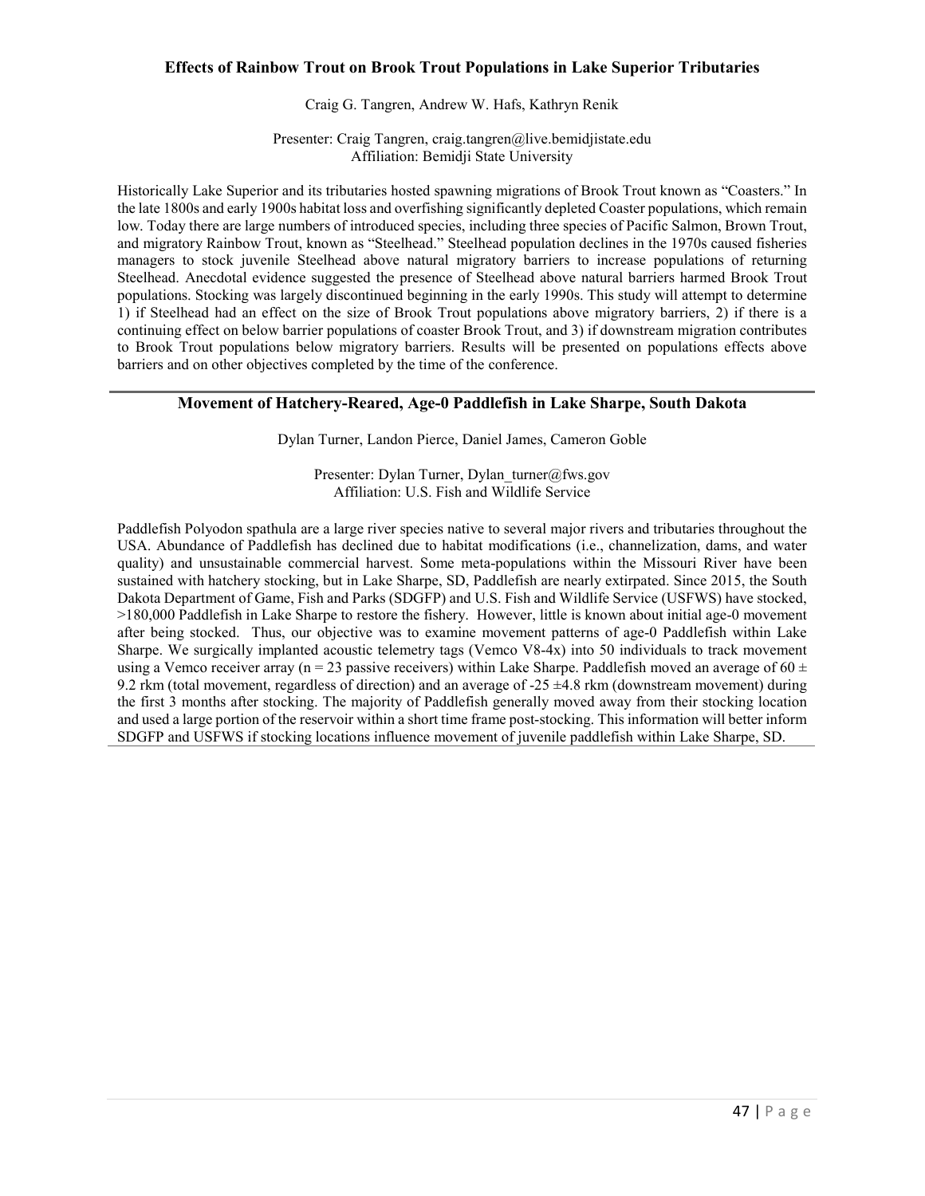### Effects of Rainbow Trout on Brook Trout Populations in Lake Superior Tributaries

Craig G. Tangren, Andrew W. Hafs, Kathryn Renik

Presenter: Craig Tangren, craig.tangren@live.bemidjistate.edu
Affiliation: Bemidji State University

Historically Lake Superior and its tributaries hosted spawning migrations of Brook Trout known as "Coasters." In the late 1800s and early 1900s habitat loss and overfishing significantly depleted Coaster populations, which remain low. Today there are large numbers of introduced species, including three species of Pacific Salmon, Brown Trout, and migratory Rainbow Trout, known as "Steelhead." Steelhead population declines in the 1970s caused fisheries managers to stock juvenile Steelhead above natural migratory barriers to increase populations of returning Steelhead. Anecdotal evidence suggested the presence of Steelhead above natural barriers harmed Brook Trout populations. Stocking was largely discontinued beginning in the early 1990s. This study will attempt to determine 1) if Steelhead had an effect on the size of Brook Trout populations above migratory barriers, 2) if there is a continuing effect on below barrier populations of coaster Brook Trout, and 3) if downstream migration contributes to Brook Trout populations below migratory barriers. Results will be presented on populations effects above barriers and on other objectives completed by the time of the conference.

---

### Movement of Hatchery-Reared, Age-0 Paddlefish in Lake Sharpe, South Dakota

Dylan Turner, Landon Pierce, Daniel James, Cameron Goble

Presenter: Dylan Turner, Dylan_turner@fws.gov
Affiliation: U.S. Fish and Wildlife Service

Paddlefish Polyodon spathula are a large river species native to several major rivers and tributaries throughout the USA. Abundance of Paddlefish has declined due to habitat modifications (i.e., channelization, dams, and water quality) and unsustainable commercial harvest. Some meta-populations within the Missouri River have been sustained with hatchery stocking, but in Lake Sharpe, SD, Paddlefish are nearly extirpated. Since 2015, the South Dakota Department of Game, Fish and Parks (SDGFP) and U.S. Fish and Wildlife Service (USFWS) have stocked, >180,000 Paddlefish in Lake Sharpe to restore the fishery. However, little is known about initial age-0 movement after being stocked. Thus, our objective was to examine movement patterns of age-0 Paddlefish within Lake Sharpe. We surgically implanted acoustic telemetry tags (Vemco V8-4x) into 50 individuals to track movement using a Vemco receiver array ($n = 23$ passive receivers) within Lake Sharpe. Paddlefish moved an average of $60 \pm 9.2$ rkm (total movement, regardless of direction) and an average of $-25 \pm 4.8$ rkm (downstream movement) during the first 3 months after stocking. The majority of Paddlefish generally moved away from their stocking location and used a large portion of the reservoir within a short time frame post-stocking. This information will better inform SDGFP and USFWS if stocking locations influence movement of juvenile paddlefish within Lake Sharpe, SD.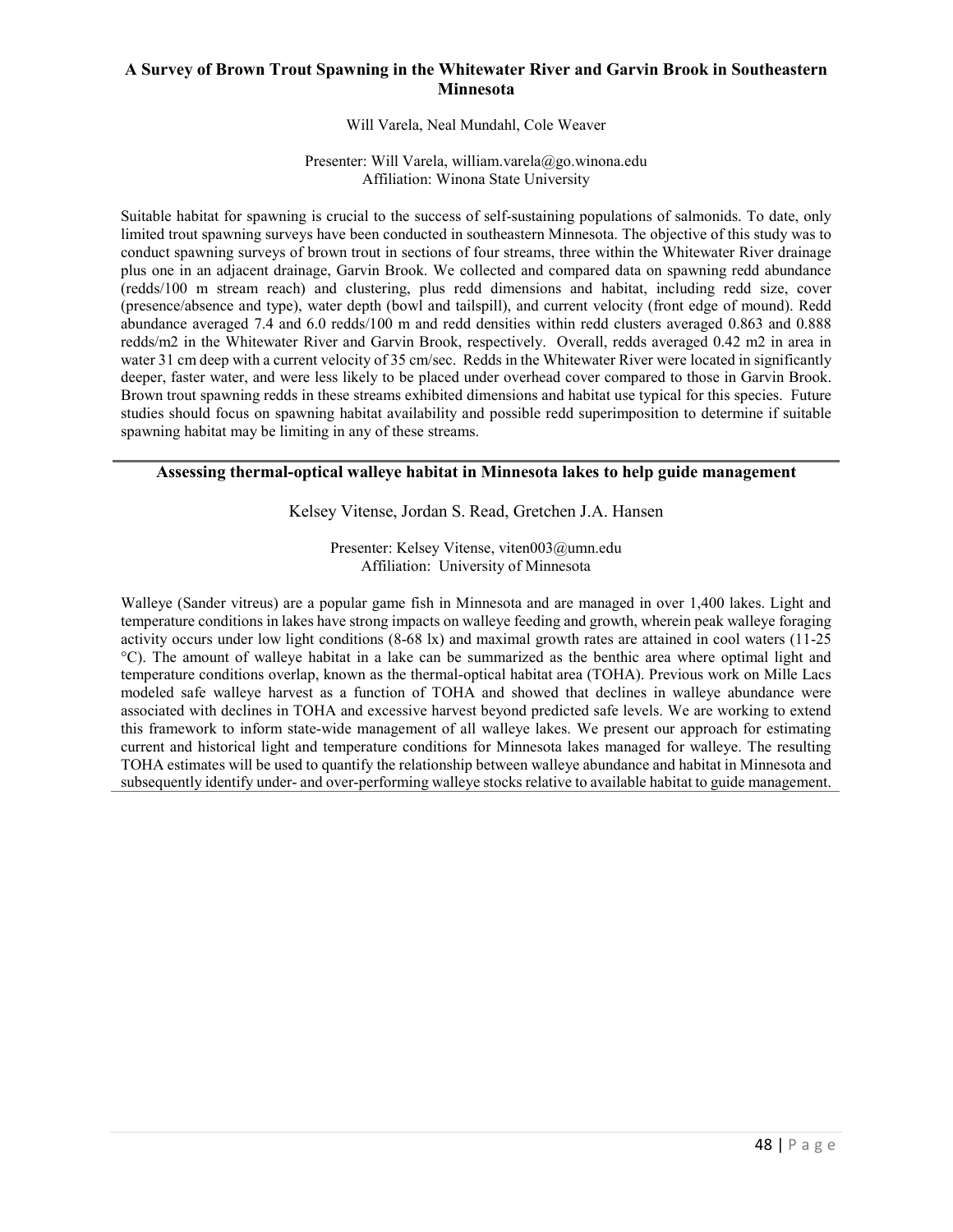### A Survey of Brown Trout Spawning in the Whitewater River and Garvin Brook in Southeastern Minnesota

Will Varela, Neal Mundahl, Cole Weaver

Presenter: Will Varela, william.varela@go.winona.edu
Affiliation: Winona State University

Suitable habitat for spawning is crucial to the success of self-sustaining populations of salmonids. To date, only limited trout spawning surveys have been conducted in southeastern Minnesota. The objective of this study was to conduct spawning surveys of brown trout in sections of four streams, three within the Whitewater River drainage plus one in an adjacent drainage, Garvin Brook. We collected and compared data on spawning redd abundance (redds/100 m stream reach) and clustering, plus redd dimensions and habitat, including redd size, cover (presence/absence and type), water depth (bowl and tailspill), and current velocity (front edge of mound). Redd abundance averaged 7.4 and 6.0 redds/100 m and redd densities within redd clusters averaged 0.863 and 0.888 redds/m2 in the Whitewater River and Garvin Brook, respectively. Overall, redds averaged 0.42 m2 in area in water 31 cm deep with a current velocity of 35 cm/sec. Redds in the Whitewater River were located in significantly deeper, faster water, and were less likely to be placed under overhead cover compared to those in Garvin Brook. Brown trout spawning redds in these streams exhibited dimensions and habitat use typical for this species. Future studies should focus on spawning habitat availability and possible redd superimposition to determine if suitable spawning habitat may be limiting in any of these streams.

---

### Assessing thermal-optical walleye habitat in Minnesota lakes to help guide management

Kelsey Vitense, Jordan S. Read, Gretchen J.A. Hansen

Presenter: Kelsey Vitense, viten003@umn.edu
Affiliation: University of Minnesota

Walleye (Sander vitreus) are a popular game fish in Minnesota and are managed in over 1,400 lakes. Light and temperature conditions in lakes have strong impacts on walleye feeding and growth, wherein peak walleye foraging activity occurs under low light conditions (8-68 lx) and maximal growth rates are attained in cool waters (11-25 °C). The amount of walleye habitat in a lake can be summarized as the benthic area where optimal light and temperature conditions overlap, known as the thermal-optical habitat area (TOHA). Previous work on Mille Lacs modeled safe walleye harvest as a function of TOHA and showed that declines in walleye abundance were associated with declines in TOHA and excessive harvest beyond predicted safe levels. We are working to extend this framework to inform state-wide management of all walleye lakes. We present our approach for estimating current and historical light and temperature conditions for Minnesota lakes managed for walleye. The resulting TOHA estimates will be used to quantify the relationship between walleye abundance and habitat in Minnesota and subsequently identify under- and over-performing walleye stocks relative to available habitat to guide management.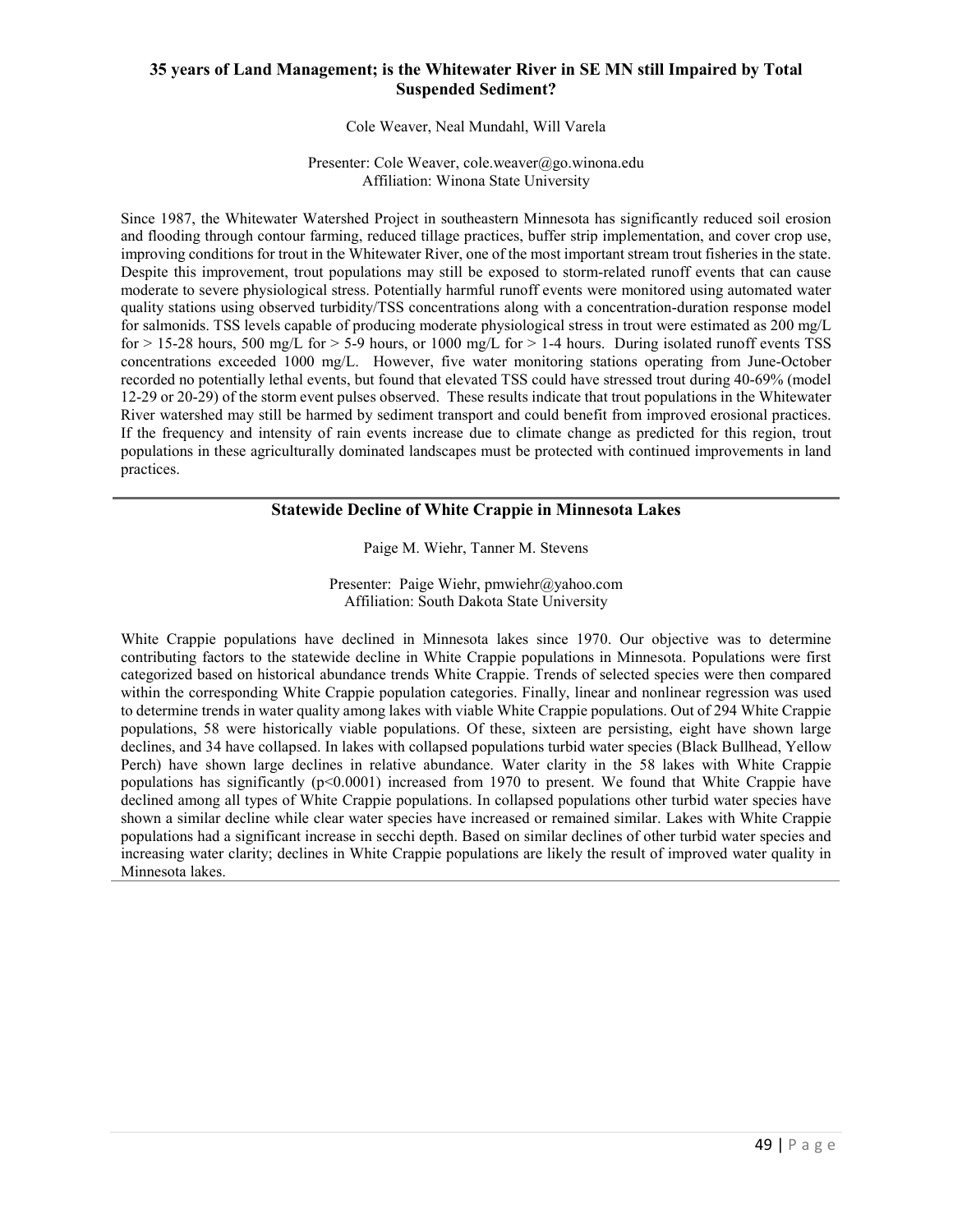### 35 years of Land Management; is the Whitewater River in SE MN still Impaired by Total Suspended Sediment?

Cole Weaver, Neal Mundahl, Will Varela

Presenter: Cole Weaver, cole.weaver@go.winona.edu
Affiliation: Winona State University

Since 1987, the Whitewater Watershed Project in southeastern Minnesota has significantly reduced soil erosion and flooding through contour farming, reduced tillage practices, buffer strip implementation, and cover crop use, improving conditions for trout in the Whitewater River, one of the most important stream trout fisheries in the state. Despite this improvement, trout populations may still be exposed to storm-related runoff events that can cause moderate to severe physiological stress. Potentially harmful runoff events were monitored using automated water quality stations using observed turbidity/TSS concentrations along with a concentration-duration response model for salmonids. TSS levels capable of producing moderate physiological stress in trout were estimated as 200 mg/L for > 15-28 hours, 500 mg/L for > 5-9 hours, or 1000 mg/L for > 1-4 hours. During isolated runoff events TSS concentrations exceeded 1000 mg/L. However, five water monitoring stations operating from June-October recorded no potentially lethal events, but found that elevated TSS could have stressed trout during 40-69% (model 12-29 or 20-29) of the storm event pulses observed. These results indicate that trout populations in the Whitewater River watershed may still be harmed by sediment transport and could benefit from improved erosional practices. If the frequency and intensity of rain events increase due to climate change as predicted for this region, trout populations in these agriculturally dominated landscapes must be protected with continued improvements in land practices.

---

### Statewide Decline of White Crappie in Minnesota Lakes

Paige M. Wiehr, Tanner M. Stevens

Presenter: Paige Wiehr, pmwiehr@yahoo.com
Affiliation: South Dakota State University

White Crappie populations have declined in Minnesota lakes since 1970. Our objective was to determine contributing factors to the statewide decline in White Crappie populations in Minnesota. Populations were first categorized based on historical abundance trends White Crappie. Trends of selected species were then compared within the corresponding White Crappie population categories. Finally, linear and nonlinear regression was used to determine trends in water quality among lakes with viable White Crappie populations. Out of 294 White Crappie populations, 58 were historically viable populations. Of these, sixteen are persisting, eight have shown large declines, and 34 have collapsed. In lakes with collapsed populations turbid water species (Black Bullhead, Yellow Perch) have shown large declines in relative abundance. Water clarity in the 58 lakes with White Crappie populations has significantly ($p<0.0001$) increased from 1970 to present. We found that White Crappie have declined among all types of White Crappie populations. In collapsed populations other turbid water species have shown a similar decline while clear water species have increased or remained similar. Lakes with White Crappie populations had a significant increase in secchi depth. Based on similar declines of other turbid water species and increasing water clarity; declines in White Crappie populations are likely the result of improved water quality in Minnesota lakes.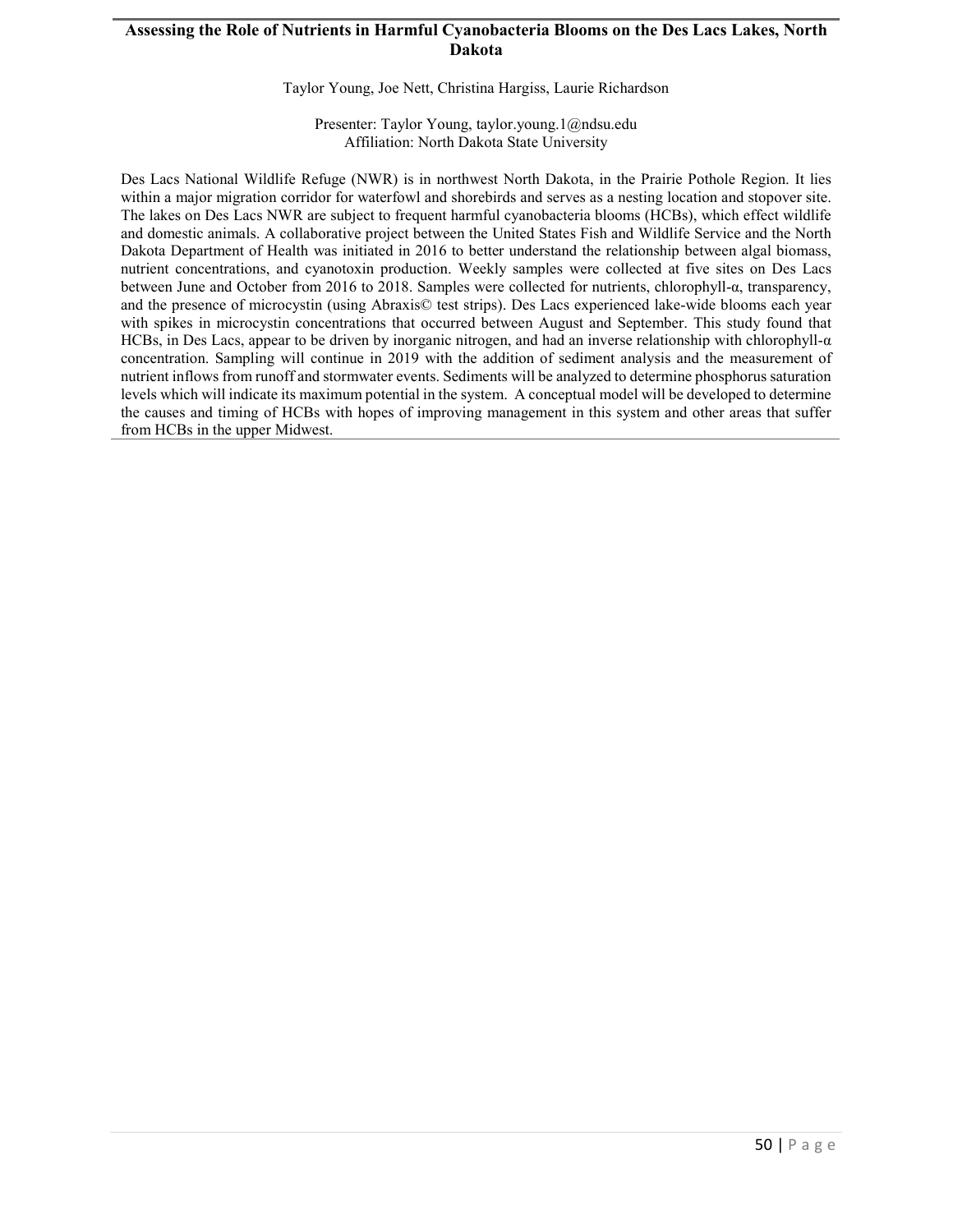## Assessing the Role of Nutrients in Harmful Cyanobacteria Blooms on the Des Lacs Lakes, North Dakota

Taylor Young, Joe Nett, Christina Hargiss, Laurie Richardson

Presenter: Taylor Young, taylor.young.1@ndsu.edu
Affiliation: North Dakota State University

Des Lacs National Wildlife Refuge (NWR) is in northwest North Dakota, in the Prairie Pothole Region. It lies within a major migration corridor for waterfowl and shorebirds and serves as a nesting location and stopover site. The lakes on Des Lacs NWR are subject to frequent harmful cyanobacteria blooms (HCBs), which effect wildlife and domestic animals. A collaborative project between the United States Fish and Wildlife Service and the North Dakota Department of Health was initiated in 2016 to better understand the relationship between algal biomass, nutrient concentrations, and cyanotoxin production. Weekly samples were collected at five sites on Des Lacs between June and October from 2016 to 2018. Samples were collected for nutrients, chlorophyll-α, transparency, and the presence of microcystin (using Abraxis© test strips). Des Lacs experienced lake-wide blooms each year with spikes in microcystin concentrations that occurred between August and September. This study found that HCBs, in Des Lacs, appear to be driven by inorganic nitrogen, and had an inverse relationship with chlorophyll-α concentration. Sampling will continue in 2019 with the addition of sediment analysis and the measurement of nutrient inflows from runoff and stormwater events. Sediments will be analyzed to determine phosphorus saturation levels which will indicate its maximum potential in the system. A conceptual model will be developed to determine the causes and timing of HCBs with hopes of improving management in this system and other areas that suffer from HCBs in the upper Midwest.